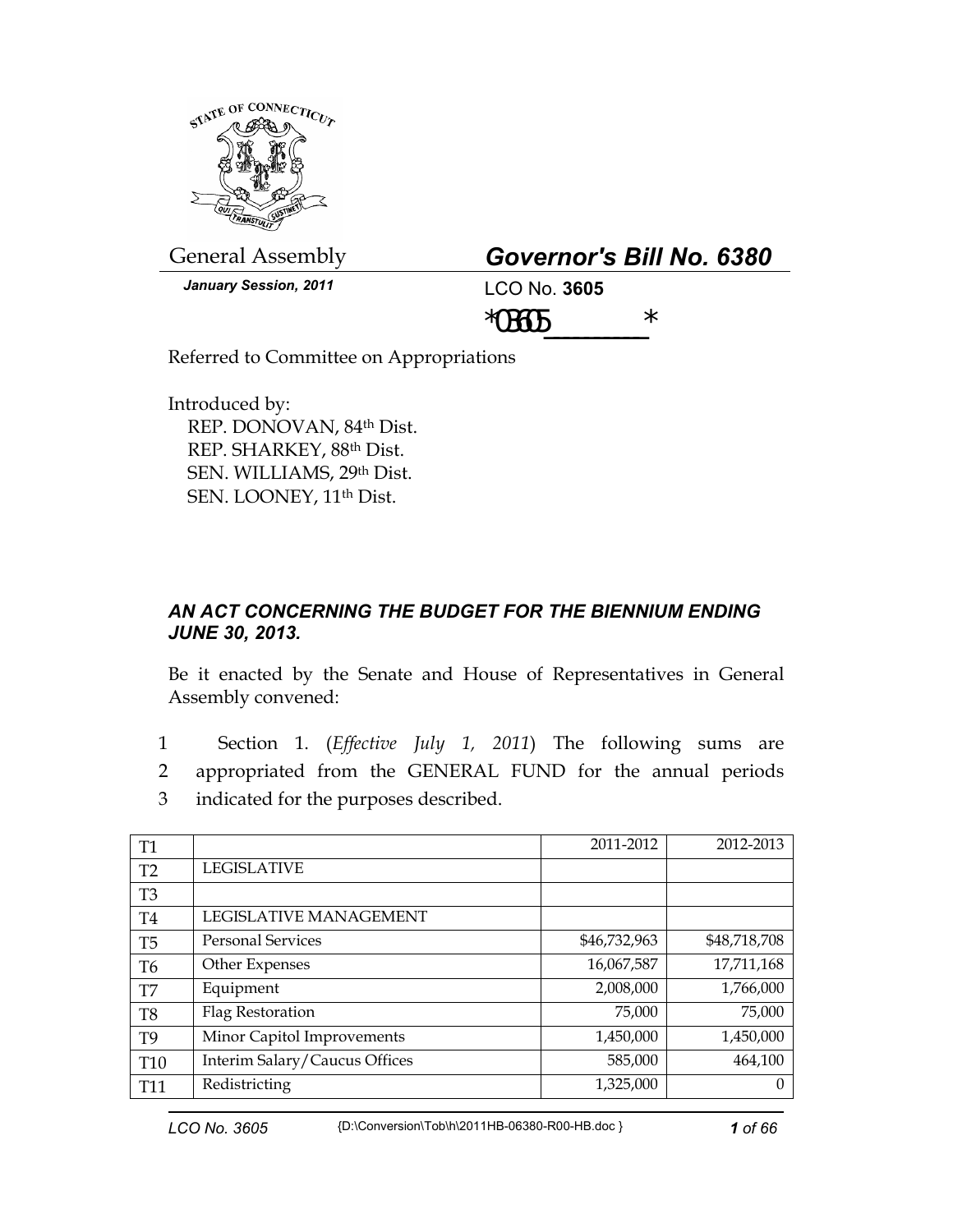General Assembly

**Governor's Bill No. 6380**

*January Session, 2011*

LCO No. **3605**

*03605_______*

Referred to Committee on Appropriations

Introduced by:
REP. DONOVAN, 84th Dist.
REP. SHARKEY, 88th Dist.
SEN. WILLIAMS, 29th Dist.
SEN. LOONEY, 11th Dist.

### *AN ACT CONCERNING THE BUDGET FOR THE BIENNIUM ENDING JUNE 30, 2013.*

Be it enacted by the Senate and House of Representatives in General Assembly convened:

1 Section 1. (*Effective July 1, 2011*) The following sums are
2 appropriated from the GENERAL FUND for the annual periods
3 indicated for the purposes described.

| T1 | | 2011-2012 | 2012-2013 |
|---|---|---|---|
| T2 | LEGISLATIVE | | |
| T3 | | | |
| T4 | LEGISLATIVE MANAGEMENT | | |
| T5 | Personal Services | $46,732,963 | $48,718,708 |
| T6 | Other Expenses | 16,067,587 | 17,711,168 |
| T7 | Equipment | 2,008,000 | 1,766,000 |
| T8 | Flag Restoration | 75,000 | 75,000 |
| T9 | Minor Capitol Improvements | 1,450,000 | 1,450,000 |
| T10 | Interim Salary/Caucus Offices | 585,000 | 464,100 |
| T11 | Redistricting | 1,325,000 | 0 |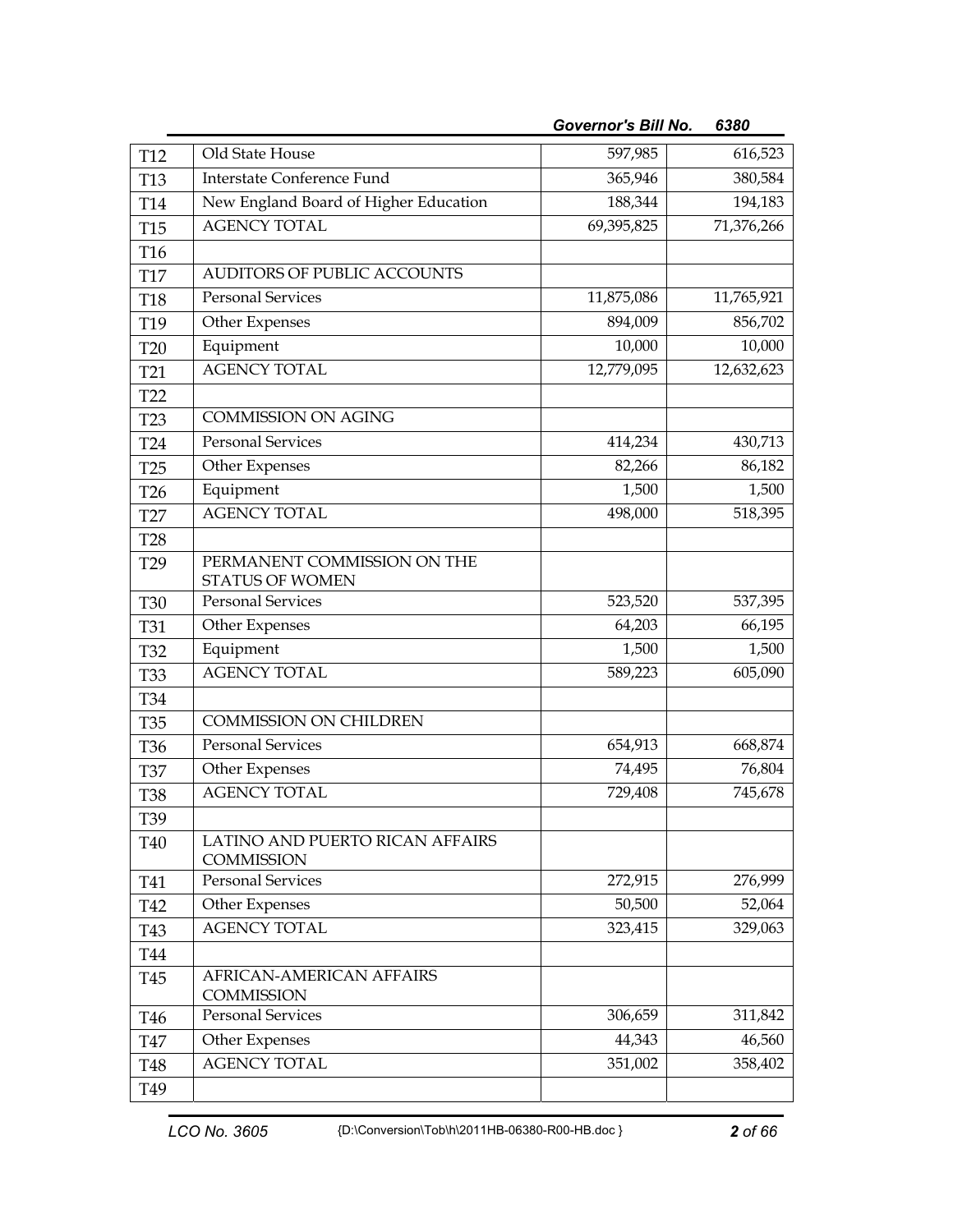| | | | |
|---|---|---|---|
| T12 | Old State House | 597,985 | 616,523 |
| T13 | Interstate Conference Fund | 365,946 | 380,584 |
| T14 | New England Board of Higher Education | 188,344 | 194,183 |
| T15 | AGENCY TOTAL | 69,395,825 | 71,376,266 |
| T16 | | | |
| T17 | AUDITORS OF PUBLIC ACCOUNTS | | |
| T18 | Personal Services | 11,875,086 | 11,765,921 |
| T19 | Other Expenses | 894,009 | 856,702 |
| T20 | Equipment | 10,000 | 10,000 |
| T21 | AGENCY TOTAL | 12,779,095 | 12,632,623 |
| T22 | | | |
| T23 | COMMISSION ON AGING | | |
| T24 | Personal Services | 414,234 | 430,713 |
| T25 | Other Expenses | 82,266 | 86,182 |
| T26 | Equipment | 1,500 | 1,500 |
| T27 | AGENCY TOTAL | 498,000 | 518,395 |
| T28 | | | |
| T29 | PERMANENT COMMISSION ON THE STATUS OF WOMEN | | |
| T30 | Personal Services | 523,520 | 537,395 |
| T31 | Other Expenses | 64,203 | 66,195 |
| T32 | Equipment | 1,500 | 1,500 |
| T33 | AGENCY TOTAL | 589,223 | 605,090 |
| T34 | | | |
| T35 | COMMISSION ON CHILDREN | | |
| T36 | Personal Services | 654,913 | 668,874 |
| T37 | Other Expenses | 74,495 | 76,804 |
| T38 | AGENCY TOTAL | 729,408 | 745,678 |
| T39 | | | |
| T40 | LATINO AND PUERTO RICAN AFFAIRS COMMISSION | | |
| T41 | Personal Services | 272,915 | 276,999 |
| T42 | Other Expenses | 50,500 | 52,064 |
| T43 | AGENCY TOTAL | 323,415 | 329,063 |
| T44 | | | |
| T45 | AFRICAN-AMERICAN AFFAIRS COMMISSION | | |
| T46 | Personal Services | 306,659 | 311,842 |
| T47 | Other Expenses | 44,343 | 46,560 |
| T48 | AGENCY TOTAL | 351,002 | 358,402 |
| T49 | | | |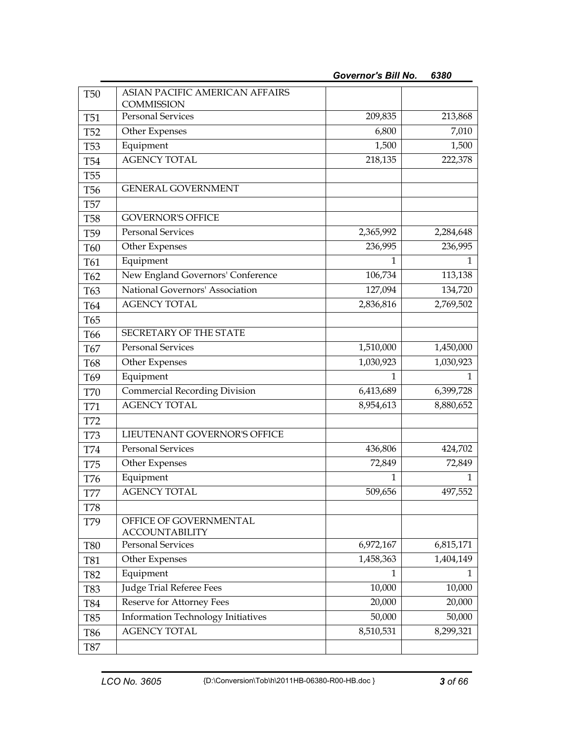| | | | |
|---|---|---|---|
| T50 | ASIAN PACIFIC AMERICAN AFFAIRS COMMISSION | | |
| T51 | Personal Services | 209,835 | 213,868 |
| T52 | Other Expenses | 6,800 | 7,010 |
| T53 | Equipment | 1,500 | 1,500 |
| T54 | AGENCY TOTAL | 218,135 | 222,378 |
| T55 | | | |
| T56 | GENERAL GOVERNMENT | | |
| T57 | | | |
| T58 | GOVERNOR'S OFFICE | | |
| T59 | Personal Services | 2,365,992 | 2,284,648 |
| T60 | Other Expenses | 236,995 | 236,995 |
| T61 | Equipment | 1 | 1 |
| T62 | New England Governors' Conference | 106,734 | 113,138 |
| T63 | National Governors' Association | 127,094 | 134,720 |
| T64 | AGENCY TOTAL | 2,836,816 | 2,769,502 |
| T65 | | | |
| T66 | SECRETARY OF THE STATE | | |
| T67 | Personal Services | 1,510,000 | 1,450,000 |
| T68 | Other Expenses | 1,030,923 | 1,030,923 |
| T69 | Equipment | 1 | 1 |
| T70 | Commercial Recording Division | 6,413,689 | 6,399,728 |
| T71 | AGENCY TOTAL | 8,954,613 | 8,880,652 |
| T72 | | | |
| T73 | LIEUTENANT GOVERNOR'S OFFICE | | |
| T74 | Personal Services | 436,806 | 424,702 |
| T75 | Other Expenses | 72,849 | 72,849 |
| T76 | Equipment | 1 | 1 |
| T77 | AGENCY TOTAL | 509,656 | 497,552 |
| T78 | | | |
| T79 | OFFICE OF GOVERNMENTAL ACCOUNTABILITY | | |
| T80 | Personal Services | 6,972,167 | 6,815,171 |
| T81 | Other Expenses | 1,458,363 | 1,404,149 |
| T82 | Equipment | 1 | 1 |
| T83 | Judge Trial Referee Fees | 10,000 | 10,000 |
| T84 | Reserve for Attorney Fees | 20,000 | 20,000 |
| T85 | Information Technology Initiatives | 50,000 | 50,000 |
| T86 | AGENCY TOTAL | 8,510,531 | 8,299,321 |
| T87 | | | |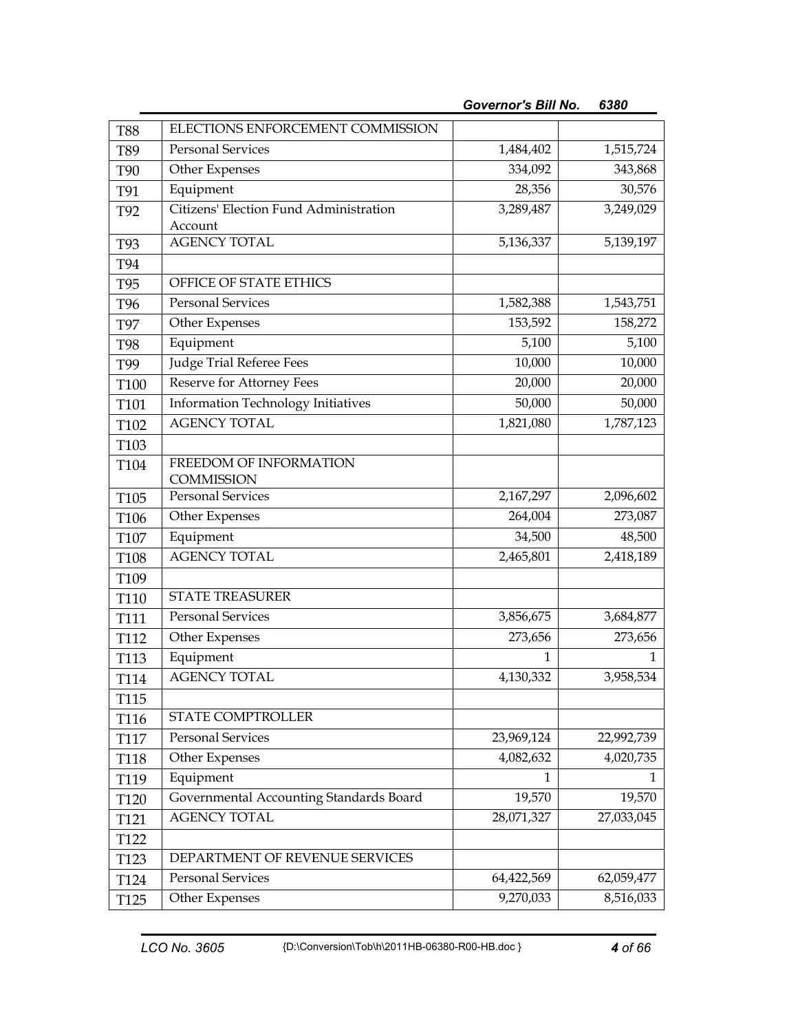| | | | |
|---|---|---|---|
| T88 | ELECTIONS ENFORCEMENT COMMISSION | | |
| T89 | Personal Services | 1,484,402 | 1,515,724 |
| T90 | Other Expenses | 334,092 | 343,868 |
| T91 | Equipment | 28,356 | 30,576 |
| T92 | Citizens' Election Fund Administration Account | 3,289,487 | 3,249,029 |
| T93 | AGENCY TOTAL | 5,136,337 | 5,139,197 |
| T94 | | | |
| T95 | OFFICE OF STATE ETHICS | | |
| T96 | Personal Services | 1,582,388 | 1,543,751 |
| T97 | Other Expenses | 153,592 | 158,272 |
| T98 | Equipment | 5,100 | 5,100 |
| T99 | Judge Trial Referee Fees | 10,000 | 10,000 |
| T100 | Reserve for Attorney Fees | 20,000 | 20,000 |
| T101 | Information Technology Initiatives | 50,000 | 50,000 |
| T102 | AGENCY TOTAL | 1,821,080 | 1,787,123 |
| T103 | | | |
| T104 | FREEDOM OF INFORMATION COMMISSION | | |
| T105 | Personal Services | 2,167,297 | 2,096,602 |
| T106 | Other Expenses | 264,004 | 273,087 |
| T107 | Equipment | 34,500 | 48,500 |
| T108 | AGENCY TOTAL | 2,465,801 | 2,418,189 |
| T109 | | | |
| T110 | STATE TREASURER | | |
| T111 | Personal Services | 3,856,675 | 3,684,877 |
| T112 | Other Expenses | 273,656 | 273,656 |
| T113 | Equipment | 1 | 1 |
| T114 | AGENCY TOTAL | 4,130,332 | 3,958,534 |
| T115 | | | |
| T116 | STATE COMPTROLLER | | |
| T117 | Personal Services | 23,969,124 | 22,992,739 |
| T118 | Other Expenses | 4,082,632 | 4,020,735 |
| T119 | Equipment | 1 | 1 |
| T120 | Governmental Accounting Standards Board | 19,570 | 19,570 |
| T121 | AGENCY TOTAL | 28,071,327 | 27,033,045 |
| T122 | | | |
| T123 | DEPARTMENT OF REVENUE SERVICES | | |
| T124 | Personal Services | 64,422,569 | 62,059,477 |
| T125 | Other Expenses | 9,270,033 | 8,516,033 |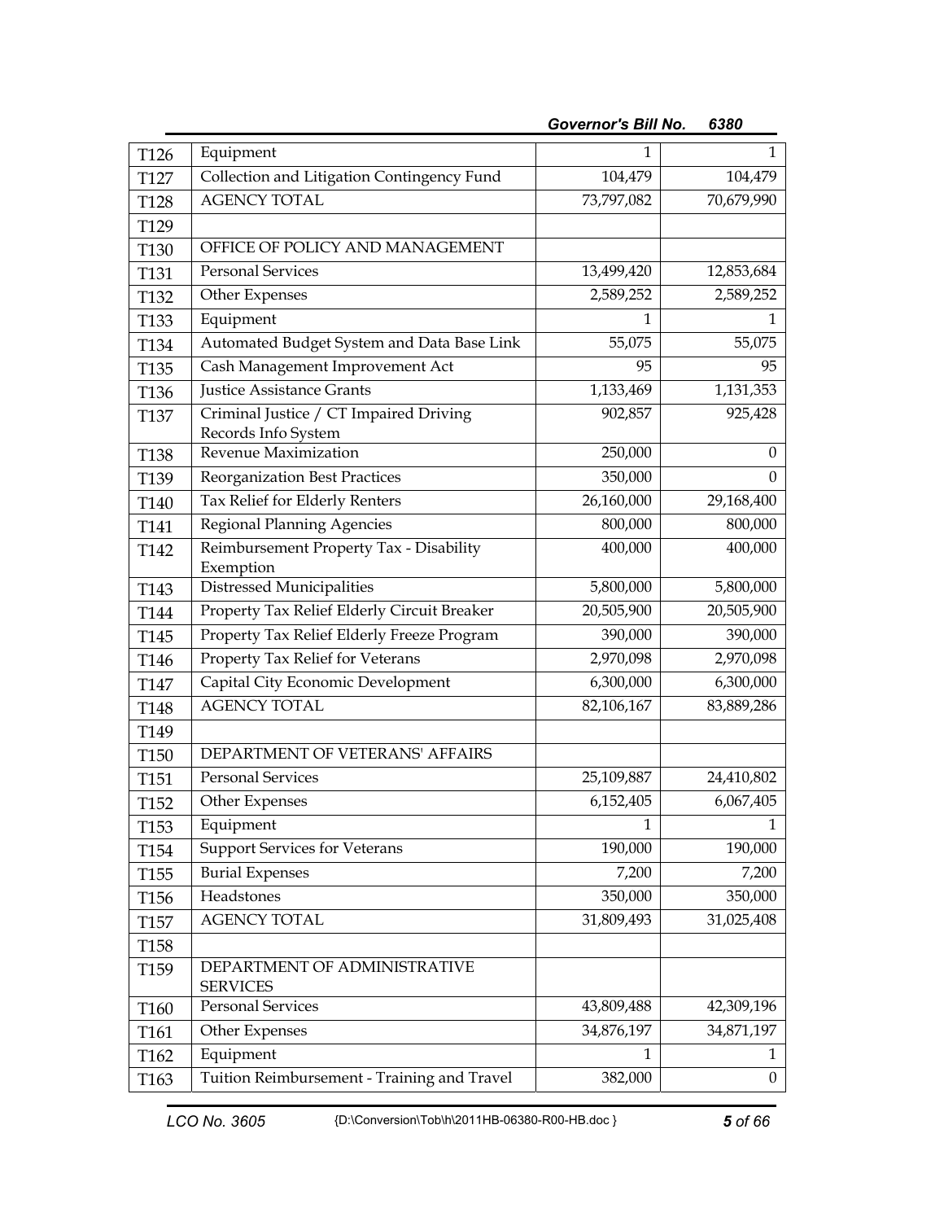| | | | |
|---|---|---|---|
| T126 | Equipment | 1 | 1 |
| T127 | Collection and Litigation Contingency Fund | 104,479 | 104,479 |
| T128 | AGENCY TOTAL | 73,797,082 | 70,679,990 |
| T129 | | | |
| T130 | OFFICE OF POLICY AND MANAGEMENT | | |
| T131 | Personal Services | 13,499,420 | 12,853,684 |
| T132 | Other Expenses | 2,589,252 | 2,589,252 |
| T133 | Equipment | 1 | 1 |
| T134 | Automated Budget System and Data Base Link | 55,075 | 55,075 |
| T135 | Cash Management Improvement Act | 95 | 95 |
| T136 | Justice Assistance Grants | 1,133,469 | 1,131,353 |
| T137 | Criminal Justice / CT Impaired Driving Records Info System | 902,857 | 925,428 |
| T138 | Revenue Maximization | 250,000 | 0 |
| T139 | Reorganization Best Practices | 350,000 | 0 |
| T140 | Tax Relief for Elderly Renters | 26,160,000 | 29,168,400 |
| T141 | Regional Planning Agencies | 800,000 | 800,000 |
| T142 | Reimbursement Property Tax - Disability Exemption | 400,000 | 400,000 |
| T143 | Distressed Municipalities | 5,800,000 | 5,800,000 |
| T144 | Property Tax Relief Elderly Circuit Breaker | 20,505,900 | 20,505,900 |
| T145 | Property Tax Relief Elderly Freeze Program | 390,000 | 390,000 |
| T146 | Property Tax Relief for Veterans | 2,970,098 | 2,970,098 |
| T147 | Capital City Economic Development | 6,300,000 | 6,300,000 |
| T148 | AGENCY TOTAL | 82,106,167 | 83,889,286 |
| T149 | | | |
| T150 | DEPARTMENT OF VETERANS' AFFAIRS | | |
| T151 | Personal Services | 25,109,887 | 24,410,802 |
| T152 | Other Expenses | 6,152,405 | 6,067,405 |
| T153 | Equipment | 1 | 1 |
| T154 | Support Services for Veterans | 190,000 | 190,000 |
| T155 | Burial Expenses | 7,200 | 7,200 |
| T156 | Headstones | 350,000 | 350,000 |
| T157 | AGENCY TOTAL | 31,809,493 | 31,025,408 |
| T158 | | | |
| T159 | DEPARTMENT OF ADMINISTRATIVE SERVICES | | |
| T160 | Personal Services | 43,809,488 | 42,309,196 |
| T161 | Other Expenses | 34,876,197 | 34,871,197 |
| T162 | Equipment | 1 | 1 |
| T163 | Tuition Reimbursement - Training and Travel | 382,000 | 0 |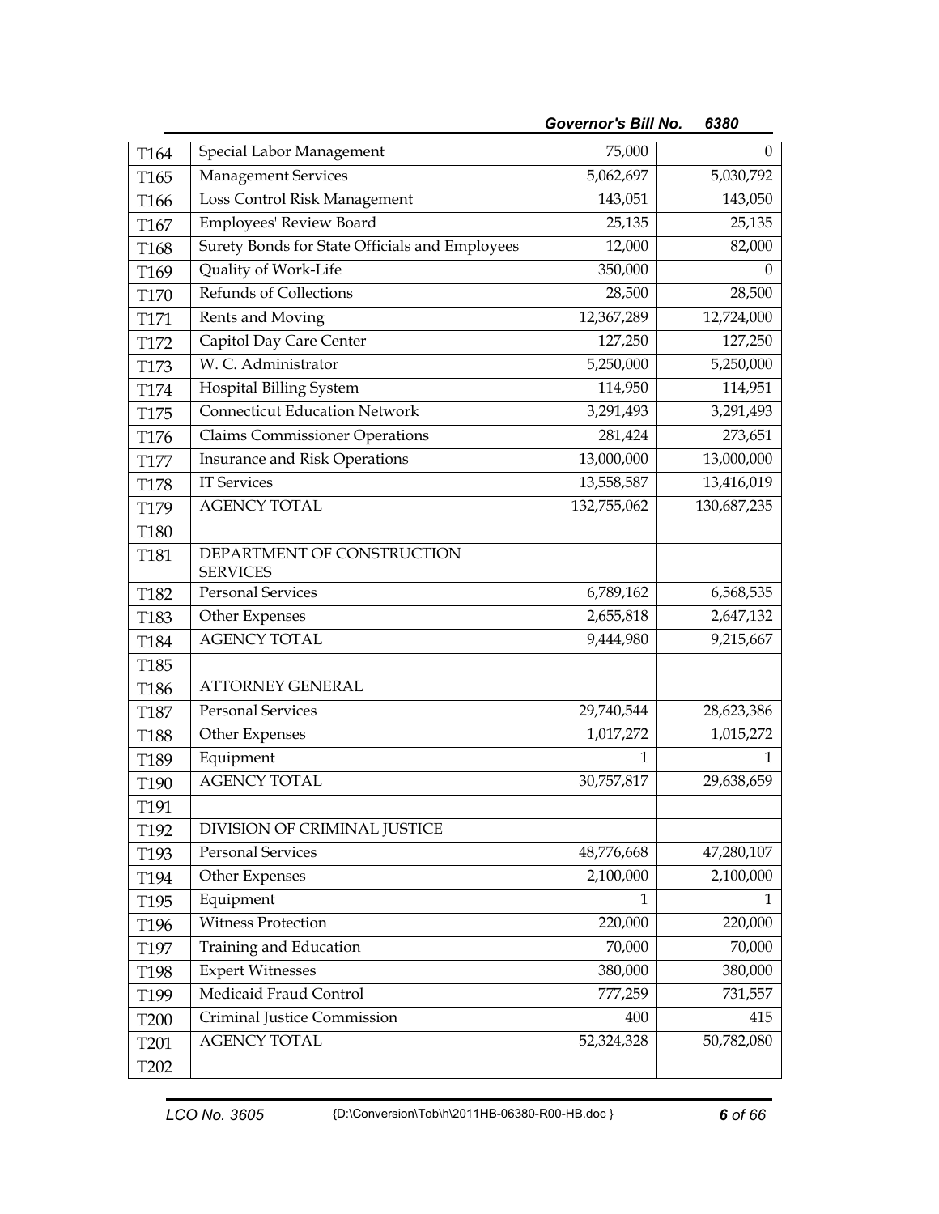| | | | |
|---|---|---|---|
| T164 | Special Labor Management | 75,000 | 0 |
| T165 | Management Services | 5,062,697 | 5,030,792 |
| T166 | Loss Control Risk Management | 143,051 | 143,050 |
| T167 | Employees' Review Board | 25,135 | 25,135 |
| T168 | Surety Bonds for State Officials and Employees | 12,000 | 82,000 |
| T169 | Quality of Work-Life | 350,000 | 0 |
| T170 | Refunds of Collections | 28,500 | 28,500 |
| T171 | Rents and Moving | 12,367,289 | 12,724,000 |
| T172 | Capitol Day Care Center | 127,250 | 127,250 |
| T173 | W. C. Administrator | 5,250,000 | 5,250,000 |
| T174 | Hospital Billing System | 114,950 | 114,951 |
| T175 | Connecticut Education Network | 3,291,493 | 3,291,493 |
| T176 | Claims Commissioner Operations | 281,424 | 273,651 |
| T177 | Insurance and Risk Operations | 13,000,000 | 13,000,000 |
| T178 | IT Services | 13,558,587 | 13,416,019 |
| T179 | AGENCY TOTAL | 132,755,062 | 130,687,235 |
| T180 | | | |
| T181 | DEPARTMENT OF CONSTRUCTION SERVICES | | |
| T182 | Personal Services | 6,789,162 | 6,568,535 |
| T183 | Other Expenses | 2,655,818 | 2,647,132 |
| T184 | AGENCY TOTAL | 9,444,980 | 9,215,667 |
| T185 | | | |
| T186 | ATTORNEY GENERAL | | |
| T187 | Personal Services | 29,740,544 | 28,623,386 |
| T188 | Other Expenses | 1,017,272 | 1,015,272 |
| T189 | Equipment | 1 | 1 |
| T190 | AGENCY TOTAL | 30,757,817 | 29,638,659 |
| T191 | | | |
| T192 | DIVISION OF CRIMINAL JUSTICE | | |
| T193 | Personal Services | 48,776,668 | 47,280,107 |
| T194 | Other Expenses | 2,100,000 | 2,100,000 |
| T195 | Equipment | 1 | 1 |
| T196 | Witness Protection | 220,000 | 220,000 |
| T197 | Training and Education | 70,000 | 70,000 |
| T198 | Expert Witnesses | 380,000 | 380,000 |
| T199 | Medicaid Fraud Control | 777,259 | 731,557 |
| T200 | Criminal Justice Commission | 400 | 415 |
| T201 | AGENCY TOTAL | 52,324,328 | 50,782,080 |
| T202 | | | |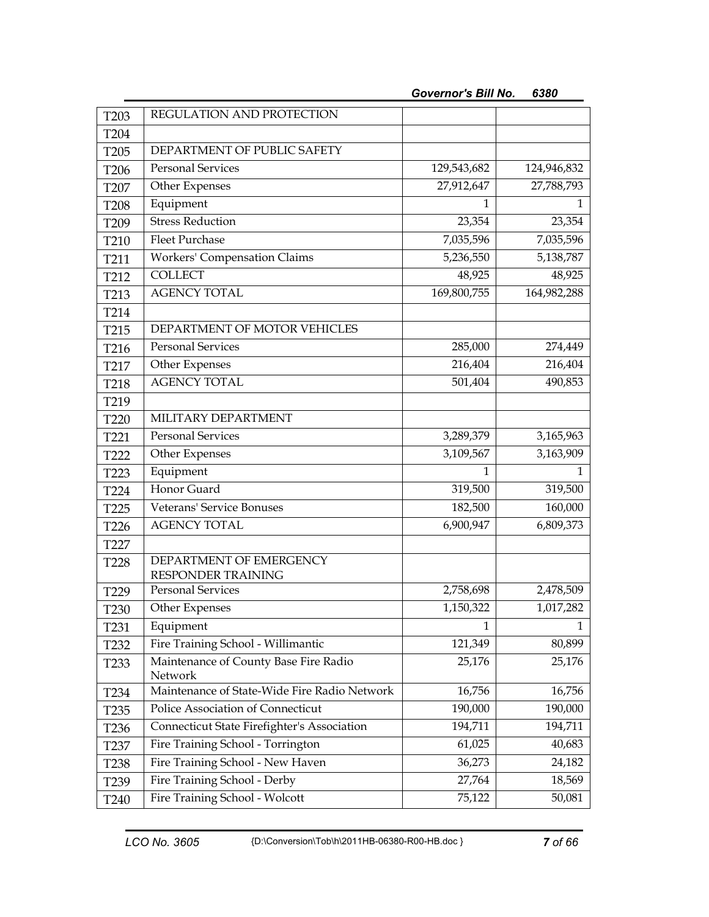| | | | |
|---|---|---|---|
| T203 | REGULATION AND PROTECTION | | |
| T204 | | | |
| T205 | DEPARTMENT OF PUBLIC SAFETY | | |
| T206 | Personal Services | 129,543,682 | 124,946,832 |
| T207 | Other Expenses | 27,912,647 | 27,788,793 |
| T208 | Equipment | 1 | 1 |
| T209 | Stress Reduction | 23,354 | 23,354 |
| T210 | Fleet Purchase | 7,035,596 | 7,035,596 |
| T211 | Workers' Compensation Claims | 5,236,550 | 5,138,787 |
| T212 | COLLECT | 48,925 | 48,925 |
| T213 | AGENCY TOTAL | 169,800,755 | 164,982,288 |
| T214 | | | |
| T215 | DEPARTMENT OF MOTOR VEHICLES | | |
| T216 | Personal Services | 285,000 | 274,449 |
| T217 | Other Expenses | 216,404 | 216,404 |
| T218 | AGENCY TOTAL | 501,404 | 490,853 |
| T219 | | | |
| T220 | MILITARY DEPARTMENT | | |
| T221 | Personal Services | 3,289,379 | 3,165,963 |
| T222 | Other Expenses | 3,109,567 | 3,163,909 |
| T223 | Equipment | 1 | 1 |
| T224 | Honor Guard | 319,500 | 319,500 |
| T225 | Veterans' Service Bonuses | 182,500 | 160,000 |
| T226 | AGENCY TOTAL | 6,900,947 | 6,809,373 |
| T227 | | | |
| T228 | DEPARTMENT OF EMERGENCY RESPONDER TRAINING | | |
| T229 | Personal Services | 2,758,698 | 2,478,509 |
| T230 | Other Expenses | 1,150,322 | 1,017,282 |
| T231 | Equipment | 1 | 1 |
| T232 | Fire Training School - Willimantic | 121,349 | 80,899 |
| T233 | Maintenance of County Base Fire Radio Network | 25,176 | 25,176 |
| T234 | Maintenance of State-Wide Fire Radio Network | 16,756 | 16,756 |
| T235 | Police Association of Connecticut | 190,000 | 190,000 |
| T236 | Connecticut State Firefighter's Association | 194,711 | 194,711 |
| T237 | Fire Training School - Torrington | 61,025 | 40,683 |
| T238 | Fire Training School - New Haven | 36,273 | 24,182 |
| T239 | Fire Training School - Derby | 27,764 | 18,569 |
| T240 | Fire Training School - Wolcott | 75,122 | 50,081 |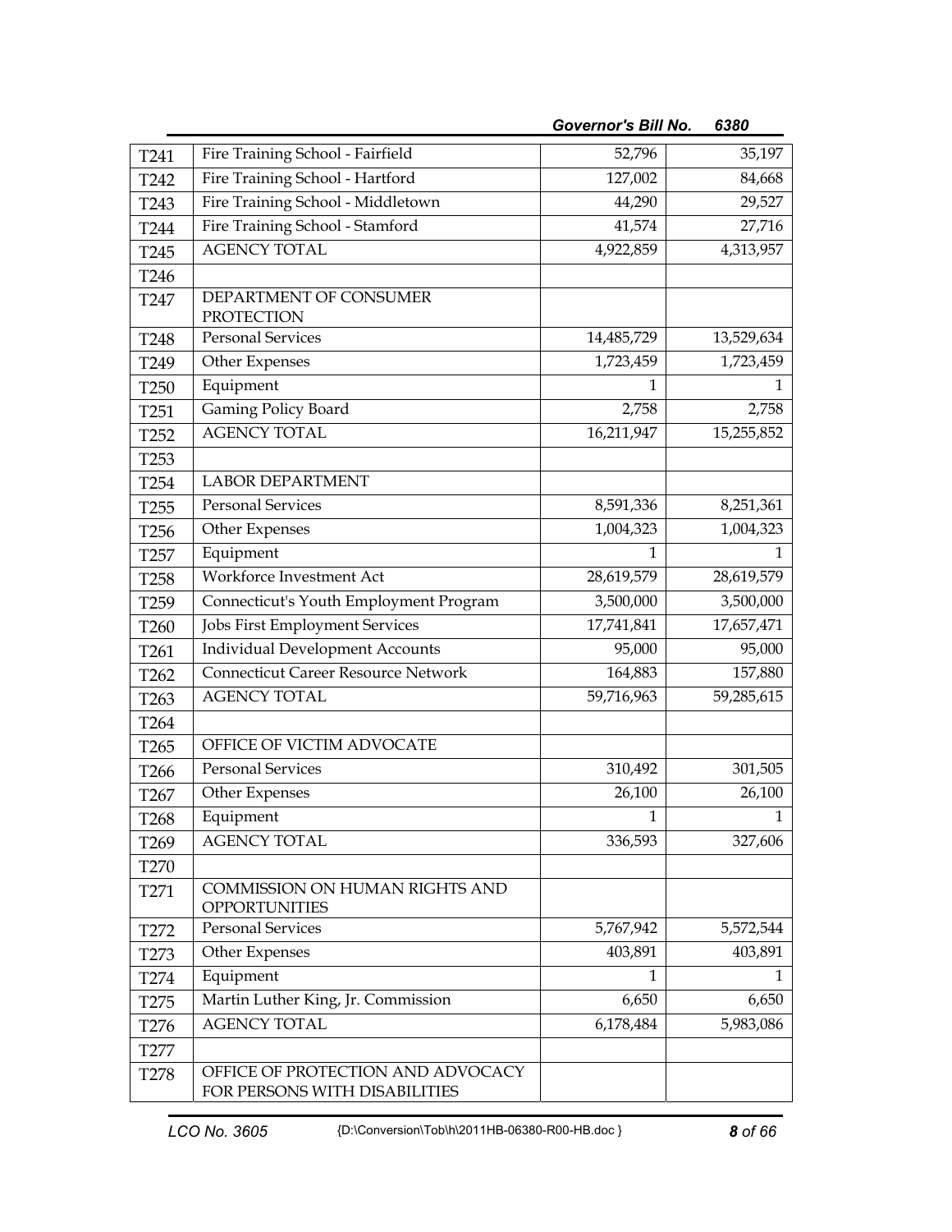| | | | |
|---|---|---|---|
| T241 | Fire Training School - Fairfield | 52,796 | 35,197 |
| T242 | Fire Training School - Hartford | 127,002 | 84,668 |
| T243 | Fire Training School - Middletown | 44,290 | 29,527 |
| T244 | Fire Training School - Stamford | 41,574 | 27,716 |
| T245 | AGENCY TOTAL | 4,922,859 | 4,313,957 |
| T246 | | | |
| T247 | DEPARTMENT OF CONSUMER PROTECTION | | |
| T248 | Personal Services | 14,485,729 | 13,529,634 |
| T249 | Other Expenses | 1,723,459 | 1,723,459 |
| T250 | Equipment | 1 | 1 |
| T251 | Gaming Policy Board | 2,758 | 2,758 |
| T252 | AGENCY TOTAL | 16,211,947 | 15,255,852 |
| T253 | | | |
| T254 | LABOR DEPARTMENT | | |
| T255 | Personal Services | 8,591,336 | 8,251,361 |
| T256 | Other Expenses | 1,004,323 | 1,004,323 |
| T257 | Equipment | 1 | 1 |
| T258 | Workforce Investment Act | 28,619,579 | 28,619,579 |
| T259 | Connecticut's Youth Employment Program | 3,500,000 | 3,500,000 |
| T260 | Jobs First Employment Services | 17,741,841 | 17,657,471 |
| T261 | Individual Development Accounts | 95,000 | 95,000 |
| T262 | Connecticut Career Resource Network | 164,883 | 157,880 |
| T263 | AGENCY TOTAL | 59,716,963 | 59,285,615 |
| T264 | | | |
| T265 | OFFICE OF VICTIM ADVOCATE | | |
| T266 | Personal Services | 310,492 | 301,505 |
| T267 | Other Expenses | 26,100 | 26,100 |
| T268 | Equipment | 1 | 1 |
| T269 | AGENCY TOTAL | 336,593 | 327,606 |
| T270 | | | |
| T271 | COMMISSION ON HUMAN RIGHTS AND OPPORTUNITIES | | |
| T272 | Personal Services | 5,767,942 | 5,572,544 |
| T273 | Other Expenses | 403,891 | 403,891 |
| T274 | Equipment | 1 | 1 |
| T275 | Martin Luther King, Jr. Commission | 6,650 | 6,650 |
| T276 | AGENCY TOTAL | 6,178,484 | 5,983,086 |
| T277 | | | |
| T278 | OFFICE OF PROTECTION AND ADVOCACY FOR PERSONS WITH DISABILITIES | | |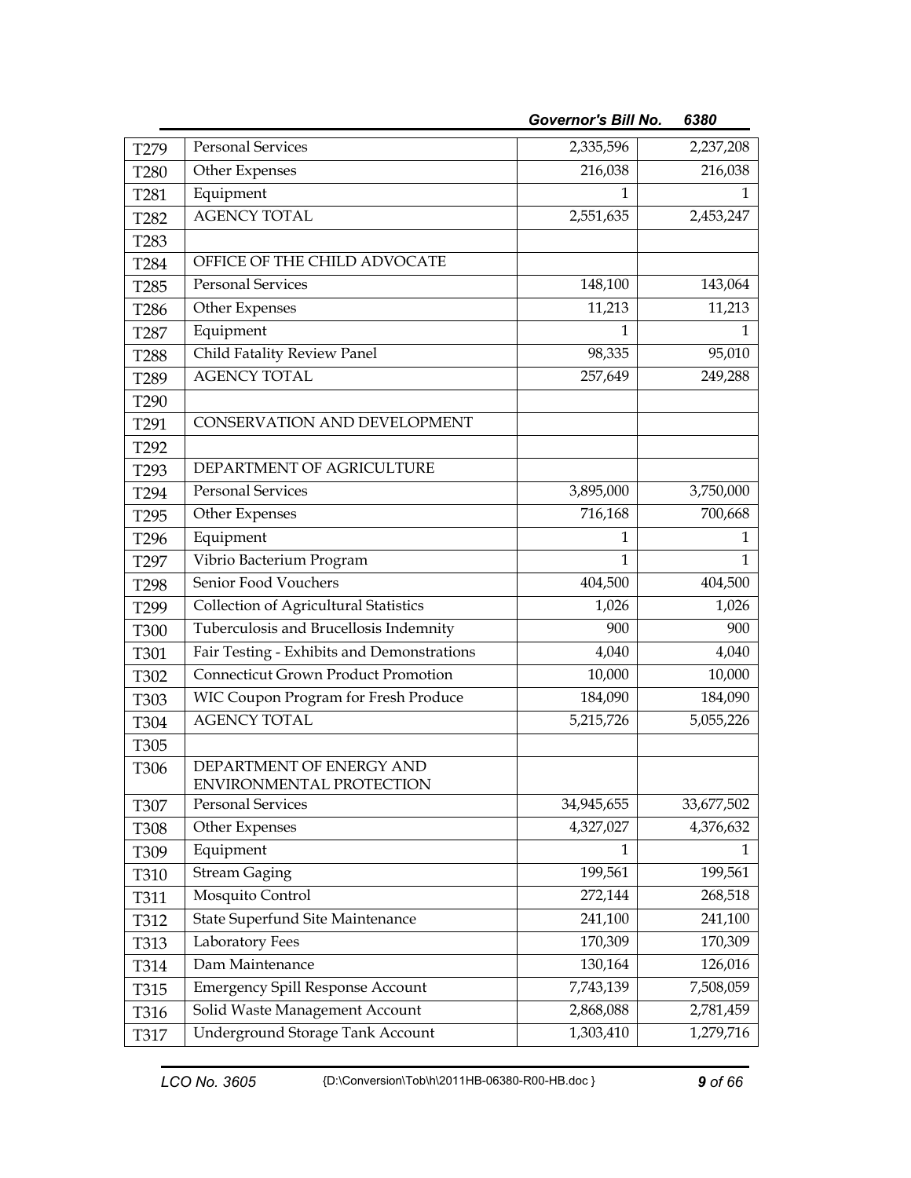| | | | |
|---|---|---|---|
| T279 | Personal Services | 2,335,596 | 2,237,208 |
| T280 | Other Expenses | 216,038 | 216,038 |
| T281 | Equipment | 1 | 1 |
| T282 | AGENCY TOTAL | 2,551,635 | 2,453,247 |
| T283 | | | |
| T284 | OFFICE OF THE CHILD ADVOCATE | | |
| T285 | Personal Services | 148,100 | 143,064 |
| T286 | Other Expenses | 11,213 | 11,213 |
| T287 | Equipment | 1 | 1 |
| T288 | Child Fatality Review Panel | 98,335 | 95,010 |
| T289 | AGENCY TOTAL | 257,649 | 249,288 |
| T290 | | | |
| T291 | CONSERVATION AND DEVELOPMENT | | |
| T292 | | | |
| T293 | DEPARTMENT OF AGRICULTURE | | |
| T294 | Personal Services | 3,895,000 | 3,750,000 |
| T295 | Other Expenses | 716,168 | 700,668 |
| T296 | Equipment | 1 | 1 |
| T297 | Vibrio Bacterium Program | 1 | 1 |
| T298 | Senior Food Vouchers | 404,500 | 404,500 |
| T299 | Collection of Agricultural Statistics | 1,026 | 1,026 |
| T300 | Tuberculosis and Brucellosis Indemnity | 900 | 900 |
| T301 | Fair Testing - Exhibits and Demonstrations | 4,040 | 4,040 |
| T302 | Connecticut Grown Product Promotion | 10,000 | 10,000 |
| T303 | WIC Coupon Program for Fresh Produce | 184,090 | 184,090 |
| T304 | AGENCY TOTAL | 5,215,726 | 5,055,226 |
| T305 | | | |
| T306 | DEPARTMENT OF ENERGY AND ENVIRONMENTAL PROTECTION | | |
| T307 | Personal Services | 34,945,655 | 33,677,502 |
| T308 | Other Expenses | 4,327,027 | 4,376,632 |
| T309 | Equipment | 1 | 1 |
| T310 | Stream Gaging | 199,561 | 199,561 |
| T311 | Mosquito Control | 272,144 | 268,518 |
| T312 | State Superfund Site Maintenance | 241,100 | 241,100 |
| T313 | Laboratory Fees | 170,309 | 170,309 |
| T314 | Dam Maintenance | 130,164 | 126,016 |
| T315 | Emergency Spill Response Account | 7,743,139 | 7,508,059 |
| T316 | Solid Waste Management Account | 2,868,088 | 2,781,459 |
| T317 | Underground Storage Tank Account | 1,303,410 | 1,279,716 |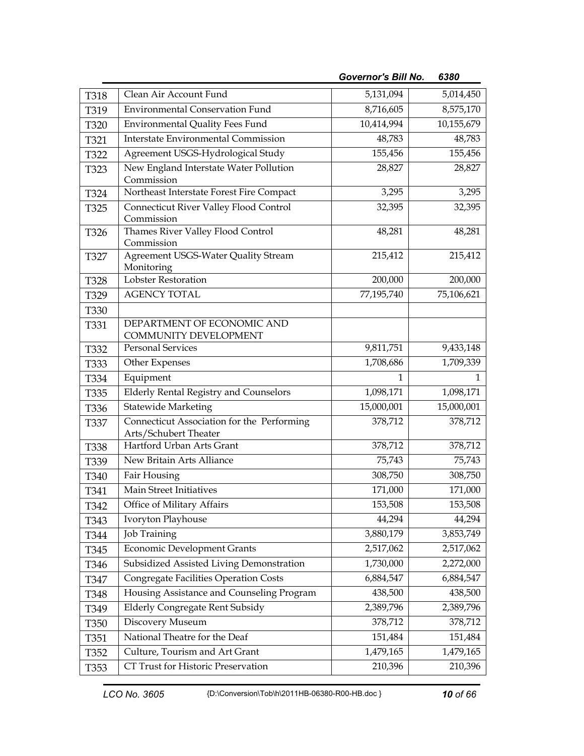| | | | |
|---|---|---|---|
| T318 | Clean Air Account Fund | 5,131,094 | 5,014,450 |
| T319 | Environmental Conservation Fund | 8,716,605 | 8,575,170 |
| T320 | Environmental Quality Fees Fund | 10,414,994 | 10,155,679 |
| T321 | Interstate Environmental Commission | 48,783 | 48,783 |
| T322 | Agreement USGS-Hydrological Study | 155,456 | 155,456 |
| T323 | New England Interstate Water Pollution Commission | 28,827 | 28,827 |
| T324 | Northeast Interstate Forest Fire Compact | 3,295 | 3,295 |
| T325 | Connecticut River Valley Flood Control Commission | 32,395 | 32,395 |
| T326 | Thames River Valley Flood Control Commission | 48,281 | 48,281 |
| T327 | Agreement USGS-Water Quality Stream Monitoring | 215,412 | 215,412 |
| T328 | Lobster Restoration | 200,000 | 200,000 |
| T329 | AGENCY TOTAL | 77,195,740 | 75,106,621 |
| T330 | | | |
| T331 | DEPARTMENT OF ECONOMIC AND COMMUNITY DEVELOPMENT | | |
| T332 | Personal Services | 9,811,751 | 9,433,148 |
| T333 | Other Expenses | 1,708,686 | 1,709,339 |
| T334 | Equipment | 1 | 1 |
| T335 | Elderly Rental Registry and Counselors | 1,098,171 | 1,098,171 |
| T336 | Statewide Marketing | 15,000,001 | 15,000,001 |
| T337 | Connecticut Association for the Performing Arts/Schubert Theater | 378,712 | 378,712 |
| T338 | Hartford Urban Arts Grant | 378,712 | 378,712 |
| T339 | New Britain Arts Alliance | 75,743 | 75,743 |
| T340 | Fair Housing | 308,750 | 308,750 |
| T341 | Main Street Initiatives | 171,000 | 171,000 |
| T342 | Office of Military Affairs | 153,508 | 153,508 |
| T343 | Ivoryton Playhouse | 44,294 | 44,294 |
| T344 | Job Training | 3,880,179 | 3,853,749 |
| T345 | Economic Development Grants | 2,517,062 | 2,517,062 |
| T346 | Subsidized Assisted Living Demonstration | 1,730,000 | 2,272,000 |
| T347 | Congregate Facilities Operation Costs | 6,884,547 | 6,884,547 |
| T348 | Housing Assistance and Counseling Program | 438,500 | 438,500 |
| T349 | Elderly Congregate Rent Subsidy | 2,389,796 | 2,389,796 |
| T350 | Discovery Museum | 378,712 | 378,712 |
| T351 | National Theatre for the Deaf | 151,484 | 151,484 |
| T352 | Culture, Tourism and Art Grant | 1,479,165 | 1,479,165 |
| T353 | CT Trust for Historic Preservation | 210,396 | 210,396 |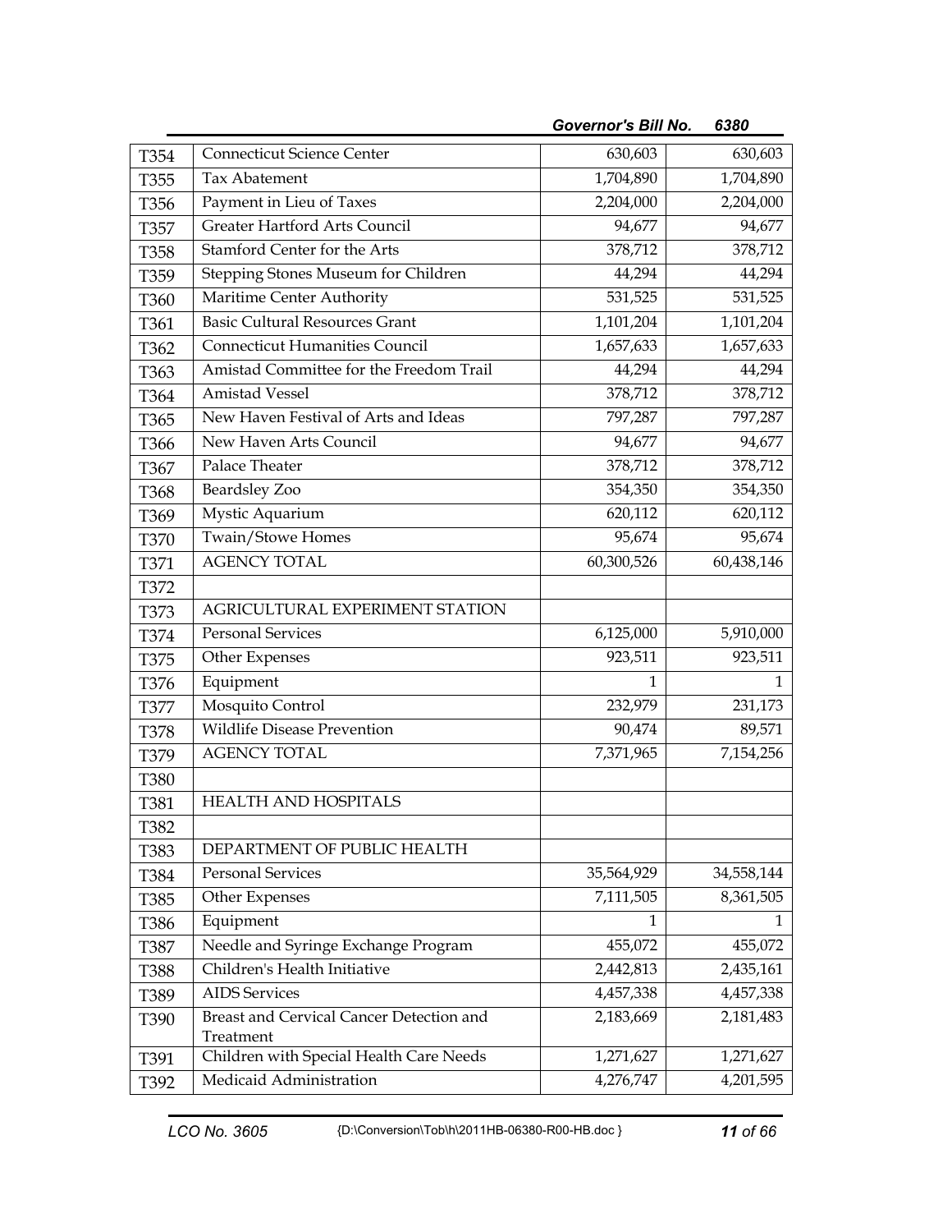| | | | |
|---|---|---|---|
| T354 | Connecticut Science Center | 630,603 | 630,603 |
| T355 | Tax Abatement | 1,704,890 | 1,704,890 |
| T356 | Payment in Lieu of Taxes | 2,204,000 | 2,204,000 |
| T357 | Greater Hartford Arts Council | 94,677 | 94,677 |
| T358 | Stamford Center for the Arts | 378,712 | 378,712 |
| T359 | Stepping Stones Museum for Children | 44,294 | 44,294 |
| T360 | Maritime Center Authority | 531,525 | 531,525 |
| T361 | Basic Cultural Resources Grant | 1,101,204 | 1,101,204 |
| T362 | Connecticut Humanities Council | 1,657,633 | 1,657,633 |
| T363 | Amistad Committee for the Freedom Trail | 44,294 | 44,294 |
| T364 | Amistad Vessel | 378,712 | 378,712 |
| T365 | New Haven Festival of Arts and Ideas | 797,287 | 797,287 |
| T366 | New Haven Arts Council | 94,677 | 94,677 |
| T367 | Palace Theater | 378,712 | 378,712 |
| T368 | Beardsley Zoo | 354,350 | 354,350 |
| T369 | Mystic Aquarium | 620,112 | 620,112 |
| T370 | Twain/Stowe Homes | 95,674 | 95,674 |
| T371 | AGENCY TOTAL | 60,300,526 | 60,438,146 |
| T372 | | | |
| T373 | AGRICULTURAL EXPERIMENT STATION | | |
| T374 | Personal Services | 6,125,000 | 5,910,000 |
| T375 | Other Expenses | 923,511 | 923,511 |
| T376 | Equipment | 1 | 1 |
| T377 | Mosquito Control | 232,979 | 231,173 |
| T378 | Wildlife Disease Prevention | 90,474 | 89,571 |
| T379 | AGENCY TOTAL | 7,371,965 | 7,154,256 |
| T380 | | | |
| T381 | HEALTH AND HOSPITALS | | |
| T382 | | | |
| T383 | DEPARTMENT OF PUBLIC HEALTH | | |
| T384 | Personal Services | 35,564,929 | 34,558,144 |
| T385 | Other Expenses | 7,111,505 | 8,361,505 |
| T386 | Equipment | 1 | 1 |
| T387 | Needle and Syringe Exchange Program | 455,072 | 455,072 |
| T388 | Children's Health Initiative | 2,442,813 | 2,435,161 |
| T389 | AIDS Services | 4,457,338 | 4,457,338 |
| T390 | Breast and Cervical Cancer Detection and Treatment | 2,183,669 | 2,181,483 |
| T391 | Children with Special Health Care Needs | 1,271,627 | 1,271,627 |
| T392 | Medicaid Administration | 4,276,747 | 4,201,595 |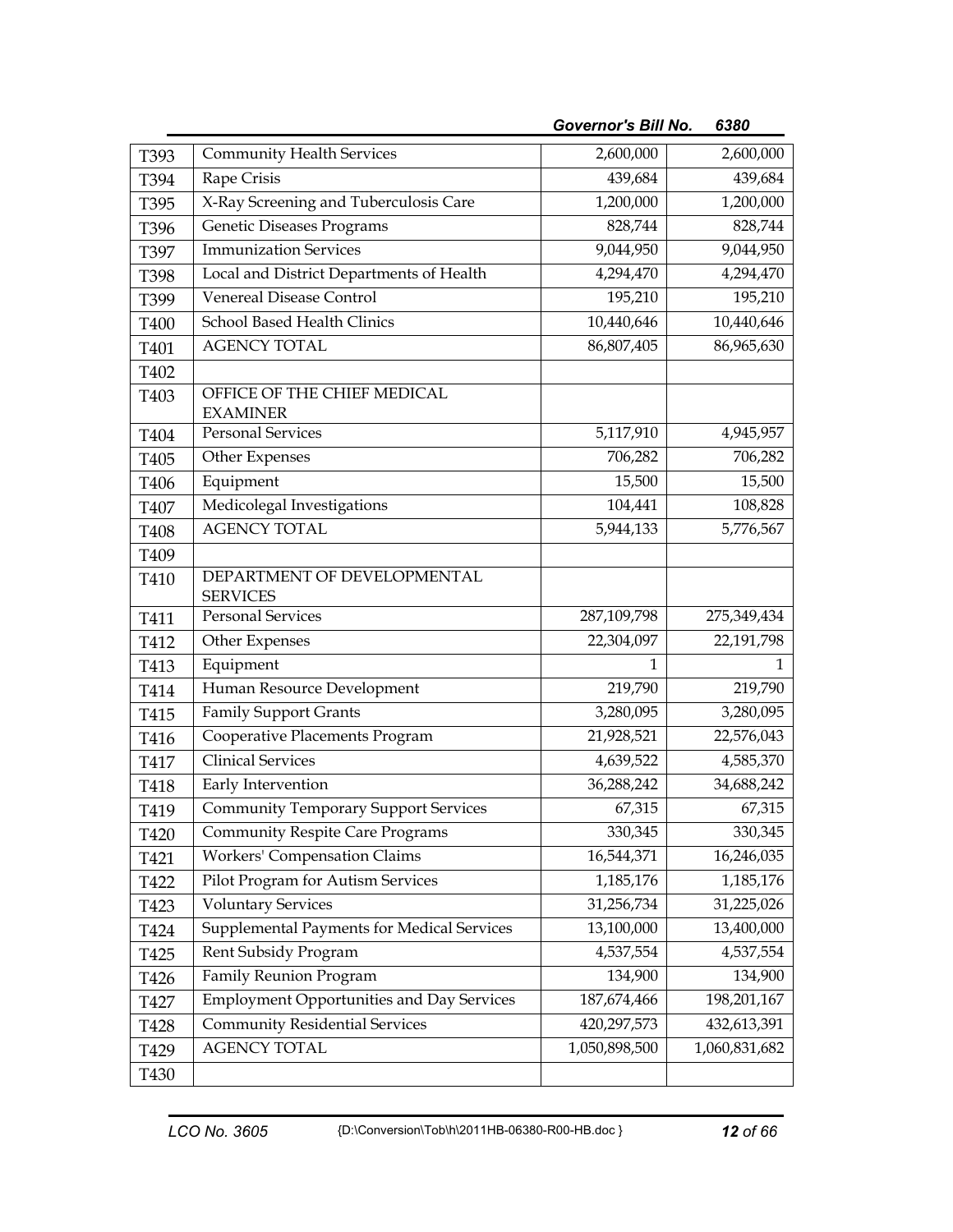| | | | |
|---|---|---|---|
| T393 | Community Health Services | 2,600,000 | 2,600,000 |
| T394 | Rape Crisis | 439,684 | 439,684 |
| T395 | X-Ray Screening and Tuberculosis Care | 1,200,000 | 1,200,000 |
| T396 | Genetic Diseases Programs | 828,744 | 828,744 |
| T397 | Immunization Services | 9,044,950 | 9,044,950 |
| T398 | Local and District Departments of Health | 4,294,470 | 4,294,470 |
| T399 | Venereal Disease Control | 195,210 | 195,210 |
| T400 | School Based Health Clinics | 10,440,646 | 10,440,646 |
| T401 | AGENCY TOTAL | 86,807,405 | 86,965,630 |
| T402 | | | |
| T403 | OFFICE OF THE CHIEF MEDICAL EXAMINER | | |
| T404 | Personal Services | 5,117,910 | 4,945,957 |
| T405 | Other Expenses | 706,282 | 706,282 |
| T406 | Equipment | 15,500 | 15,500 |
| T407 | Medicolegal Investigations | 104,441 | 108,828 |
| T408 | AGENCY TOTAL | 5,944,133 | 5,776,567 |
| T409 | | | |
| T410 | DEPARTMENT OF DEVELOPMENTAL SERVICES | | |
| T411 | Personal Services | 287,109,798 | 275,349,434 |
| T412 | Other Expenses | 22,304,097 | 22,191,798 |
| T413 | Equipment | 1 | 1 |
| T414 | Human Resource Development | 219,790 | 219,790 |
| T415 | Family Support Grants | 3,280,095 | 3,280,095 |
| T416 | Cooperative Placements Program | 21,928,521 | 22,576,043 |
| T417 | Clinical Services | 4,639,522 | 4,585,370 |
| T418 | Early Intervention | 36,288,242 | 34,688,242 |
| T419 | Community Temporary Support Services | 67,315 | 67,315 |
| T420 | Community Respite Care Programs | 330,345 | 330,345 |
| T421 | Workers' Compensation Claims | 16,544,371 | 16,246,035 |
| T422 | Pilot Program for Autism Services | 1,185,176 | 1,185,176 |
| T423 | Voluntary Services | 31,256,734 | 31,225,026 |
| T424 | Supplemental Payments for Medical Services | 13,100,000 | 13,400,000 |
| T425 | Rent Subsidy Program | 4,537,554 | 4,537,554 |
| T426 | Family Reunion Program | 134,900 | 134,900 |
| T427 | Employment Opportunities and Day Services | 187,674,466 | 198,201,167 |
| T428 | Community Residential Services | 420,297,573 | 432,613,391 |
| T429 | AGENCY TOTAL | 1,050,898,500 | 1,060,831,682 |
| T430 | | | |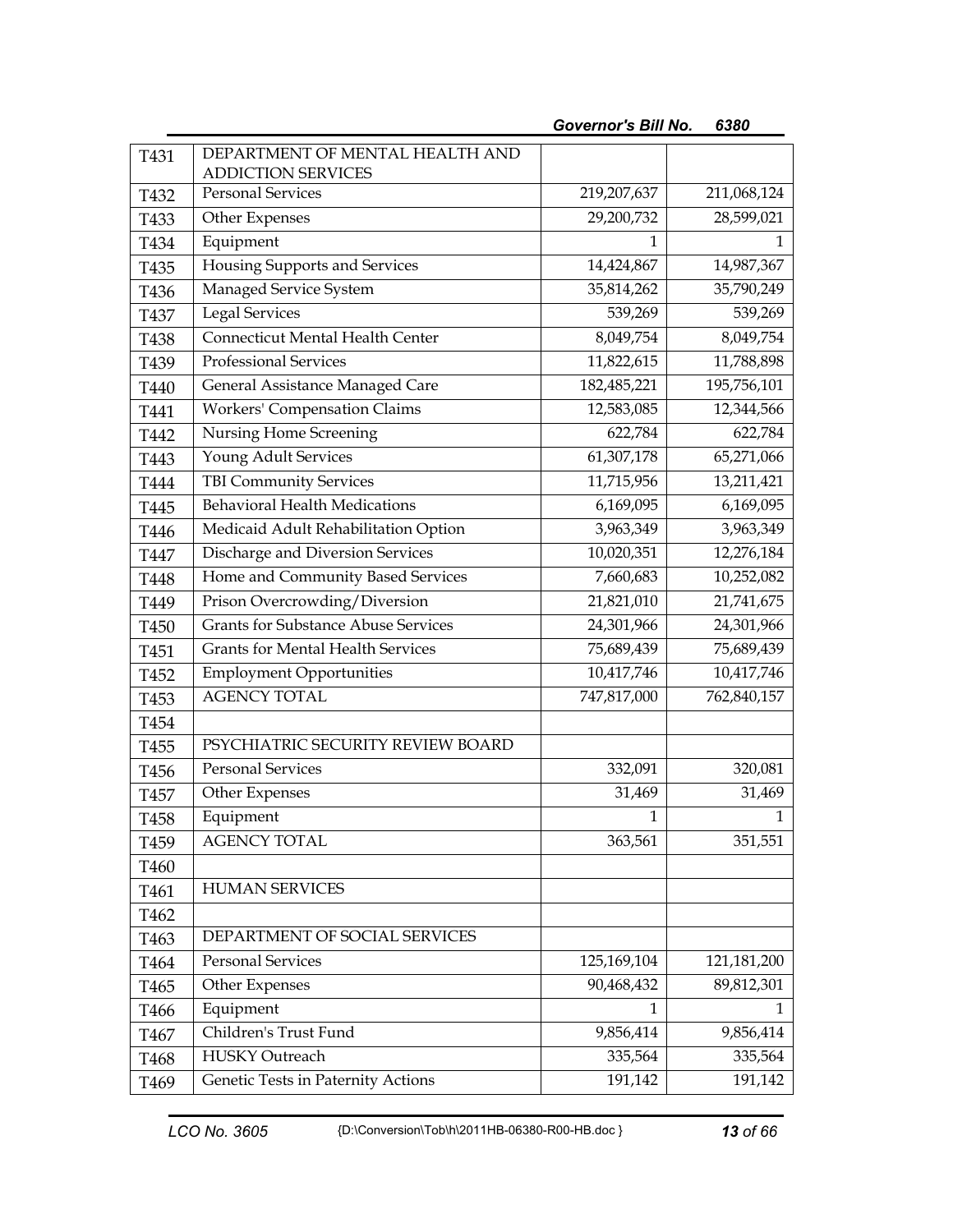| | | | |
|---|---|---|---|
| T431 | DEPARTMENT OF MENTAL HEALTH AND ADDICTION SERVICES | | |
| T432 | Personal Services | 219,207,637 | 211,068,124 |
| T433 | Other Expenses | 29,200,732 | 28,599,021 |
| T434 | Equipment | 1 | 1 |
| T435 | Housing Supports and Services | 14,424,867 | 14,987,367 |
| T436 | Managed Service System | 35,814,262 | 35,790,249 |
| T437 | Legal Services | 539,269 | 539,269 |
| T438 | Connecticut Mental Health Center | 8,049,754 | 8,049,754 |
| T439 | Professional Services | 11,822,615 | 11,788,898 |
| T440 | General Assistance Managed Care | 182,485,221 | 195,756,101 |
| T441 | Workers' Compensation Claims | 12,583,085 | 12,344,566 |
| T442 | Nursing Home Screening | 622,784 | 622,784 |
| T443 | Young Adult Services | 61,307,178 | 65,271,066 |
| T444 | TBI Community Services | 11,715,956 | 13,211,421 |
| T445 | Behavioral Health Medications | 6,169,095 | 6,169,095 |
| T446 | Medicaid Adult Rehabilitation Option | 3,963,349 | 3,963,349 |
| T447 | Discharge and Diversion Services | 10,020,351 | 12,276,184 |
| T448 | Home and Community Based Services | 7,660,683 | 10,252,082 |
| T449 | Prison Overcrowding/Diversion | 21,821,010 | 21,741,675 |
| T450 | Grants for Substance Abuse Services | 24,301,966 | 24,301,966 |
| T451 | Grants for Mental Health Services | 75,689,439 | 75,689,439 |
| T452 | Employment Opportunities | 10,417,746 | 10,417,746 |
| T453 | AGENCY TOTAL | 747,817,000 | 762,840,157 |
| T454 | | | |
| T455 | PSYCHIATRIC SECURITY REVIEW BOARD | | |
| T456 | Personal Services | 332,091 | 320,081 |
| T457 | Other Expenses | 31,469 | 31,469 |
| T458 | Equipment | 1 | 1 |
| T459 | AGENCY TOTAL | 363,561 | 351,551 |
| T460 | | | |
| T461 | HUMAN SERVICES | | |
| T462 | | | |
| T463 | DEPARTMENT OF SOCIAL SERVICES | | |
| T464 | Personal Services | 125,169,104 | 121,181,200 |
| T465 | Other Expenses | 90,468,432 | 89,812,301 |
| T466 | Equipment | 1 | 1 |
| T467 | Children's Trust Fund | 9,856,414 | 9,856,414 |
| T468 | HUSKY Outreach | 335,564 | 335,564 |
| T469 | Genetic Tests in Paternity Actions | 191,142 | 191,142 |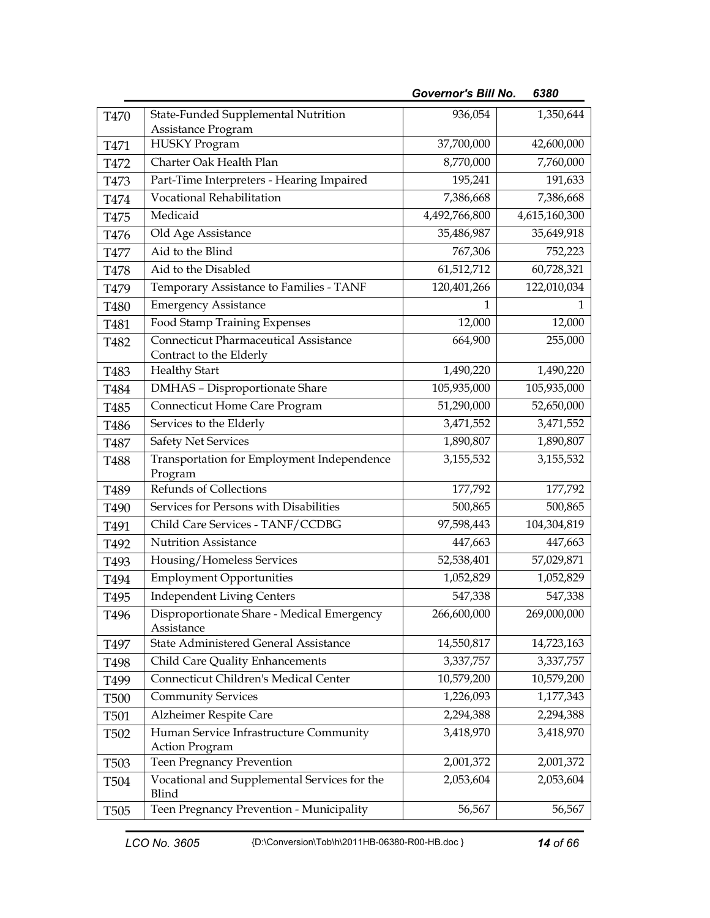| | | | |
|---|---|---|---|
| T470 | State-Funded Supplemental Nutrition Assistance Program | 936,054 | 1,350,644 |
| T471 | HUSKY Program | 37,700,000 | 42,600,000 |
| T472 | Charter Oak Health Plan | 8,770,000 | 7,760,000 |
| T473 | Part-Time Interpreters - Hearing Impaired | 195,241 | 191,633 |
| T474 | Vocational Rehabilitation | 7,386,668 | 7,386,668 |
| T475 | Medicaid | 4,492,766,800 | 4,615,160,300 |
| T476 | Old Age Assistance | 35,486,987 | 35,649,918 |
| T477 | Aid to the Blind | 767,306 | 752,223 |
| T478 | Aid to the Disabled | 61,512,712 | 60,728,321 |
| T479 | Temporary Assistance to Families - TANF | 120,401,266 | 122,010,034 |
| T480 | Emergency Assistance | 1 | 1 |
| T481 | Food Stamp Training Expenses | 12,000 | 12,000 |
| T482 | Connecticut Pharmaceutical Assistance Contract to the Elderly | 664,900 | 255,000 |
| T483 | Healthy Start | 1,490,220 | 1,490,220 |
| T484 | DMHAS – Disproportionate Share | 105,935,000 | 105,935,000 |
| T485 | Connecticut Home Care Program | 51,290,000 | 52,650,000 |
| T486 | Services to the Elderly | 3,471,552 | 3,471,552 |
| T487 | Safety Net Services | 1,890,807 | 1,890,807 |
| T488 | Transportation for Employment Independence Program | 3,155,532 | 3,155,532 |
| T489 | Refunds of Collections | 177,792 | 177,792 |
| T490 | Services for Persons with Disabilities | 500,865 | 500,865 |
| T491 | Child Care Services - TANF/CCDBG | 97,598,443 | 104,304,819 |
| T492 | Nutrition Assistance | 447,663 | 447,663 |
| T493 | Housing/Homeless Services | 52,538,401 | 57,029,871 |
| T494 | Employment Opportunities | 1,052,829 | 1,052,829 |
| T495 | Independent Living Centers | 547,338 | 547,338 |
| T496 | Disproportionate Share - Medical Emergency Assistance | 266,600,000 | 269,000,000 |
| T497 | State Administered General Assistance | 14,550,817 | 14,723,163 |
| T498 | Child Care Quality Enhancements | 3,337,757 | 3,337,757 |
| T499 | Connecticut Children's Medical Center | 10,579,200 | 10,579,200 |
| T500 | Community Services | 1,226,093 | 1,177,343 |
| T501 | Alzheimer Respite Care | 2,294,388 | 2,294,388 |
| T502 | Human Service Infrastructure Community Action Program | 3,418,970 | 3,418,970 |
| T503 | Teen Pregnancy Prevention | 2,001,372 | 2,001,372 |
| T504 | Vocational and Supplemental Services for the Blind | 2,053,604 | 2,053,604 |
| T505 | Teen Pregnancy Prevention - Municipality | 56,567 | 56,567 |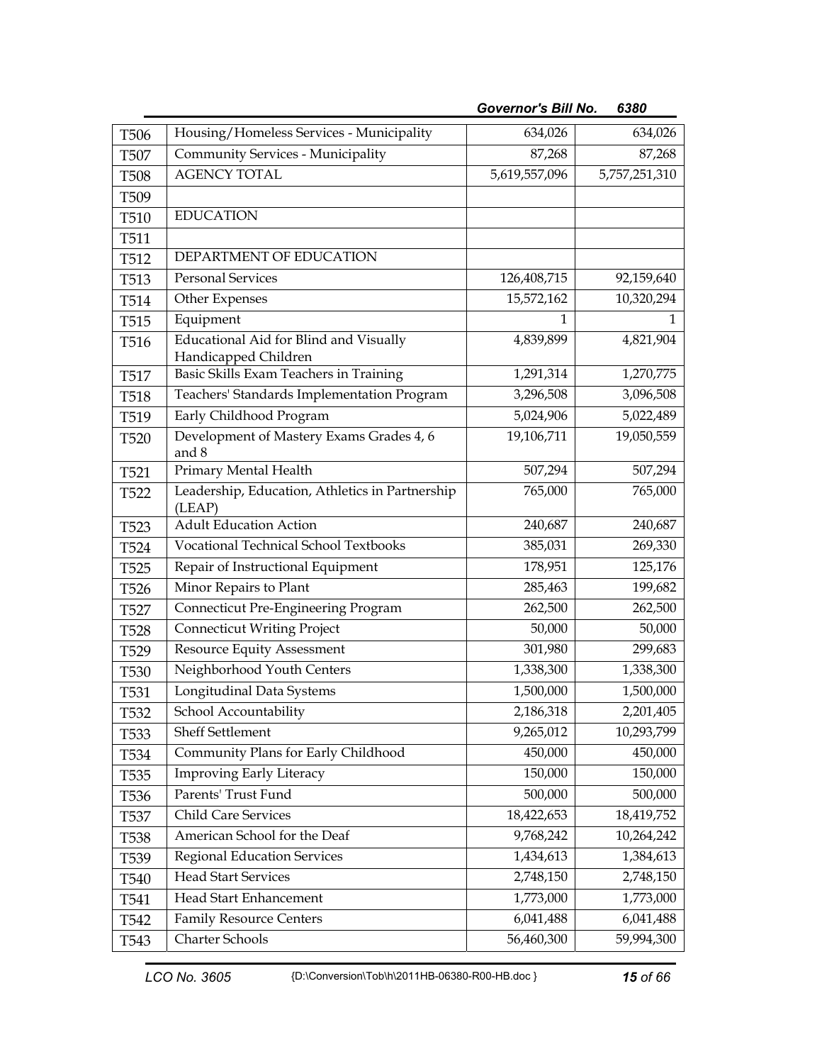| | | | |
|---|---|---|---|
| T506 | Housing/Homeless Services - Municipality | 634,026 | 634,026 |
| T507 | Community Services - Municipality | 87,268 | 87,268 |
| T508 | AGENCY TOTAL | 5,619,557,096 | 5,757,251,310 |
| T509 | | | |
| T510 | EDUCATION | | |
| T511 | | | |
| T512 | DEPARTMENT OF EDUCATION | | |
| T513 | Personal Services | 126,408,715 | 92,159,640 |
| T514 | Other Expenses | 15,572,162 | 10,320,294 |
| T515 | Equipment | 1 | 1 |
| T516 | Educational Aid for Blind and Visually Handicapped Children | 4,839,899 | 4,821,904 |
| T517 | Basic Skills Exam Teachers in Training | 1,291,314 | 1,270,775 |
| T518 | Teachers' Standards Implementation Program | 3,296,508 | 3,096,508 |
| T519 | Early Childhood Program | 5,024,906 | 5,022,489 |
| T520 | Development of Mastery Exams Grades 4, 6 and 8 | 19,106,711 | 19,050,559 |
| T521 | Primary Mental Health | 507,294 | 507,294 |
| T522 | Leadership, Education, Athletics in Partnership (LEAP) | 765,000 | 765,000 |
| T523 | Adult Education Action | 240,687 | 240,687 |
| T524 | Vocational Technical School Textbooks | 385,031 | 269,330 |
| T525 | Repair of Instructional Equipment | 178,951 | 125,176 |
| T526 | Minor Repairs to Plant | 285,463 | 199,682 |
| T527 | Connecticut Pre-Engineering Program | 262,500 | 262,500 |
| T528 | Connecticut Writing Project | 50,000 | 50,000 |
| T529 | Resource Equity Assessment | 301,980 | 299,683 |
| T530 | Neighborhood Youth Centers | 1,338,300 | 1,338,300 |
| T531 | Longitudinal Data Systems | 1,500,000 | 1,500,000 |
| T532 | School Accountability | 2,186,318 | 2,201,405 |
| T533 | Sheff Settlement | 9,265,012 | 10,293,799 |
| T534 | Community Plans for Early Childhood | 450,000 | 450,000 |
| T535 | Improving Early Literacy | 150,000 | 150,000 |
| T536 | Parents' Trust Fund | 500,000 | 500,000 |
| T537 | Child Care Services | 18,422,653 | 18,419,752 |
| T538 | American School for the Deaf | 9,768,242 | 10,264,242 |
| T539 | Regional Education Services | 1,434,613 | 1,384,613 |
| T540 | Head Start Services | 2,748,150 | 2,748,150 |
| T541 | Head Start Enhancement | 1,773,000 | 1,773,000 |
| T542 | Family Resource Centers | 6,041,488 | 6,041,488 |
| T543 | Charter Schools | 56,460,300 | 59,994,300 |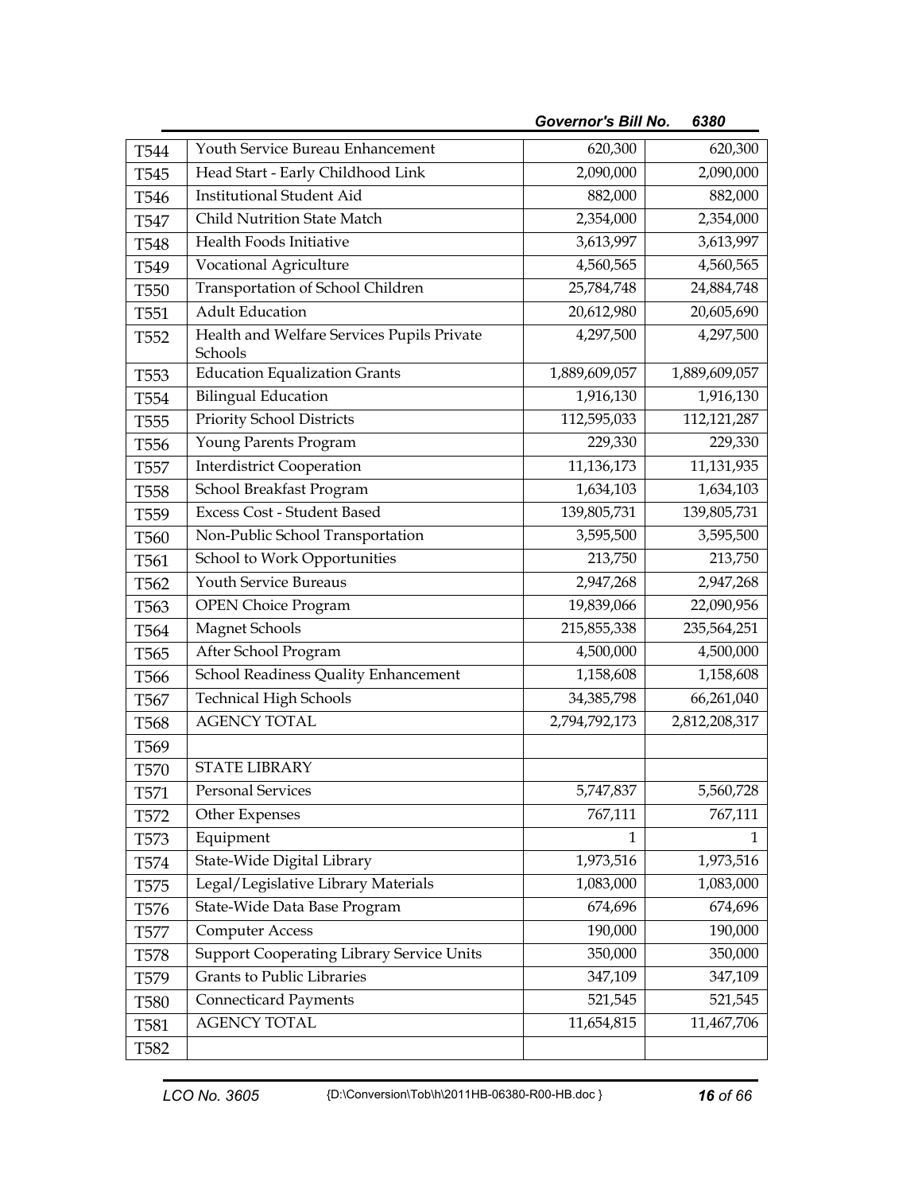| | | | |
|---|---|---|---|
| T544 | Youth Service Bureau Enhancement | 620,300 | 620,300 |
| T545 | Head Start - Early Childhood Link | 2,090,000 | 2,090,000 |
| T546 | Institutional Student Aid | 882,000 | 882,000 |
| T547 | Child Nutrition State Match | 2,354,000 | 2,354,000 |
| T548 | Health Foods Initiative | 3,613,997 | 3,613,997 |
| T549 | Vocational Agriculture | 4,560,565 | 4,560,565 |
| T550 | Transportation of School Children | 25,784,748 | 24,884,748 |
| T551 | Adult Education | 20,612,980 | 20,605,690 |
| T552 | Health and Welfare Services Pupils Private Schools | 4,297,500 | 4,297,500 |
| T553 | Education Equalization Grants | 1,889,609,057 | 1,889,609,057 |
| T554 | Bilingual Education | 1,916,130 | 1,916,130 |
| T555 | Priority School Districts | 112,595,033 | 112,121,287 |
| T556 | Young Parents Program | 229,330 | 229,330 |
| T557 | Interdistrict Cooperation | 11,136,173 | 11,131,935 |
| T558 | School Breakfast Program | 1,634,103 | 1,634,103 |
| T559 | Excess Cost - Student Based | 139,805,731 | 139,805,731 |
| T560 | Non-Public School Transportation | 3,595,500 | 3,595,500 |
| T561 | School to Work Opportunities | 213,750 | 213,750 |
| T562 | Youth Service Bureaus | 2,947,268 | 2,947,268 |
| T563 | OPEN Choice Program | 19,839,066 | 22,090,956 |
| T564 | Magnet Schools | 215,855,338 | 235,564,251 |
| T565 | After School Program | 4,500,000 | 4,500,000 |
| T566 | School Readiness Quality Enhancement | 1,158,608 | 1,158,608 |
| T567 | Technical High Schools | 34,385,798 | 66,261,040 |
| T568 | AGENCY TOTAL | 2,794,792,173 | 2,812,208,317 |
| T569 | | | |
| T570 | STATE LIBRARY | | |
| T571 | Personal Services | 5,747,837 | 5,560,728 |
| T572 | Other Expenses | 767,111 | 767,111 |
| T573 | Equipment | 1 | 1 |
| T574 | State-Wide Digital Library | 1,973,516 | 1,973,516 |
| T575 | Legal/Legislative Library Materials | 1,083,000 | 1,083,000 |
| T576 | State-Wide Data Base Program | 674,696 | 674,696 |
| T577 | Computer Access | 190,000 | 190,000 |
| T578 | Support Cooperating Library Service Units | 350,000 | 350,000 |
| T579 | Grants to Public Libraries | 347,109 | 347,109 |
| T580 | Connecticard Payments | 521,545 | 521,545 |
| T581 | AGENCY TOTAL | 11,654,815 | 11,467,706 |
| T582 | | | |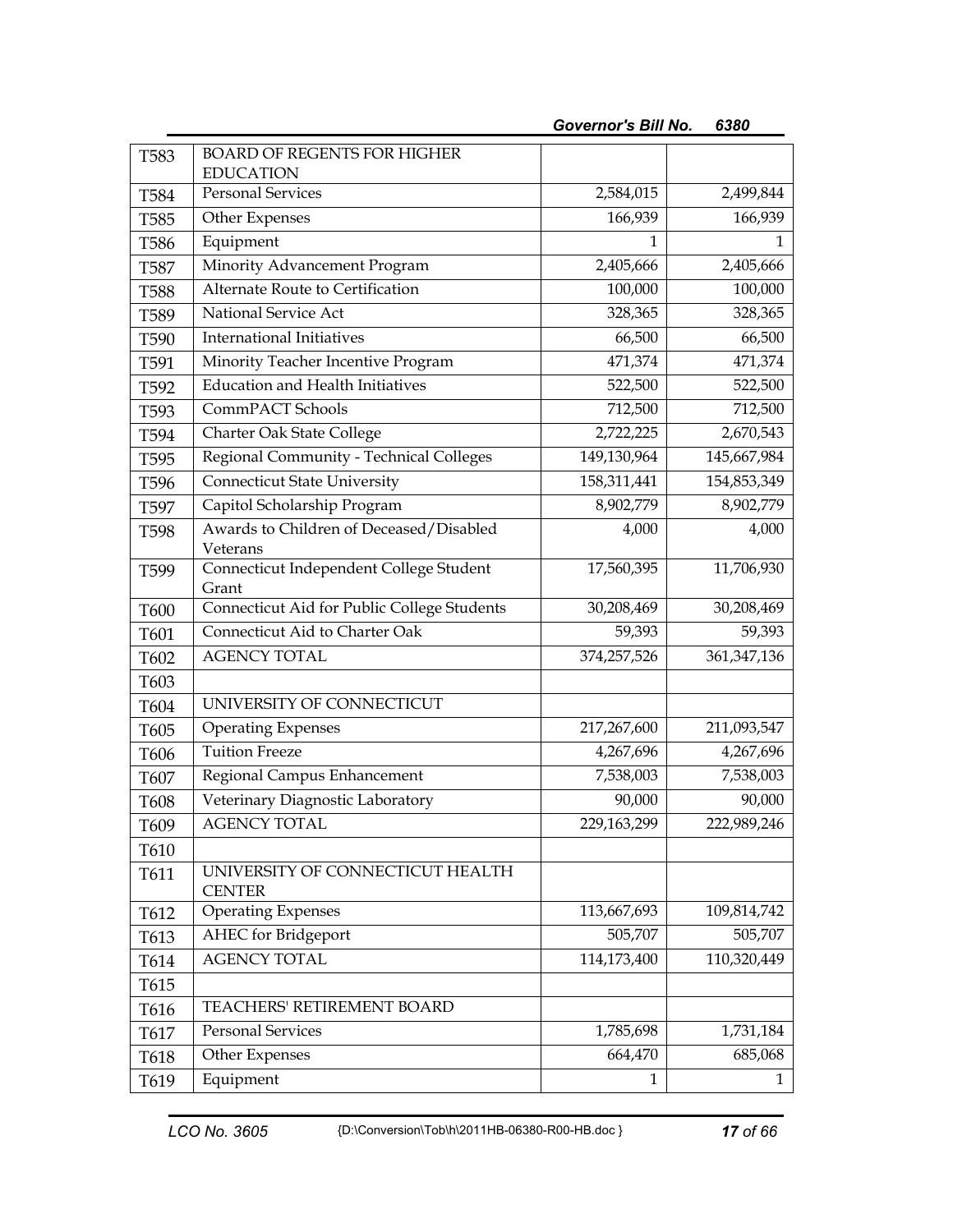| | | | |
|---|---|---|---|
| T583 | BOARD OF REGENTS FOR HIGHER EDUCATION | | |
| T584 | Personal Services | 2,584,015 | 2,499,844 |
| T585 | Other Expenses | 166,939 | 166,939 |
| T586 | Equipment | 1 | 1 |
| T587 | Minority Advancement Program | 2,405,666 | 2,405,666 |
| T588 | Alternate Route to Certification | 100,000 | 100,000 |
| T589 | National Service Act | 328,365 | 328,365 |
| T590 | International Initiatives | 66,500 | 66,500 |
| T591 | Minority Teacher Incentive Program | 471,374 | 471,374 |
| T592 | Education and Health Initiatives | 522,500 | 522,500 |
| T593 | CommPACT Schools | 712,500 | 712,500 |
| T594 | Charter Oak State College | 2,722,225 | 2,670,543 |
| T595 | Regional Community - Technical Colleges | 149,130,964 | 145,667,984 |
| T596 | Connecticut State University | 158,311,441 | 154,853,349 |
| T597 | Capitol Scholarship Program | 8,902,779 | 8,902,779 |
| T598 | Awards to Children of Deceased/Disabled Veterans | 4,000 | 4,000 |
| T599 | Connecticut Independent College Student Grant | 17,560,395 | 11,706,930 |
| T600 | Connecticut Aid for Public College Students | 30,208,469 | 30,208,469 |
| T601 | Connecticut Aid to Charter Oak | 59,393 | 59,393 |
| T602 | AGENCY TOTAL | 374,257,526 | 361,347,136 |
| T603 | | | |
| T604 | UNIVERSITY OF CONNECTICUT | | |
| T605 | Operating Expenses | 217,267,600 | 211,093,547 |
| T606 | Tuition Freeze | 4,267,696 | 4,267,696 |
| T607 | Regional Campus Enhancement | 7,538,003 | 7,538,003 |
| T608 | Veterinary Diagnostic Laboratory | 90,000 | 90,000 |
| T609 | AGENCY TOTAL | 229,163,299 | 222,989,246 |
| T610 | | | |
| T611 | UNIVERSITY OF CONNECTICUT HEALTH CENTER | | |
| T612 | Operating Expenses | 113,667,693 | 109,814,742 |
| T613 | AHEC for Bridgeport | 505,707 | 505,707 |
| T614 | AGENCY TOTAL | 114,173,400 | 110,320,449 |
| T615 | | | |
| T616 | TEACHERS' RETIREMENT BOARD | | |
| T617 | Personal Services | 1,785,698 | 1,731,184 |
| T618 | Other Expenses | 664,470 | 685,068 |
| T619 | Equipment | 1 | 1 |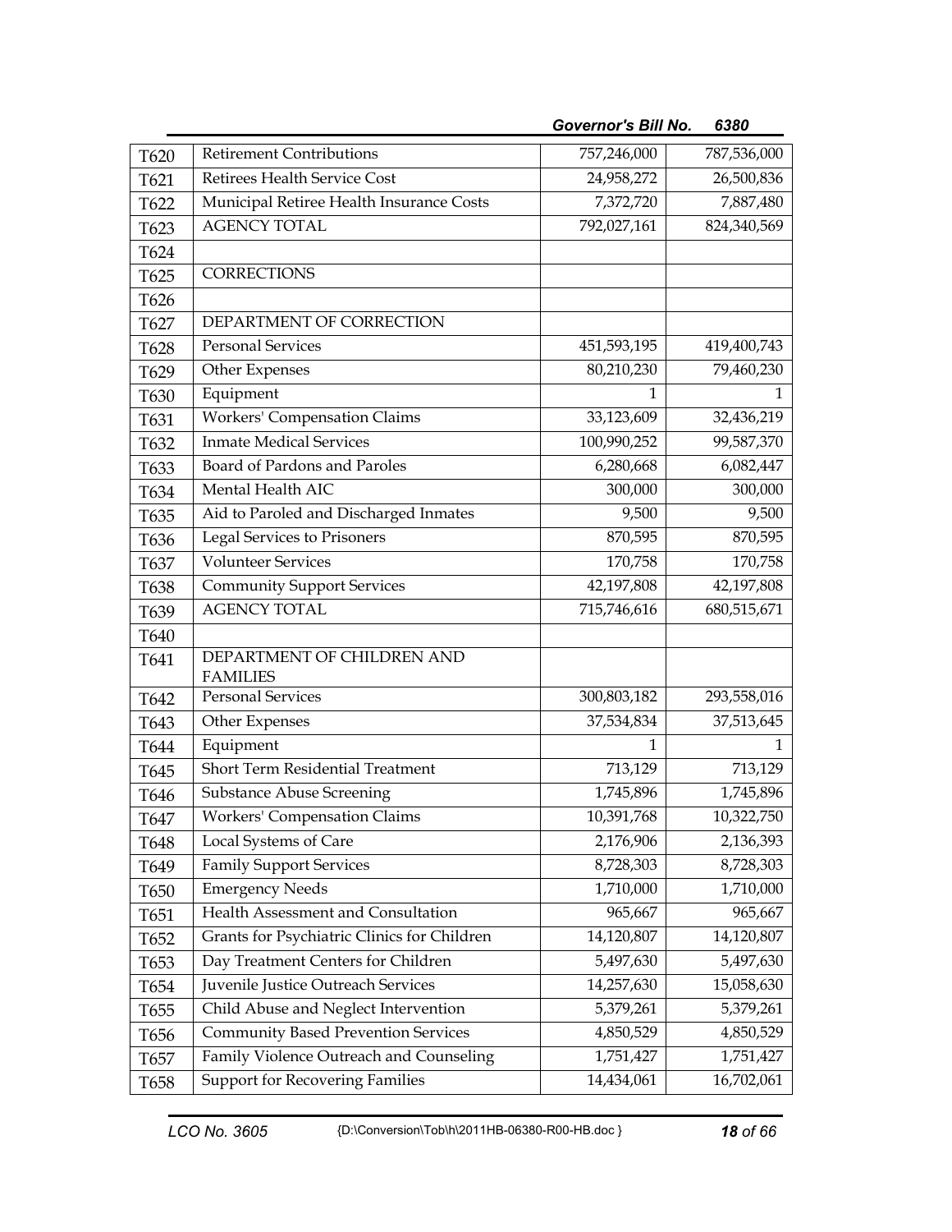| | | | |
|---|---|---|---|
| T620 | Retirement Contributions | 757,246,000 | 787,536,000 |
| T621 | Retirees Health Service Cost | 24,958,272 | 26,500,836 |
| T622 | Municipal Retiree Health Insurance Costs | 7,372,720 | 7,887,480 |
| T623 | AGENCY TOTAL | 792,027,161 | 824,340,569 |
| T624 | | | |
| T625 | CORRECTIONS | | |
| T626 | | | |
| T627 | DEPARTMENT OF CORRECTION | | |
| T628 | Personal Services | 451,593,195 | 419,400,743 |
| T629 | Other Expenses | 80,210,230 | 79,460,230 |
| T630 | Equipment | 1 | 1 |
| T631 | Workers' Compensation Claims | 33,123,609 | 32,436,219 |
| T632 | Inmate Medical Services | 100,990,252 | 99,587,370 |
| T633 | Board of Pardons and Paroles | 6,280,668 | 6,082,447 |
| T634 | Mental Health AIC | 300,000 | 300,000 |
| T635 | Aid to Paroled and Discharged Inmates | 9,500 | 9,500 |
| T636 | Legal Services to Prisoners | 870,595 | 870,595 |
| T637 | Volunteer Services | 170,758 | 170,758 |
| T638 | Community Support Services | 42,197,808 | 42,197,808 |
| T639 | AGENCY TOTAL | 715,746,616 | 680,515,671 |
| T640 | | | |
| T641 | DEPARTMENT OF CHILDREN AND FAMILIES | | |
| T642 | Personal Services | 300,803,182 | 293,558,016 |
| T643 | Other Expenses | 37,534,834 | 37,513,645 |
| T644 | Equipment | 1 | 1 |
| T645 | Short Term Residential Treatment | 713,129 | 713,129 |
| T646 | Substance Abuse Screening | 1,745,896 | 1,745,896 |
| T647 | Workers' Compensation Claims | 10,391,768 | 10,322,750 |
| T648 | Local Systems of Care | 2,176,906 | 2,136,393 |
| T649 | Family Support Services | 8,728,303 | 8,728,303 |
| T650 | Emergency Needs | 1,710,000 | 1,710,000 |
| T651 | Health Assessment and Consultation | 965,667 | 965,667 |
| T652 | Grants for Psychiatric Clinics for Children | 14,120,807 | 14,120,807 |
| T653 | Day Treatment Centers for Children | 5,497,630 | 5,497,630 |
| T654 | Juvenile Justice Outreach Services | 14,257,630 | 15,058,630 |
| T655 | Child Abuse and Neglect Intervention | 5,379,261 | 5,379,261 |
| T656 | Community Based Prevention Services | 4,850,529 | 4,850,529 |
| T657 | Family Violence Outreach and Counseling | 1,751,427 | 1,751,427 |
| T658 | Support for Recovering Families | 14,434,061 | 16,702,061 |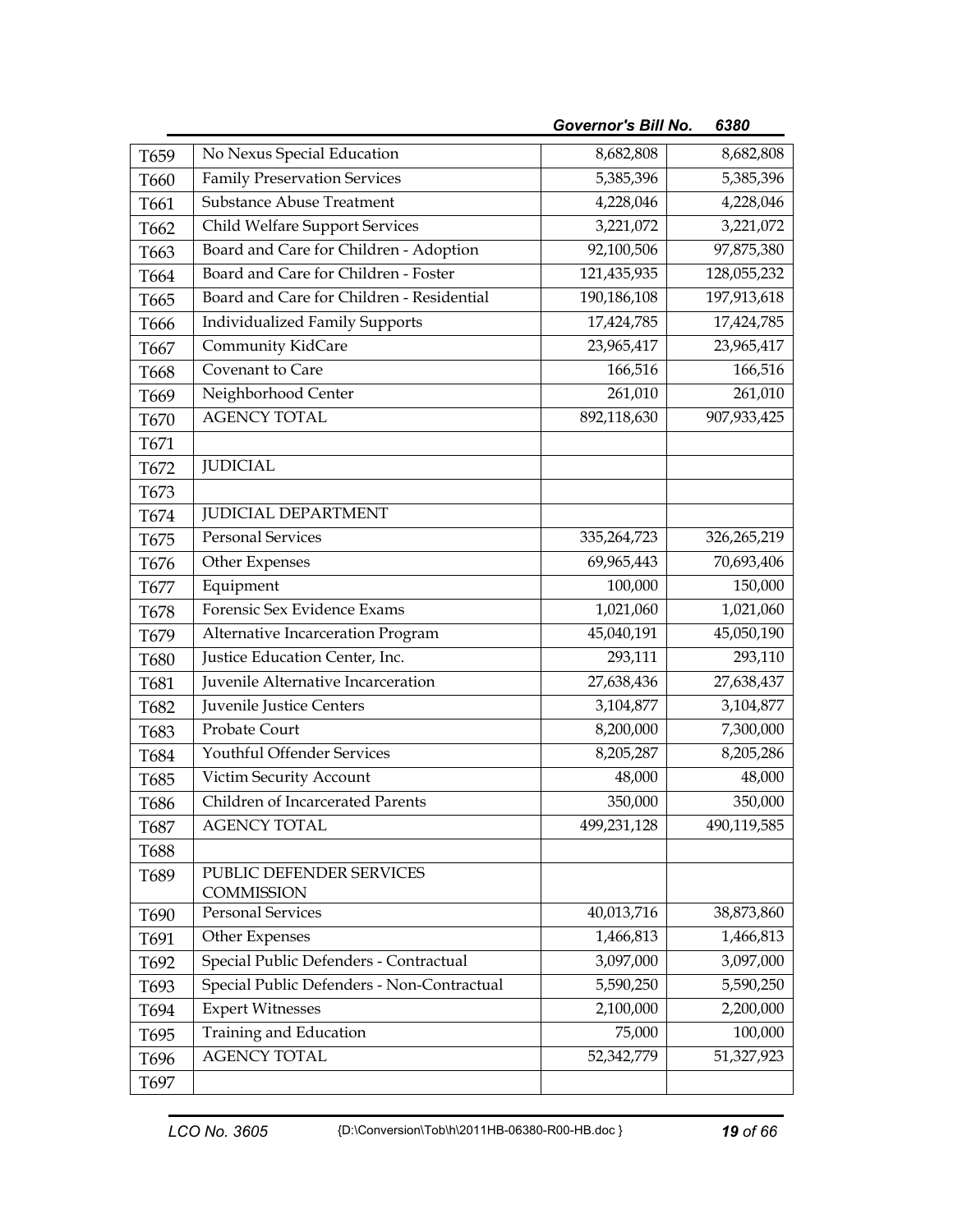| | | | |
|---|---|---|---|
| T659 | No Nexus Special Education | 8,682,808 | 8,682,808 |
| T660 | Family Preservation Services | 5,385,396 | 5,385,396 |
| T661 | Substance Abuse Treatment | 4,228,046 | 4,228,046 |
| T662 | Child Welfare Support Services | 3,221,072 | 3,221,072 |
| T663 | Board and Care for Children - Adoption | 92,100,506 | 97,875,380 |
| T664 | Board and Care for Children - Foster | 121,435,935 | 128,055,232 |
| T665 | Board and Care for Children - Residential | 190,186,108 | 197,913,618 |
| T666 | Individualized Family Supports | 17,424,785 | 17,424,785 |
| T667 | Community KidCare | 23,965,417 | 23,965,417 |
| T668 | Covenant to Care | 166,516 | 166,516 |
| T669 | Neighborhood Center | 261,010 | 261,010 |
| T670 | AGENCY TOTAL | 892,118,630 | 907,933,425 |
| T671 | | | |
| T672 | JUDICIAL | | |
| T673 | | | |
| T674 | JUDICIAL DEPARTMENT | | |
| T675 | Personal Services | 335,264,723 | 326,265,219 |
| T676 | Other Expenses | 69,965,443 | 70,693,406 |
| T677 | Equipment | 100,000 | 150,000 |
| T678 | Forensic Sex Evidence Exams | 1,021,060 | 1,021,060 |
| T679 | Alternative Incarceration Program | 45,040,191 | 45,050,190 |
| T680 | Justice Education Center, Inc. | 293,111 | 293,110 |
| T681 | Juvenile Alternative Incarceration | 27,638,436 | 27,638,437 |
| T682 | Juvenile Justice Centers | 3,104,877 | 3,104,877 |
| T683 | Probate Court | 8,200,000 | 7,300,000 |
| T684 | Youthful Offender Services | 8,205,287 | 8,205,286 |
| T685 | Victim Security Account | 48,000 | 48,000 |
| T686 | Children of Incarcerated Parents | 350,000 | 350,000 |
| T687 | AGENCY TOTAL | 499,231,128 | 490,119,585 |
| T688 | | | |
| T689 | PUBLIC DEFENDER SERVICES COMMISSION | | |
| T690 | Personal Services | 40,013,716 | 38,873,860 |
| T691 | Other Expenses | 1,466,813 | 1,466,813 |
| T692 | Special Public Defenders - Contractual | 3,097,000 | 3,097,000 |
| T693 | Special Public Defenders - Non-Contractual | 5,590,250 | 5,590,250 |
| T694 | Expert Witnesses | 2,100,000 | 2,200,000 |
| T695 | Training and Education | 75,000 | 100,000 |
| T696 | AGENCY TOTAL | 52,342,779 | 51,327,923 |
| T697 | | | |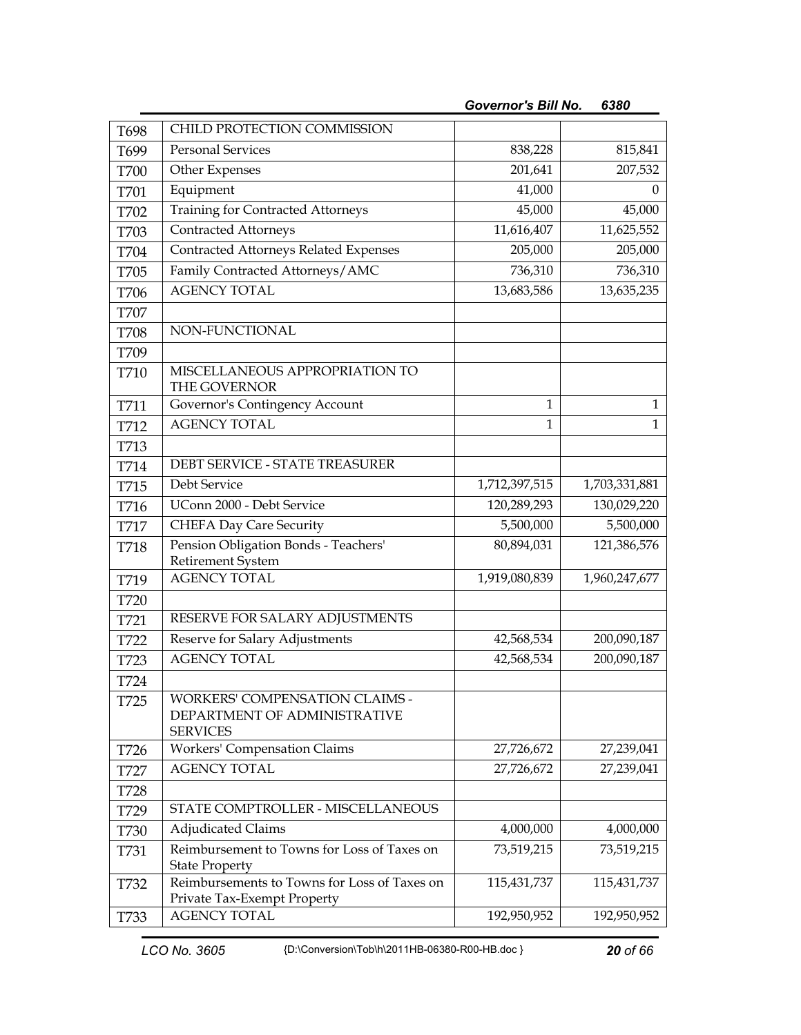| | | | |
|---|---|---|---|
| T698 | CHILD PROTECTION COMMISSION | | |
| T699 | Personal Services | 838,228 | 815,841 |
| T700 | Other Expenses | 201,641 | 207,532 |
| T701 | Equipment | 41,000 | 0 |
| T702 | Training for Contracted Attorneys | 45,000 | 45,000 |
| T703 | Contracted Attorneys | 11,616,407 | 11,625,552 |
| T704 | Contracted Attorneys Related Expenses | 205,000 | 205,000 |
| T705 | Family Contracted Attorneys/AMC | 736,310 | 736,310 |
| T706 | AGENCY TOTAL | 13,683,586 | 13,635,235 |
| T707 | | | |
| T708 | NON-FUNCTIONAL | | |
| T709 | | | |
| T710 | MISCELLANEOUS APPROPRIATION TO THE GOVERNOR | | |
| T711 | Governor's Contingency Account | 1 | 1 |
| T712 | AGENCY TOTAL | 1 | 1 |
| T713 | | | |
| T714 | DEBT SERVICE - STATE TREASURER | | |
| T715 | Debt Service | 1,712,397,515 | 1,703,331,881 |
| T716 | UConn 2000 - Debt Service | 120,289,293 | 130,029,220 |
| T717 | CHEFA Day Care Security | 5,500,000 | 5,500,000 |
| T718 | Pension Obligation Bonds - Teachers' Retirement System | 80,894,031 | 121,386,576 |
| T719 | AGENCY TOTAL | 1,919,080,839 | 1,960,247,677 |
| T720 | | | |
| T721 | RESERVE FOR SALARY ADJUSTMENTS | | |
| T722 | Reserve for Salary Adjustments | 42,568,534 | 200,090,187 |
| T723 | AGENCY TOTAL | 42,568,534 | 200,090,187 |
| T724 | | | |
| T725 | WORKERS' COMPENSATION CLAIMS - DEPARTMENT OF ADMINISTRATIVE SERVICES | | |
| T726 | Workers' Compensation Claims | 27,726,672 | 27,239,041 |
| T727 | AGENCY TOTAL | 27,726,672 | 27,239,041 |
| T728 | | | |
| T729 | STATE COMPTROLLER - MISCELLANEOUS | | |
| T730 | Adjudicated Claims | 4,000,000 | 4,000,000 |
| T731 | Reimbursement to Towns for Loss of Taxes on State Property | 73,519,215 | 73,519,215 |
| T732 | Reimbursements to Towns for Loss of Taxes on Private Tax-Exempt Property | 115,431,737 | 115,431,737 |
| T733 | AGENCY TOTAL | 192,950,952 | 192,950,952 |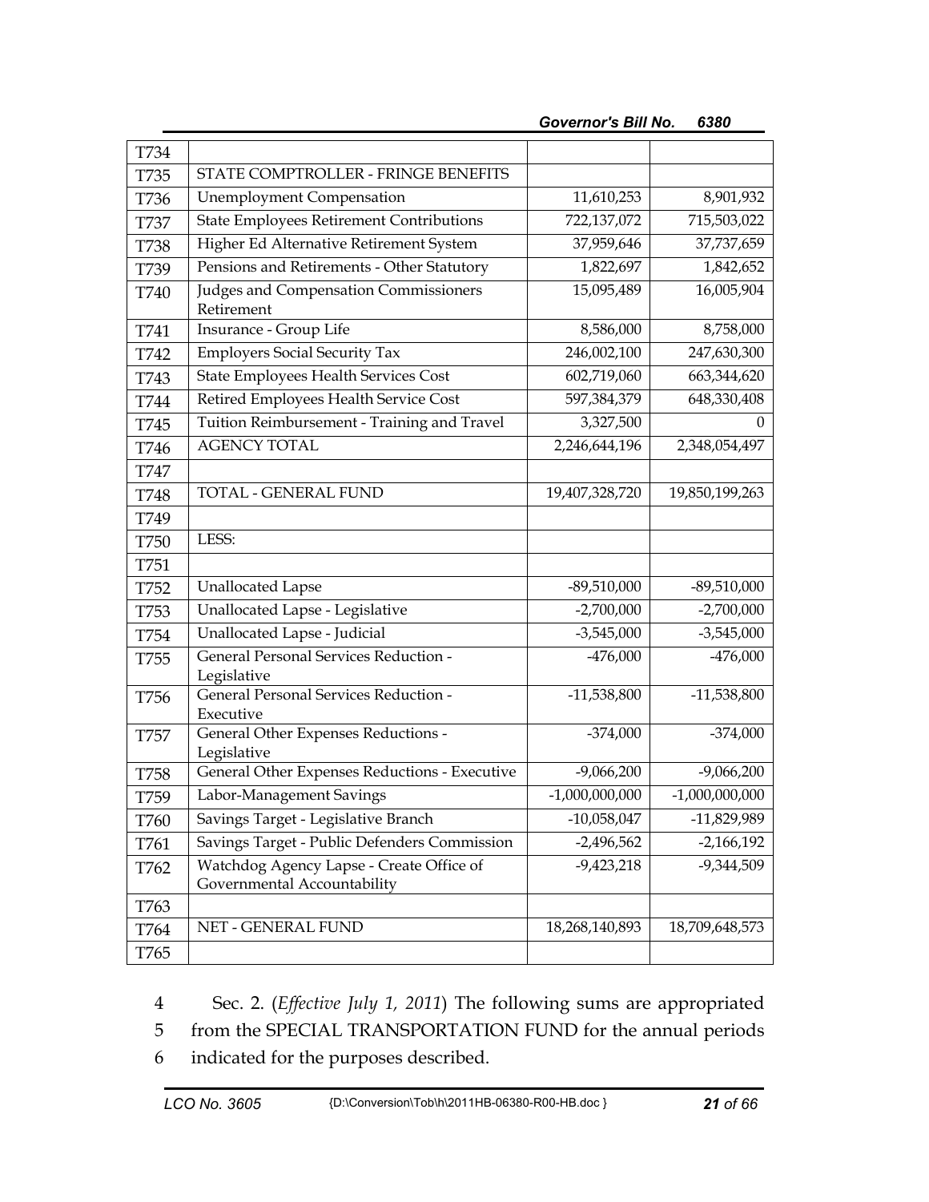| | | | |
|---|---|---|---|
| T734 | | | |
| T735 | STATE COMPTROLLER - FRINGE BENEFITS | | |
| T736 | Unemployment Compensation | 11,610,253 | 8,901,932 |
| T737 | State Employees Retirement Contributions | 722,137,072 | 715,503,022 |
| T738 | Higher Ed Alternative Retirement System | 37,959,646 | 37,737,659 |
| T739 | Pensions and Retirements - Other Statutory | 1,822,697 | 1,842,652 |
| T740 | Judges and Compensation Commissioners Retirement | 15,095,489 | 16,005,904 |
| T741 | Insurance - Group Life | 8,586,000 | 8,758,000 |
| T742 | Employers Social Security Tax | 246,002,100 | 247,630,300 |
| T743 | State Employees Health Services Cost | 602,719,060 | 663,344,620 |
| T744 | Retired Employees Health Service Cost | 597,384,379 | 648,330,408 |
| T745 | Tuition Reimbursement - Training and Travel | 3,327,500 | 0 |
| T746 | AGENCY TOTAL | 2,246,644,196 | 2,348,054,497 |
| T747 | | | |
| T748 | TOTAL - GENERAL FUND | 19,407,328,720 | 19,850,199,263 |
| T749 | | | |
| T750 | LESS: | | |
| T751 | | | |
| T752 | Unallocated Lapse | -89,510,000 | -89,510,000 |
| T753 | Unallocated Lapse - Legislative | -2,700,000 | -2,700,000 |
| T754 | Unallocated Lapse - Judicial | -3,545,000 | -3,545,000 |
| T755 | General Personal Services Reduction - Legislative | -476,000 | -476,000 |
| T756 | General Personal Services Reduction - Executive | -11,538,800 | -11,538,800 |
| T757 | General Other Expenses Reductions - Legislative | -374,000 | -374,000 |
| T758 | General Other Expenses Reductions - Executive | -9,066,200 | -9,066,200 |
| T759 | Labor-Management Savings | -1,000,000,000 | -1,000,000,000 |
| T760 | Savings Target - Legislative Branch | -10,058,047 | -11,829,989 |
| T761 | Savings Target - Public Defenders Commission | -2,496,562 | -2,166,192 |
| T762 | Watchdog Agency Lapse - Create Office of Governmental Accountability | -9,423,218 | -9,344,509 |
| T763 | | | |
| T764 | NET - GENERAL FUND | 18,268,140,893 | 18,709,648,573 |
| T765 | | | |

4 Sec. 2. (*Effective July 1, 2011*) The following sums are appropriated
5 from the SPECIAL TRANSPORTATION FUND for the annual periods
6 indicated for the purposes described.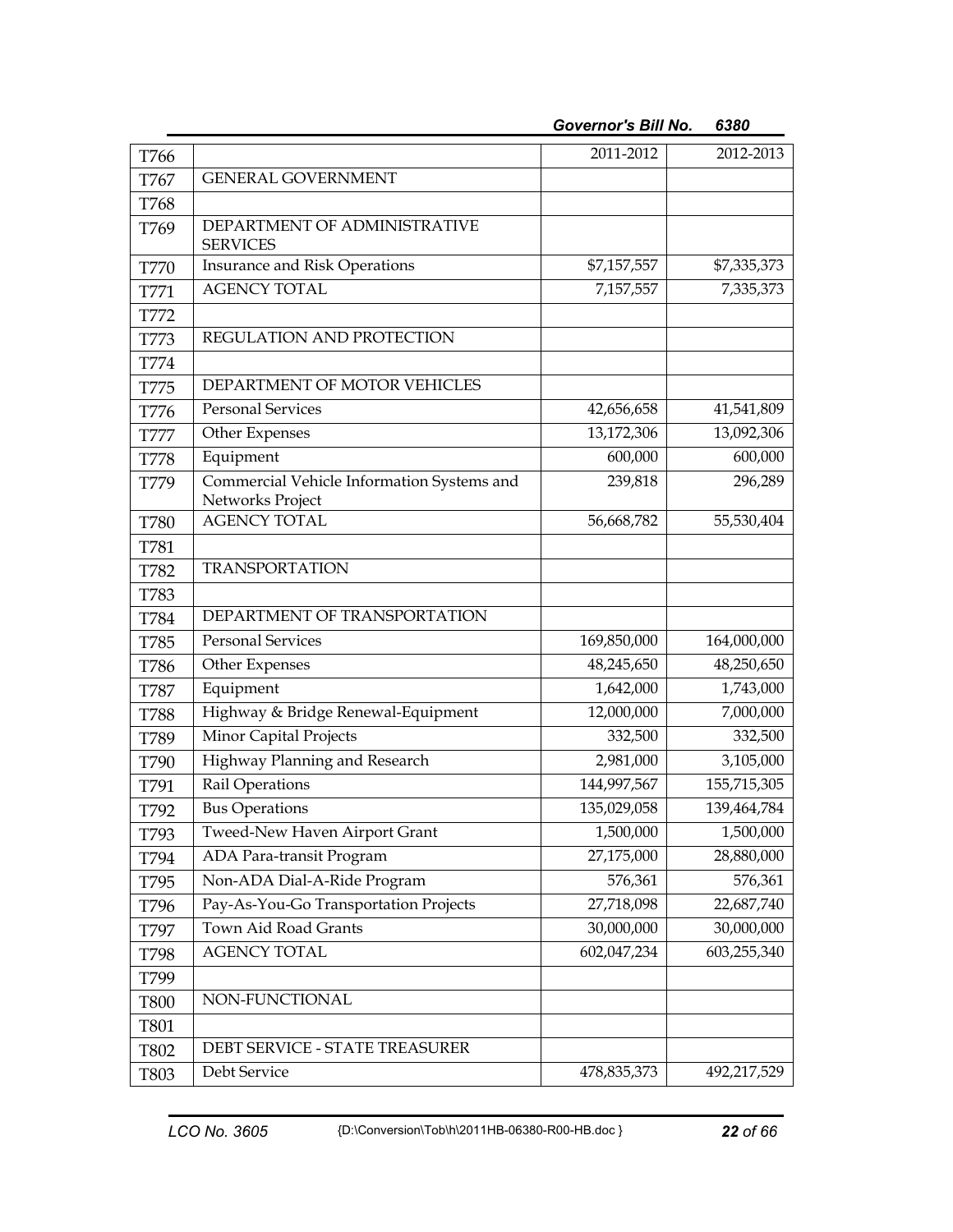| T766 | | 2011-2012 | 2012-2013 |
|---|---|---|---|
| T767 | GENERAL GOVERNMENT | | |
| T768 | | | |
| T769 | DEPARTMENT OF ADMINISTRATIVE SERVICES | | |
| T770 | Insurance and Risk Operations | $7,157,557 | $7,335,373 |
| T771 | AGENCY TOTAL | 7,157,557 | 7,335,373 |
| T772 | | | |
| T773 | REGULATION AND PROTECTION | | |
| T774 | | | |
| T775 | DEPARTMENT OF MOTOR VEHICLES | | |
| T776 | Personal Services | 42,656,658 | 41,541,809 |
| T777 | Other Expenses | 13,172,306 | 13,092,306 |
| T778 | Equipment | 600,000 | 600,000 |
| T779 | Commercial Vehicle Information Systems and Networks Project | 239,818 | 296,289 |
| T780 | AGENCY TOTAL | 56,668,782 | 55,530,404 |
| T781 | | | |
| T782 | TRANSPORTATION | | |
| T783 | | | |
| T784 | DEPARTMENT OF TRANSPORTATION | | |
| T785 | Personal Services | 169,850,000 | 164,000,000 |
| T786 | Other Expenses | 48,245,650 | 48,250,650 |
| T787 | Equipment | 1,642,000 | 1,743,000 |
| T788 | Highway & Bridge Renewal-Equipment | 12,000,000 | 7,000,000 |
| T789 | Minor Capital Projects | 332,500 | 332,500 |
| T790 | Highway Planning and Research | 2,981,000 | 3,105,000 |
| T791 | Rail Operations | 144,997,567 | 155,715,305 |
| T792 | Bus Operations | 135,029,058 | 139,464,784 |
| T793 | Tweed-New Haven Airport Grant | 1,500,000 | 1,500,000 |
| T794 | ADA Para-transit Program | 27,175,000 | 28,880,000 |
| T795 | Non-ADA Dial-A-Ride Program | 576,361 | 576,361 |
| T796 | Pay-As-You-Go Transportation Projects | 27,718,098 | 22,687,740 |
| T797 | Town Aid Road Grants | 30,000,000 | 30,000,000 |
| T798 | AGENCY TOTAL | 602,047,234 | 603,255,340 |
| T799 | | | |
| T800 | NON-FUNCTIONAL | | |
| T801 | | | |
| T802 | DEBT SERVICE - STATE TREASURER | | |
| T803 | Debt Service | 478,835,373 | 492,217,529 |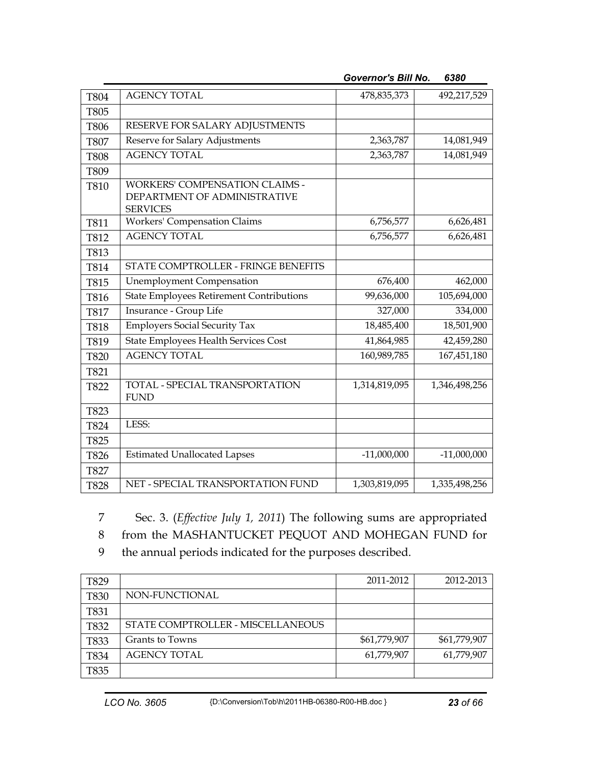| | | | |
|---|---|---|---|
| T804 | AGENCY TOTAL | 478,835,373 | 492,217,529 |
| T805 | | | |
| T806 | RESERVE FOR SALARY ADJUSTMENTS | | |
| T807 | Reserve for Salary Adjustments | 2,363,787 | 14,081,949 |
| T808 | AGENCY TOTAL | 2,363,787 | 14,081,949 |
| T809 | | | |
| T810 | WORKERS' COMPENSATION CLAIMS - DEPARTMENT OF ADMINISTRATIVE SERVICES | | |
| T811 | Workers' Compensation Claims | 6,756,577 | 6,626,481 |
| T812 | AGENCY TOTAL | 6,756,577 | 6,626,481 |
| T813 | | | |
| T814 | STATE COMPTROLLER - FRINGE BENEFITS | | |
| T815 | Unemployment Compensation | 676,400 | 462,000 |
| T816 | State Employees Retirement Contributions | 99,636,000 | 105,694,000 |
| T817 | Insurance - Group Life | 327,000 | 334,000 |
| T818 | Employers Social Security Tax | 18,485,400 | 18,501,900 |
| T819 | State Employees Health Services Cost | 41,864,985 | 42,459,280 |
| T820 | AGENCY TOTAL | 160,989,785 | 167,451,180 |
| T821 | | | |
| T822 | TOTAL - SPECIAL TRANSPORTATION FUND | 1,314,819,095 | 1,346,498,256 |
| T823 | | | |
| T824 | LESS: | | |
| T825 | | | |
| T826 | Estimated Unallocated Lapses | -11,000,000 | -11,000,000 |
| T827 | | | |
| T828 | NET - SPECIAL TRANSPORTATION FUND | 1,303,819,095 | 1,335,498,256 |

7 Sec. 3. (*Effective July 1, 2011*) The following sums are appropriated
8 from the MASHANTUCKET PEQUOT AND MOHEGAN FUND for
9 the annual periods indicated for the purposes described.

| | | | |
|---|---|---|---|
| T829 | | 2011-2012 | 2012-2013 |
| T830 | NON-FUNCTIONAL | | |
| T831 | | | |
| T832 | STATE COMPTROLLER - MISCELLANEOUS | | |
| T833 | Grants to Towns | $61,779,907 | $61,779,907 |
| T834 | AGENCY TOTAL | 61,779,907 | 61,779,907 |
| T835 | | | |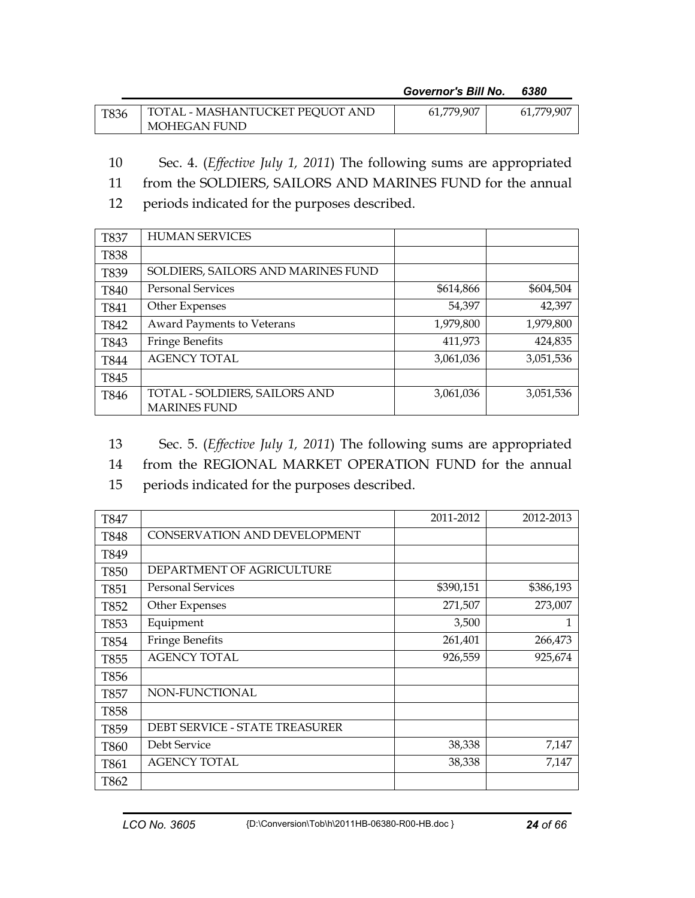| | | | |
|---|---|---|---|
| T836 | TOTAL - MASHANTUCKET PEQUOT AND MOHEGAN FUND | 61,779,907 | 61,779,907 |

10 Sec. 4. (*Effective July 1, 2011*) The following sums are appropriated
11 from the SOLDIERS, SAILORS AND MARINES FUND for the annual
12 periods indicated for the purposes described.

| | | | |
|---|---|---|---|
| T837 | HUMAN SERVICES | | |
| T838 | | | |
| T839 | SOLDIERS, SAILORS AND MARINES FUND | | |
| T840 | Personal Services | $614,866 | $604,504 |
| T841 | Other Expenses | 54,397 | 42,397 |
| T842 | Award Payments to Veterans | 1,979,800 | 1,979,800 |
| T843 | Fringe Benefits | 411,973 | 424,835 |
| T844 | AGENCY TOTAL | 3,061,036 | 3,051,536 |
| T845 | | | |
| T846 | TOTAL - SOLDIERS, SAILORS AND MARINES FUND | 3,061,036 | 3,051,536 |

13 Sec. 5. (*Effective July 1, 2011*) The following sums are appropriated
14 from the REGIONAL MARKET OPERATION FUND for the annual
15 periods indicated for the purposes described.

| | | | |
|---|---|---|---|
| T847 | | 2011-2012 | 2012-2013 |
| T848 | CONSERVATION AND DEVELOPMENT | | |
| T849 | | | |
| T850 | DEPARTMENT OF AGRICULTURE | | |
| T851 | Personal Services | $390,151 | $386,193 |
| T852 | Other Expenses | 271,507 | 273,007 |
| T853 | Equipment | 3,500 | 1 |
| T854 | Fringe Benefits | 261,401 | 266,473 |
| T855 | AGENCY TOTAL | 926,559 | 925,674 |
| T856 | | | |
| T857 | NON-FUNCTIONAL | | |
| T858 | | | |
| T859 | DEBT SERVICE - STATE TREASURER | | |
| T860 | Debt Service | 38,338 | 7,147 |
| T861 | AGENCY TOTAL | 38,338 | 7,147 |
| T862 | | | |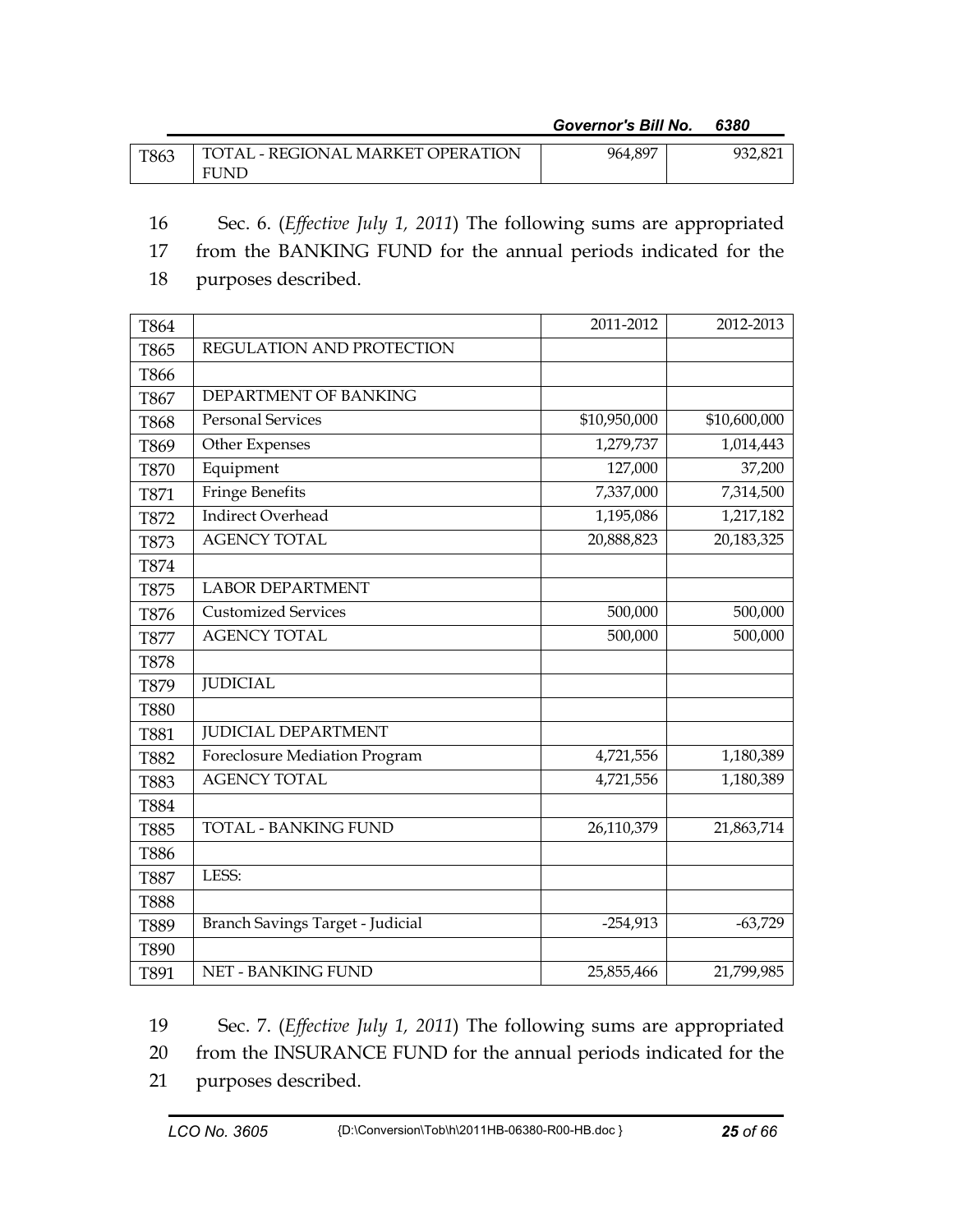| | | | |
|---|---|---|---|
| T863 | TOTAL - REGIONAL MARKET OPERATION FUND | 964,897 | 932,821 |

16 Sec. 6. (*Effective July 1, 2011*) The following sums are appropriated
17 from the BANKING FUND for the annual periods indicated for the
18 purposes described.

| | | | |
|---|---|---|---|
| T864 | | 2011-2012 | 2012-2013 |
| T865 | REGULATION AND PROTECTION | | |
| T866 | | | |
| T867 | DEPARTMENT OF BANKING | | |
| T868 | Personal Services | $10,950,000 | $10,600,000 |
| T869 | Other Expenses | 1,279,737 | 1,014,443 |
| T870 | Equipment | 127,000 | 37,200 |
| T871 | Fringe Benefits | 7,337,000 | 7,314,500 |
| T872 | Indirect Overhead | 1,195,086 | 1,217,182 |
| T873 | AGENCY TOTAL | 20,888,823 | 20,183,325 |
| T874 | | | |
| T875 | LABOR DEPARTMENT | | |
| T876 | Customized Services | 500,000 | 500,000 |
| T877 | AGENCY TOTAL | 500,000 | 500,000 |
| T878 | | | |
| T879 | JUDICIAL | | |
| T880 | | | |
| T881 | JUDICIAL DEPARTMENT | | |
| T882 | Foreclosure Mediation Program | 4,721,556 | 1,180,389 |
| T883 | AGENCY TOTAL | 4,721,556 | 1,180,389 |
| T884 | | | |
| T885 | TOTAL - BANKING FUND | 26,110,379 | 21,863,714 |
| T886 | | | |
| T887 | LESS: | | |
| T888 | | | |
| T889 | Branch Savings Target - Judicial | -254,913 | -63,729 |
| T890 | | | |
| T891 | NET - BANKING FUND | 25,855,466 | 21,799,985 |

19 Sec. 7. (*Effective July 1, 2011*) The following sums are appropriated
20 from the INSURANCE FUND for the annual periods indicated for the
21 purposes described.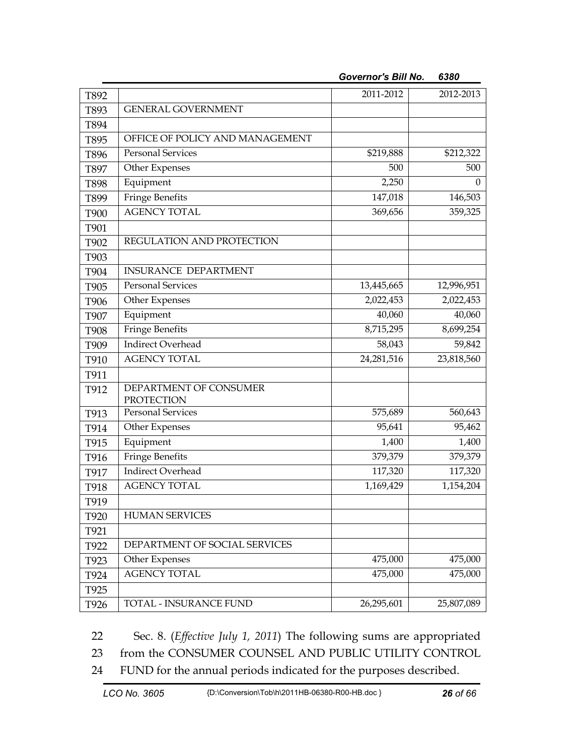| | | 2011-2012 | 2012-2013 |
|---|---|---|---|
| T892 | | 2011-2012 | 2012-2013 |
| T893 | GENERAL GOVERNMENT | | |
| T894 | | | |
| T895 | OFFICE OF POLICY AND MANAGEMENT | | |
| T896 | Personal Services | $219,888 | $212,322 |
| T897 | Other Expenses | 500 | 500 |
| T898 | Equipment | 2,250 | 0 |
| T899 | Fringe Benefits | 147,018 | 146,503 |
| T900 | AGENCY TOTAL | 369,656 | 359,325 |
| T901 | | | |
| T902 | REGULATION AND PROTECTION | | |
| T903 | | | |
| T904 | INSURANCE DEPARTMENT | | |
| T905 | Personal Services | 13,445,665 | 12,996,951 |
| T906 | Other Expenses | 2,022,453 | 2,022,453 |
| T907 | Equipment | 40,060 | 40,060 |
| T908 | Fringe Benefits | 8,715,295 | 8,699,254 |
| T909 | Indirect Overhead | 58,043 | 59,842 |
| T910 | AGENCY TOTAL | 24,281,516 | 23,818,560 |
| T911 | | | |
| T912 | DEPARTMENT OF CONSUMER PROTECTION | | |
| T913 | Personal Services | 575,689 | 560,643 |
| T914 | Other Expenses | 95,641 | 95,462 |
| T915 | Equipment | 1,400 | 1,400 |
| T916 | Fringe Benefits | 379,379 | 379,379 |
| T917 | Indirect Overhead | 117,320 | 117,320 |
| T918 | AGENCY TOTAL | 1,169,429 | 1,154,204 |
| T919 | | | |
| T920 | HUMAN SERVICES | | |
| T921 | | | |
| T922 | DEPARTMENT OF SOCIAL SERVICES | | |
| T923 | Other Expenses | 475,000 | 475,000 |
| T924 | AGENCY TOTAL | 475,000 | 475,000 |
| T925 | | | |
| T926 | TOTAL - INSURANCE FUND | 26,295,601 | 25,807,089 |

22 Sec. 8. (*Effective July 1, 2011*) The following sums are appropriated
23 from the CONSUMER COUNSEL AND PUBLIC UTILITY CONTROL
24 FUND for the annual periods indicated for the purposes described.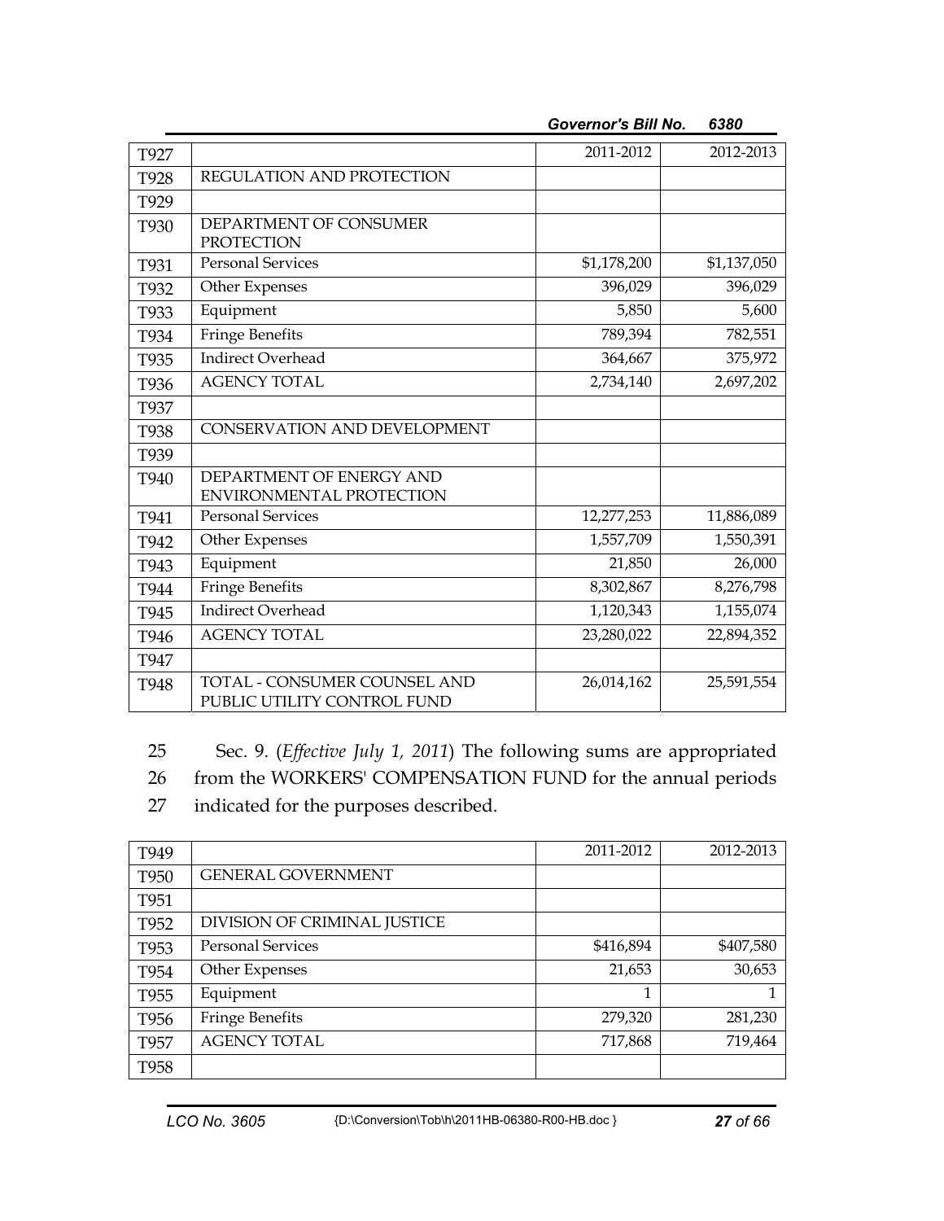| | | 2011-2012 | 2012-2013 |
|---|---|---|---|
| T927 | | 2011-2012 | 2012-2013 |
| T928 | REGULATION AND PROTECTION | | |
| T929 | | | |
| T930 | DEPARTMENT OF CONSUMER PROTECTION | | |
| T931 | Personal Services | $1,178,200 | $1,137,050 |
| T932 | Other Expenses | 396,029 | 396,029 |
| T933 | Equipment | 5,850 | 5,600 |
| T934 | Fringe Benefits | 789,394 | 782,551 |
| T935 | Indirect Overhead | 364,667 | 375,972 |
| T936 | AGENCY TOTAL | 2,734,140 | 2,697,202 |
| T937 | | | |
| T938 | CONSERVATION AND DEVELOPMENT | | |
| T939 | | | |
| T940 | DEPARTMENT OF ENERGY AND ENVIRONMENTAL PROTECTION | | |
| T941 | Personal Services | 12,277,253 | 11,886,089 |
| T942 | Other Expenses | 1,557,709 | 1,550,391 |
| T943 | Equipment | 21,850 | 26,000 |
| T944 | Fringe Benefits | 8,302,867 | 8,276,798 |
| T945 | Indirect Overhead | 1,120,343 | 1,155,074 |
| T946 | AGENCY TOTAL | 23,280,022 | 22,894,352 |
| T947 | | | |
| T948 | TOTAL - CONSUMER COUNSEL AND PUBLIC UTILITY CONTROL FUND | 26,014,162 | 25,591,554 |

25 Sec. 9. (*Effective July 1, 2011*) The following sums are appropriated
26 from the WORKERS' COMPENSATION FUND for the annual periods
27 indicated for the purposes described.

| | | 2011-2012 | 2012-2013 |
|---|---|---|---|
| T949 | | 2011-2012 | 2012-2013 |
| T950 | GENERAL GOVERNMENT | | |
| T951 | | | |
| T952 | DIVISION OF CRIMINAL JUSTICE | | |
| T953 | Personal Services | $416,894 | $407,580 |
| T954 | Other Expenses | 21,653 | 30,653 |
| T955 | Equipment | 1 | 1 |
| T956 | Fringe Benefits | 279,320 | 281,230 |
| T957 | AGENCY TOTAL | 717,868 | 719,464 |
| T958 | | | |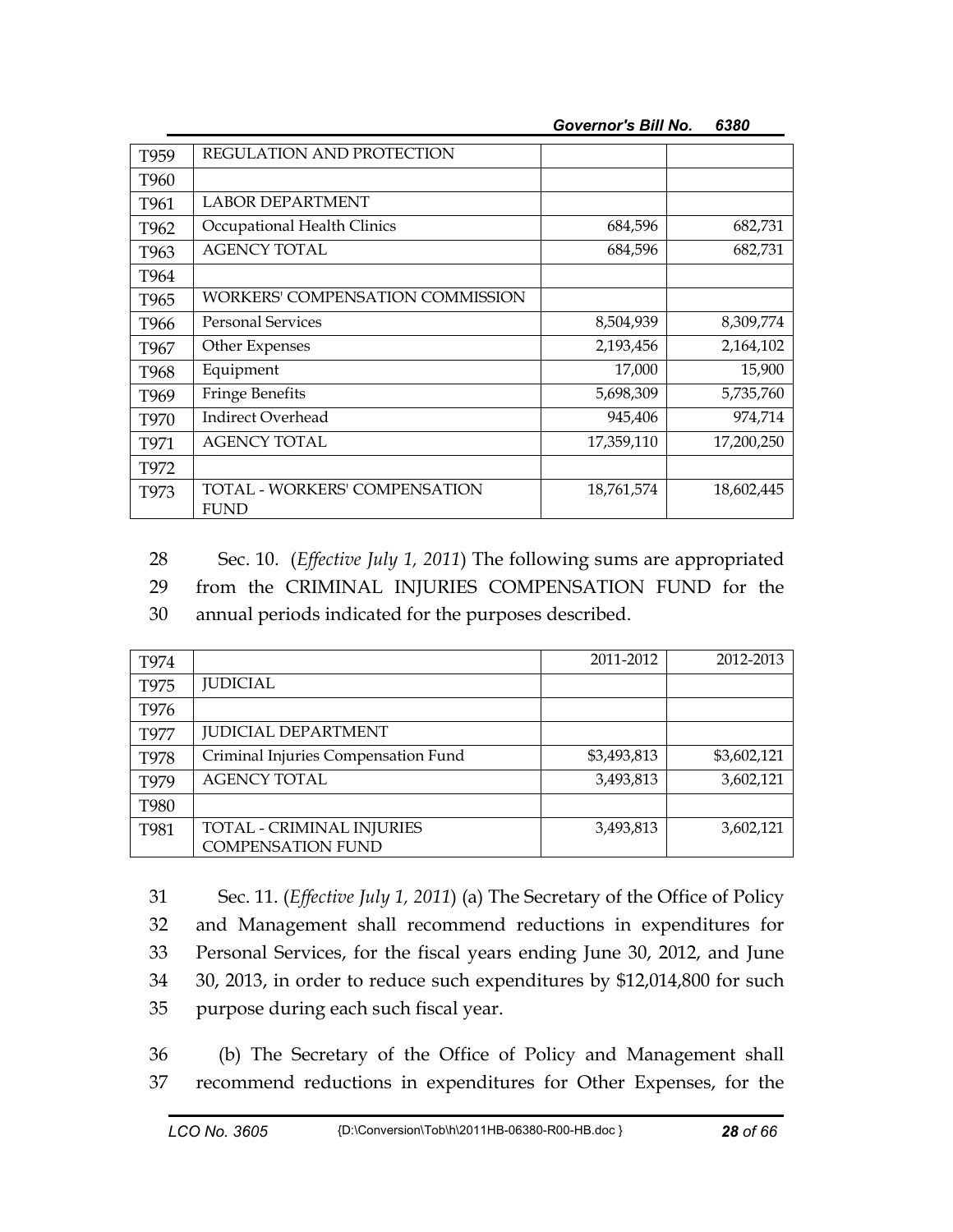| | | | |
|---|---|---|---|
| T959 | REGULATION AND PROTECTION | | |
| T960 | | | |
| T961 | LABOR DEPARTMENT | | |
| T962 | Occupational Health Clinics | 684,596 | 682,731 |
| T963 | AGENCY TOTAL | 684,596 | 682,731 |
| T964 | | | |
| T965 | WORKERS' COMPENSATION COMMISSION | | |
| T966 | Personal Services | 8,504,939 | 8,309,774 |
| T967 | Other Expenses | 2,193,456 | 2,164,102 |
| T968 | Equipment | 17,000 | 15,900 |
| T969 | Fringe Benefits | 5,698,309 | 5,735,760 |
| T970 | Indirect Overhead | 945,406 | 974,714 |
| T971 | AGENCY TOTAL | 17,359,110 | 17,200,250 |
| T972 | | | |
| T973 | TOTAL - WORKERS' COMPENSATION FUND | 18,761,574 | 18,602,445 |

28 Sec. 10. (*Effective July 1, 2011*) The following sums are appropriated
29 from the CRIMINAL INJURIES COMPENSATION FUND for the
30 annual periods indicated for the purposes described.

| | | | |
|---|---|---|---|
| T974 | | 2011-2012 | 2012-2013 |
| T975 | JUDICIAL | | |
| T976 | | | |
| T977 | JUDICIAL DEPARTMENT | | |
| T978 | Criminal Injuries Compensation Fund | $3,493,813 | $3,602,121 |
| T979 | AGENCY TOTAL | 3,493,813 | 3,602,121 |
| T980 | | | |
| T981 | TOTAL - CRIMINAL INJURIES COMPENSATION FUND | 3,493,813 | 3,602,121 |

31 Sec. 11. (*Effective July 1, 2011*) (a) The Secretary of the Office of Policy
32 and Management shall recommend reductions in expenditures for
33 Personal Services, for the fiscal years ending June 30, 2012, and June
34 30, 2013, in order to reduce such expenditures by $12,014,800 for such
35 purpose during each such fiscal year.

36 (b) The Secretary of the Office of Policy and Management shall
37 recommend reductions in expenditures for Other Expenses, for the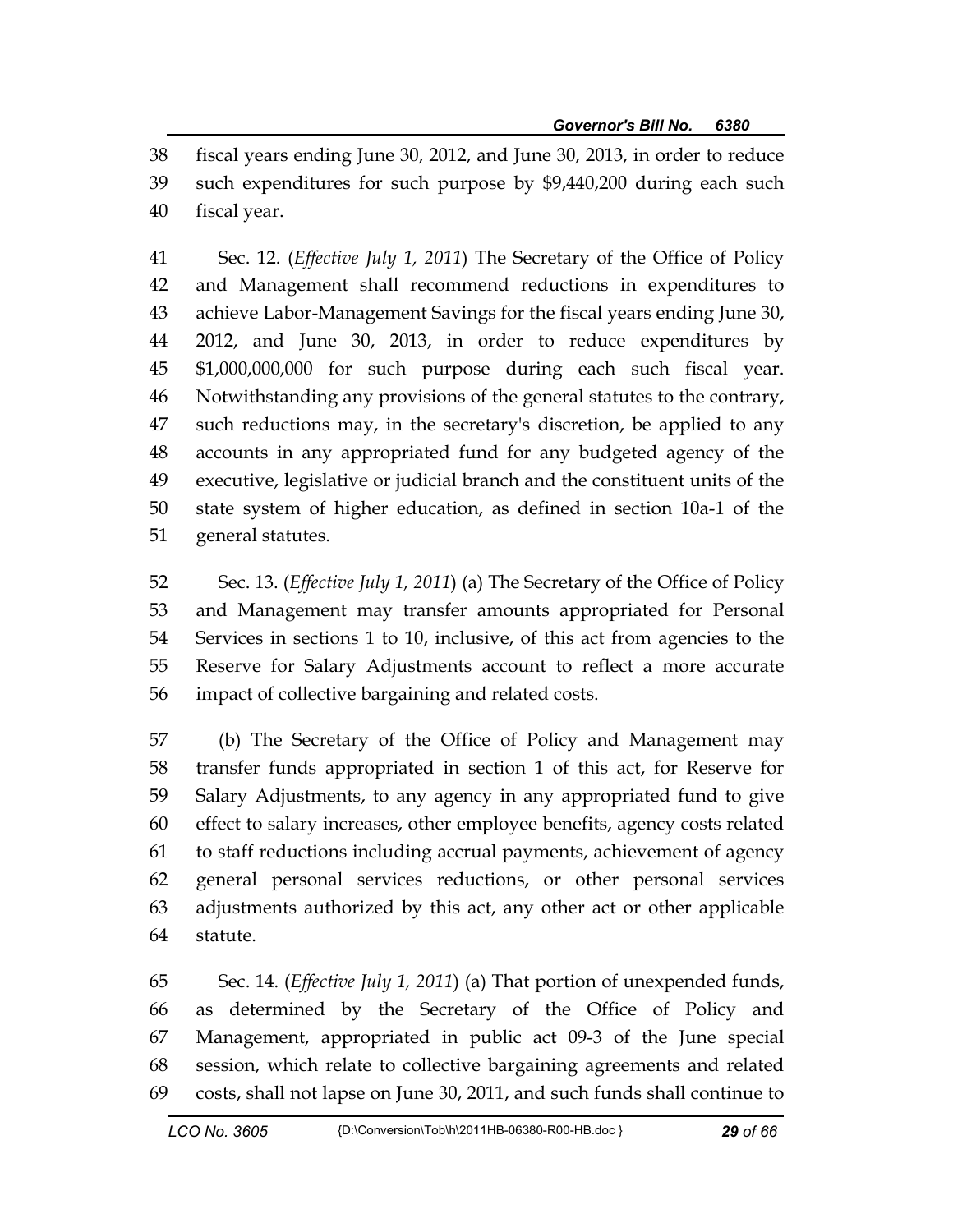fiscal years ending June 30, 2012, and June 30, 2013, in order to reduce such expenditures for such purpose by $9,440,200 during each such fiscal year.

Sec. 12. (*Effective July 1, 2011*) The Secretary of the Office of Policy and Management shall recommend reductions in expenditures to achieve Labor-Management Savings for the fiscal years ending June 30, 2012, and June 30, 2013, in order to reduce expenditures by $1,000,000,000 for such purpose during each such fiscal year. Notwithstanding any provisions of the general statutes to the contrary, such reductions may, in the secretary's discretion, be applied to any accounts in any appropriated fund for any budgeted agency of the executive, legislative or judicial branch and the constituent units of the state system of higher education, as defined in section 10a-1 of the general statutes.

Sec. 13. (*Effective July 1, 2011*) (a) The Secretary of the Office of Policy and Management may transfer amounts appropriated for Personal Services in sections 1 to 10, inclusive, of this act from agencies to the Reserve for Salary Adjustments account to reflect a more accurate impact of collective bargaining and related costs.

(b) The Secretary of the Office of Policy and Management may transfer funds appropriated in section 1 of this act, for Reserve for Salary Adjustments, to any agency in any appropriated fund to give effect to salary increases, other employee benefits, agency costs related to staff reductions including accrual payments, achievement of agency general personal services reductions, or other personal services adjustments authorized by this act, any other act or other applicable statute.

Sec. 14. (*Effective July 1, 2011*) (a) That portion of unexpended funds, as determined by the Secretary of the Office of Policy and Management, appropriated in public act 09-3 of the June special session, which relate to collective bargaining agreements and related costs, shall not lapse on June 30, 2011, and such funds shall continue to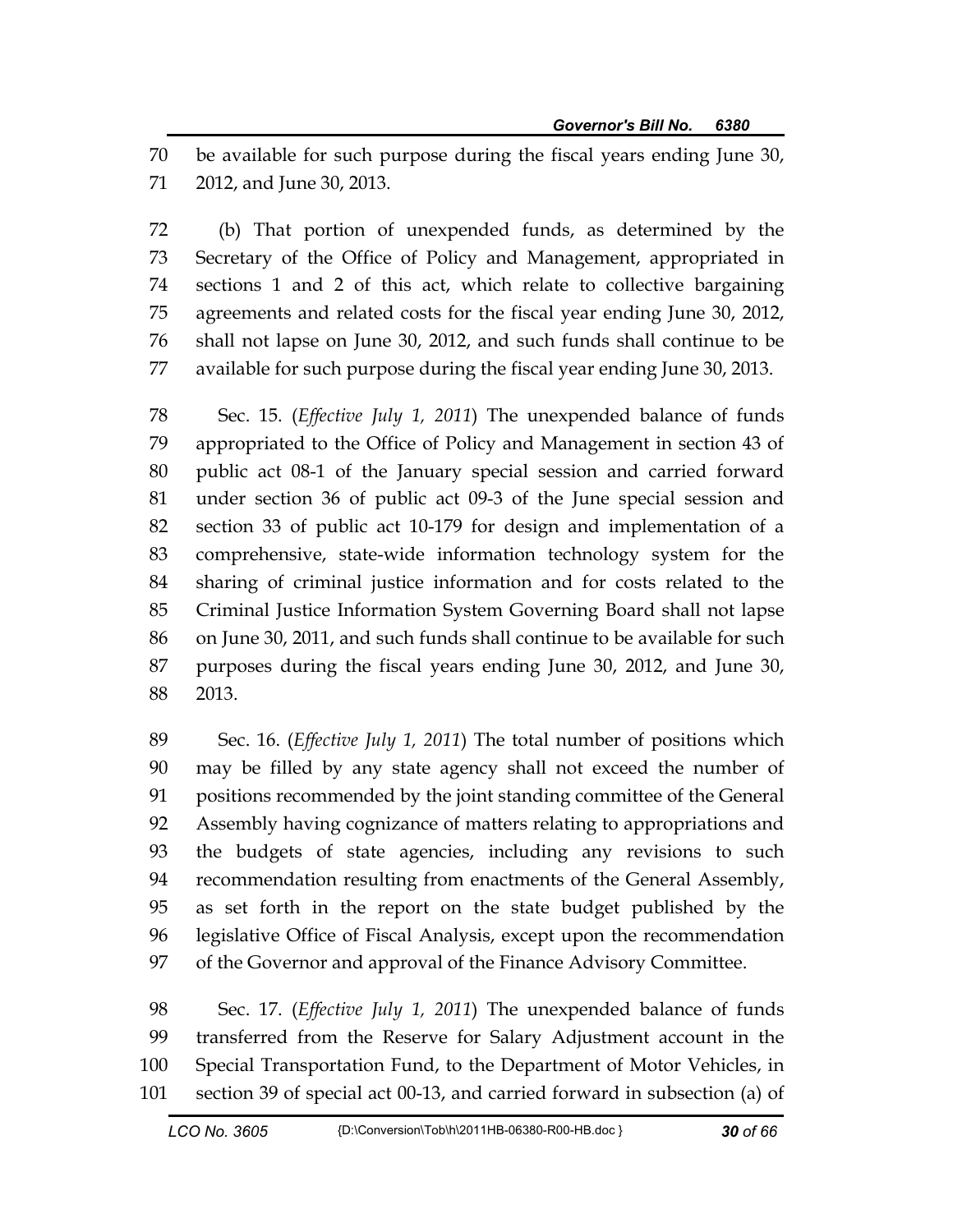be available for such purpose during the fiscal years ending June 30, 2012, and June 30, 2013.

(b) That portion of unexpended funds, as determined by the Secretary of the Office of Policy and Management, appropriated in sections 1 and 2 of this act, which relate to collective bargaining agreements and related costs for the fiscal year ending June 30, 2012, shall not lapse on June 30, 2012, and such funds shall continue to be available for such purpose during the fiscal year ending June 30, 2013.

Sec. 15. (*Effective July 1, 2011*) The unexpended balance of funds appropriated to the Office of Policy and Management in section 43 of public act 08-1 of the January special session and carried forward under section 36 of public act 09-3 of the June special session and section 33 of public act 10-179 for design and implementation of a comprehensive, state-wide information technology system for the sharing of criminal justice information and for costs related to the Criminal Justice Information System Governing Board shall not lapse on June 30, 2011, and such funds shall continue to be available for such purposes during the fiscal years ending June 30, 2012, and June 30, 2013.

Sec. 16. (*Effective July 1, 2011*) The total number of positions which may be filled by any state agency shall not exceed the number of positions recommended by the joint standing committee of the General Assembly having cognizance of matters relating to appropriations and the budgets of state agencies, including any revisions to such recommendation resulting from enactments of the General Assembly, as set forth in the report on the state budget published by the legislative Office of Fiscal Analysis, except upon the recommendation of the Governor and approval of the Finance Advisory Committee.

Sec. 17. (*Effective July 1, 2011*) The unexpended balance of funds transferred from the Reserve for Salary Adjustment account in the Special Transportation Fund, to the Department of Motor Vehicles, in section 39 of special act 00-13, and carried forward in subsection (a) of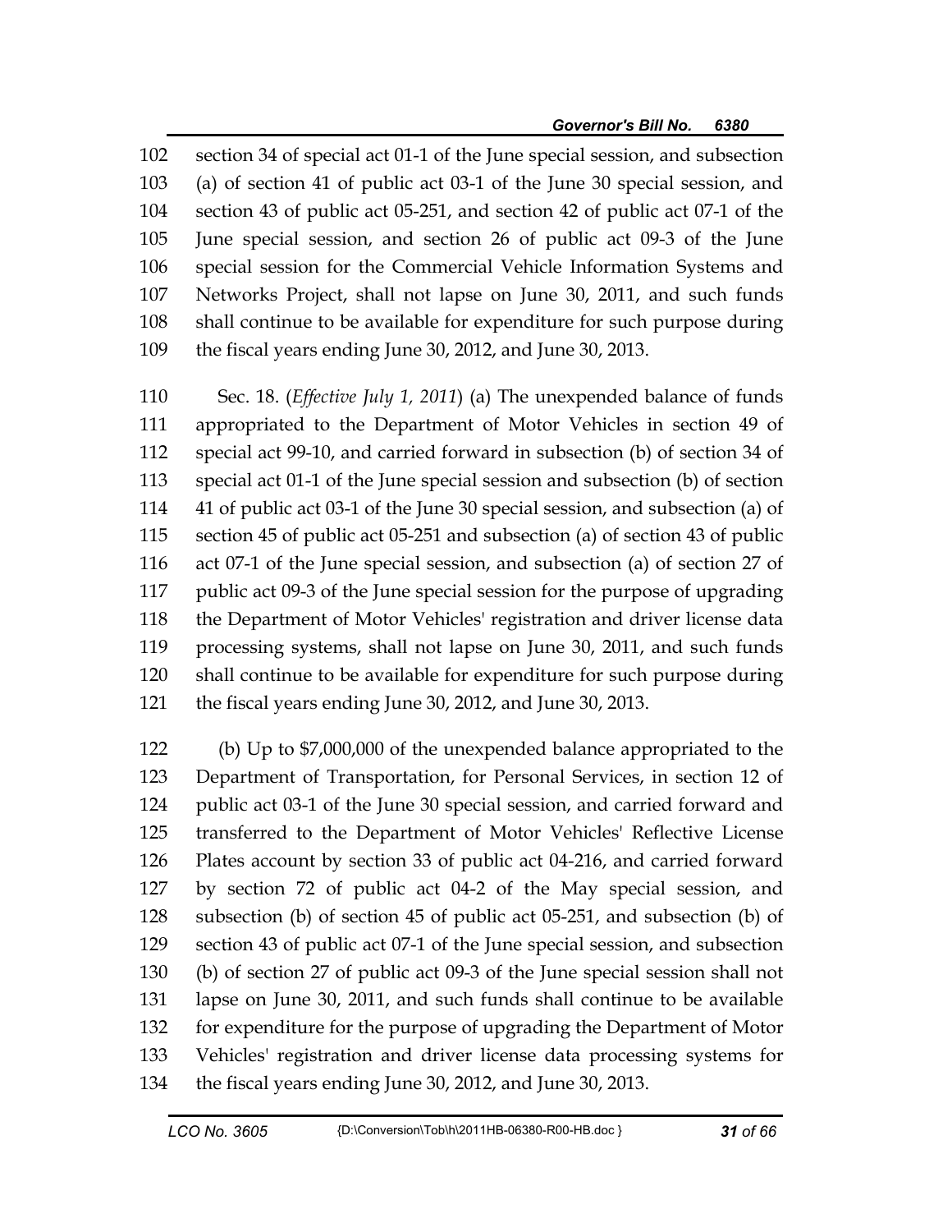102 section 34 of special act 01-1 of the June special session, and subsection
103 (a) of section 41 of public act 03-1 of the June 30 special session, and
104 section 43 of public act 05-251, and section 42 of public act 07-1 of the
105 June special session, and section 26 of public act 09-3 of the June
106 special session for the Commercial Vehicle Information Systems and
107 Networks Project, shall not lapse on June 30, 2011, and such funds
108 shall continue to be available for expenditure for such purpose during
109 the fiscal years ending June 30, 2012, and June 30, 2013.

110 Sec. 18. (*Effective July 1, 2011*) (a) The unexpended balance of funds
111 appropriated to the Department of Motor Vehicles in section 49 of
112 special act 99-10, and carried forward in subsection (b) of section 34 of
113 special act 01-1 of the June special session and subsection (b) of section
114 41 of public act 03-1 of the June 30 special session, and subsection (a) of
115 section 45 of public act 05-251 and subsection (a) of section 43 of public
116 act 07-1 of the June special session, and subsection (a) of section 27 of
117 public act 09-3 of the June special session for the purpose of upgrading
118 the Department of Motor Vehicles' registration and driver license data
119 processing systems, shall not lapse on June 30, 2011, and such funds
120 shall continue to be available for expenditure for such purpose during
121 the fiscal years ending June 30, 2012, and June 30, 2013.

122 (b) Up to $7,000,000 of the unexpended balance appropriated to the
123 Department of Transportation, for Personal Services, in section 12 of
124 public act 03-1 of the June 30 special session, and carried forward and
125 transferred to the Department of Motor Vehicles' Reflective License
126 Plates account by section 33 of public act 04-216, and carried forward
127 by section 72 of public act 04-2 of the May special session, and
128 subsection (b) of section 45 of public act 05-251, and subsection (b) of
129 section 43 of public act 07-1 of the June special session, and subsection
130 (b) of section 27 of public act 09-3 of the June special session shall not
131 lapse on June 30, 2011, and such funds shall continue to be available
132 for expenditure for the purpose of upgrading the Department of Motor
133 Vehicles' registration and driver license data processing systems for
134 the fiscal years ending June 30, 2012, and June 30, 2013.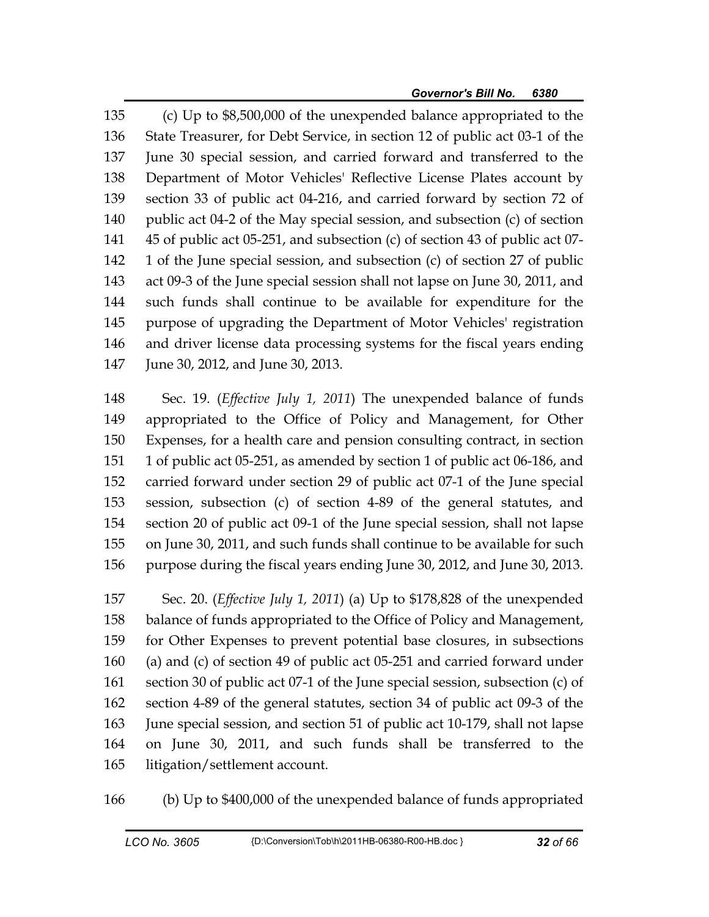135 (c) Up to $8,500,000 of the unexpended balance appropriated to the
136 State Treasurer, for Debt Service, in section 12 of public act 03-1 of the
137 June 30 special session, and carried forward and transferred to the
138 Department of Motor Vehicles' Reflective License Plates account by
139 section 33 of public act 04-216, and carried forward by section 72 of
140 public act 04-2 of the May special session, and subsection (c) of section
141 45 of public act 05-251, and subsection (c) of section 43 of public act 07-
142 1 of the June special session, and subsection (c) of section 27 of public
143 act 09-3 of the June special session shall not lapse on June 30, 2011, and
144 such funds shall continue to be available for expenditure for the
145 purpose of upgrading the Department of Motor Vehicles' registration
146 and driver license data processing systems for the fiscal years ending
147 June 30, 2012, and June 30, 2013.

148 Sec. 19. (*Effective July 1, 2011*) The unexpended balance of funds
149 appropriated to the Office of Policy and Management, for Other
150 Expenses, for a health care and pension consulting contract, in section
151 1 of public act 05-251, as amended by section 1 of public act 06-186, and
152 carried forward under section 29 of public act 07-1 of the June special
153 session, subsection (c) of section 4-89 of the general statutes, and
154 section 20 of public act 09-1 of the June special session, shall not lapse
155 on June 30, 2011, and such funds shall continue to be available for such
156 purpose during the fiscal years ending June 30, 2012, and June 30, 2013.

157 Sec. 20. (*Effective July 1, 2011*) (a) Up to $178,828 of the unexpended
158 balance of funds appropriated to the Office of Policy and Management,
159 for Other Expenses to prevent potential base closures, in subsections
160 (a) and (c) of section 49 of public act 05-251 and carried forward under
161 section 30 of public act 07-1 of the June special session, subsection (c) of
162 section 4-89 of the general statutes, section 34 of public act 09-3 of the
163 June special session, and section 51 of public act 10-179, shall not lapse
164 on June 30, 2011, and such funds shall be transferred to the
165 litigation/settlement account.

166 (b) Up to $400,000 of the unexpended balance of funds appropriated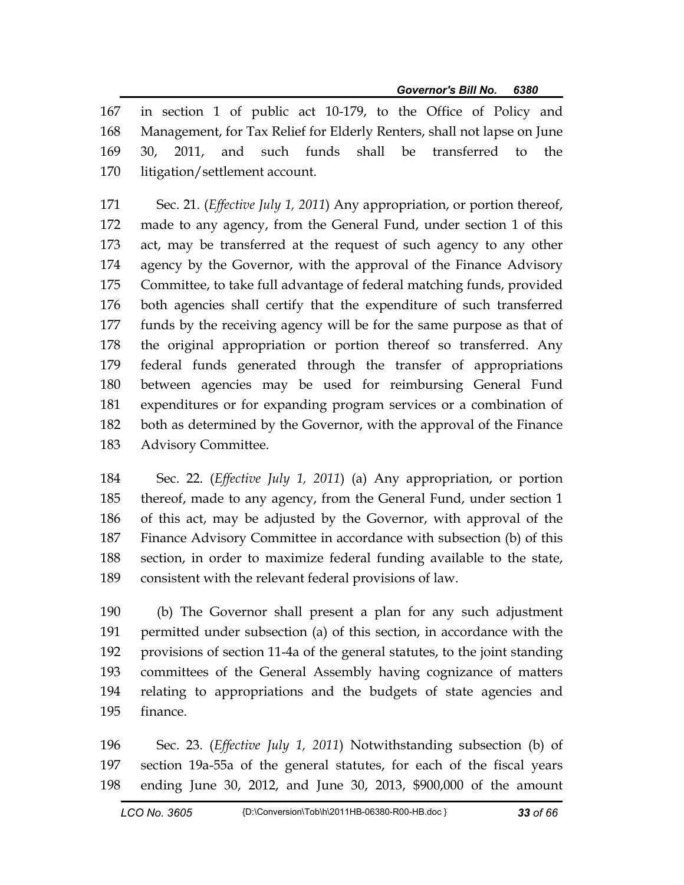in section 1 of public act 10-179, to the Office of Policy and Management, for Tax Relief for Elderly Renters, shall not lapse on June 30, 2011, and such funds shall be transferred to the litigation/settlement account.

Sec. 21. (*Effective July 1, 2011*) Any appropriation, or portion thereof, made to any agency, from the General Fund, under section 1 of this act, may be transferred at the request of such agency to any other agency by the Governor, with the approval of the Finance Advisory Committee, to take full advantage of federal matching funds, provided both agencies shall certify that the expenditure of such transferred funds by the receiving agency will be for the same purpose as that of the original appropriation or portion thereof so transferred. Any federal funds generated through the transfer of appropriations between agencies may be used for reimbursing General Fund expenditures or for expanding program services or a combination of both as determined by the Governor, with the approval of the Finance Advisory Committee.

Sec. 22. (*Effective July 1, 2011*) (a) Any appropriation, or portion thereof, made to any agency, from the General Fund, under section 1 of this act, may be adjusted by the Governor, with approval of the Finance Advisory Committee in accordance with subsection (b) of this section, in order to maximize federal funding available to the state, consistent with the relevant federal provisions of law.

(b) The Governor shall present a plan for any such adjustment permitted under subsection (a) of this section, in accordance with the provisions of section 11-4a of the general statutes, to the joint standing committees of the General Assembly having cognizance of matters relating to appropriations and the budgets of state agencies and finance.

Sec. 23. (*Effective July 1, 2011*) Notwithstanding subsection (b) of section 19a-55a of the general statutes, for each of the fiscal years ending June 30, 2012, and June 30, 2013, $900,000 of the amount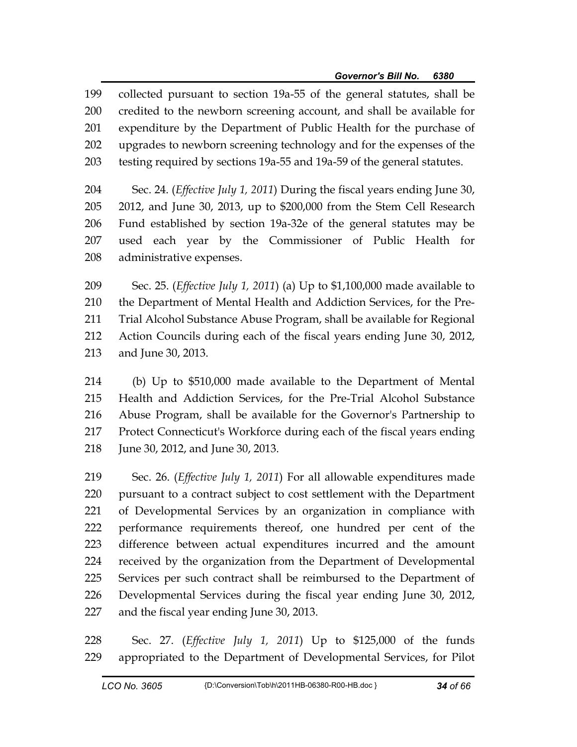collected pursuant to section 19a-55 of the general statutes, shall be credited to the newborn screening account, and shall be available for expenditure by the Department of Public Health for the purchase of upgrades to newborn screening technology and for the expenses of the testing required by sections 19a-55 and 19a-59 of the general statutes.

Sec. 24. (*Effective July 1, 2011*) During the fiscal years ending June 30, 2012, and June 30, 2013, up to $200,000 from the Stem Cell Research Fund established by section 19a-32e of the general statutes may be used each year by the Commissioner of Public Health for administrative expenses.

Sec. 25. (*Effective July 1, 2011*) (a) Up to $1,100,000 made available to the Department of Mental Health and Addiction Services, for the Pre-Trial Alcohol Substance Abuse Program, shall be available for Regional Action Councils during each of the fiscal years ending June 30, 2012, and June 30, 2013.

(b) Up to $510,000 made available to the Department of Mental Health and Addiction Services, for the Pre-Trial Alcohol Substance Abuse Program, shall be available for the Governor's Partnership to Protect Connecticut's Workforce during each of the fiscal years ending June 30, 2012, and June 30, 2013.

Sec. 26. (*Effective July 1, 2011*) For all allowable expenditures made pursuant to a contract subject to cost settlement with the Department of Developmental Services by an organization in compliance with performance requirements thereof, one hundred per cent of the difference between actual expenditures incurred and the amount received by the organization from the Department of Developmental Services per such contract shall be reimbursed to the Department of Developmental Services during the fiscal year ending June 30, 2012, and the fiscal year ending June 30, 2013.

Sec. 27. (*Effective July 1, 2011*) Up to $125,000 of the funds appropriated to the Department of Developmental Services, for Pilot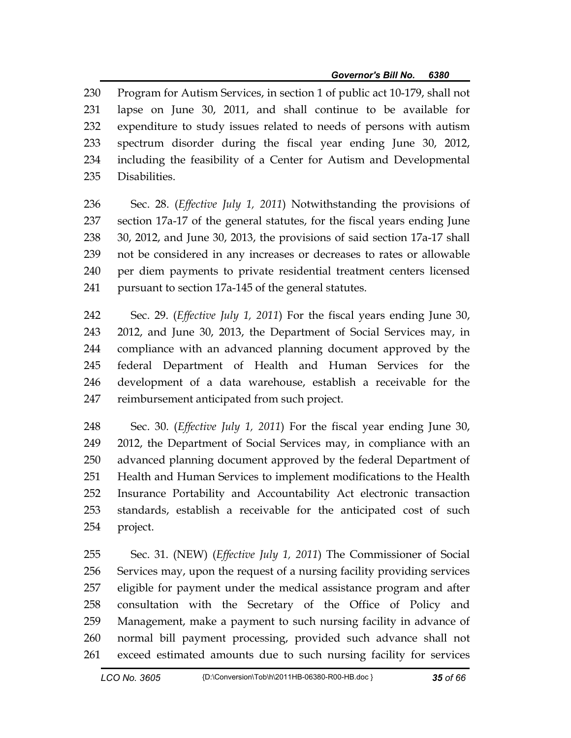Program for Autism Services, in section 1 of public act 10-179, shall not lapse on June 30, 2011, and shall continue to be available for expenditure to study issues related to needs of persons with autism spectrum disorder during the fiscal year ending June 30, 2012, including the feasibility of a Center for Autism and Developmental Disabilities.

Sec. 28. (*Effective July 1, 2011*) Notwithstanding the provisions of section 17a-17 of the general statutes, for the fiscal years ending June 30, 2012, and June 30, 2013, the provisions of said section 17a-17 shall not be considered in any increases or decreases to rates or allowable per diem payments to private residential treatment centers licensed pursuant to section 17a-145 of the general statutes.

Sec. 29. (*Effective July 1, 2011*) For the fiscal years ending June 30, 2012, and June 30, 2013, the Department of Social Services may, in compliance with an advanced planning document approved by the federal Department of Health and Human Services for the development of a data warehouse, establish a receivable for the reimbursement anticipated from such project.

Sec. 30. (*Effective July 1, 2011*) For the fiscal year ending June 30, 2012, the Department of Social Services may, in compliance with an advanced planning document approved by the federal Department of Health and Human Services to implement modifications to the Health Insurance Portability and Accountability Act electronic transaction standards, establish a receivable for the anticipated cost of such project.

Sec. 31. (NEW) (*Effective July 1, 2011*) The Commissioner of Social Services may, upon the request of a nursing facility providing services eligible for payment under the medical assistance program and after consultation with the Secretary of the Office of Policy and Management, make a payment to such nursing facility in advance of normal bill payment processing, provided such advance shall not exceed estimated amounts due to such nursing facility for services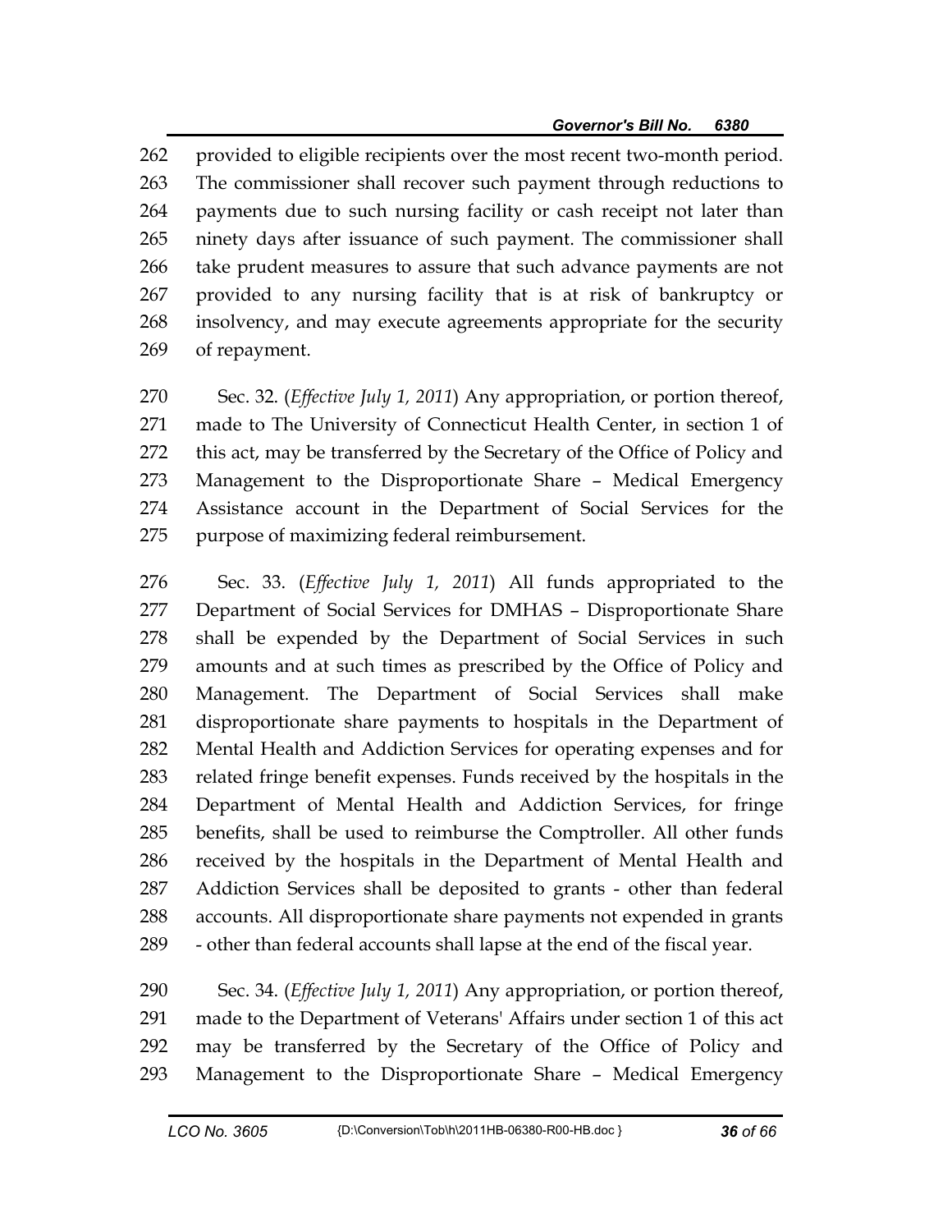provided to eligible recipients over the most recent two-month period. The commissioner shall recover such payment through reductions to payments due to such nursing facility or cash receipt not later than ninety days after issuance of such payment. The commissioner shall take prudent measures to assure that such advance payments are not provided to any nursing facility that is at risk of bankruptcy or insolvency, and may execute agreements appropriate for the security of repayment.

Sec. 32. (*Effective July 1, 2011*) Any appropriation, or portion thereof, made to The University of Connecticut Health Center, in section 1 of this act, may be transferred by the Secretary of the Office of Policy and Management to the Disproportionate Share – Medical Emergency Assistance account in the Department of Social Services for the purpose of maximizing federal reimbursement.

Sec. 33. (*Effective July 1, 2011*) All funds appropriated to the Department of Social Services for DMHAS – Disproportionate Share shall be expended by the Department of Social Services in such amounts and at such times as prescribed by the Office of Policy and Management. The Department of Social Services shall make disproportionate share payments to hospitals in the Department of Mental Health and Addiction Services for operating expenses and for related fringe benefit expenses. Funds received by the hospitals in the Department of Mental Health and Addiction Services, for fringe benefits, shall be used to reimburse the Comptroller. All other funds received by the hospitals in the Department of Mental Health and Addiction Services shall be deposited to grants - other than federal accounts. All disproportionate share payments not expended in grants - other than federal accounts shall lapse at the end of the fiscal year.

Sec. 34. (*Effective July 1, 2011*) Any appropriation, or portion thereof, made to the Department of Veterans' Affairs under section 1 of this act may be transferred by the Secretary of the Office of Policy and Management to the Disproportionate Share – Medical Emergency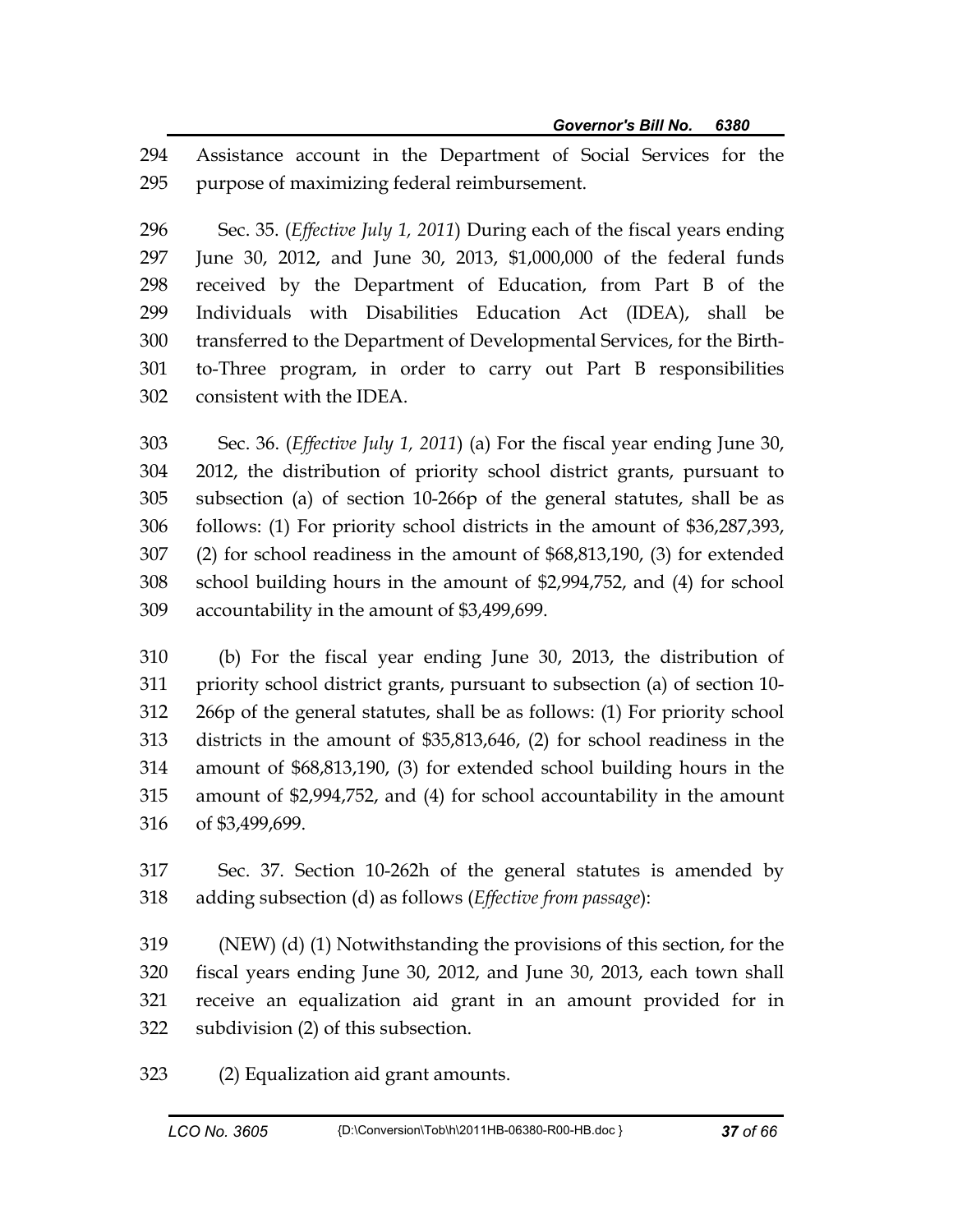294 Assistance account in the Department of Social Services for the
295 purpose of maximizing federal reimbursement.

296 Sec. 35. (*Effective July 1, 2011*) During each of the fiscal years ending
297 June 30, 2012, and June 30, 2013, $1,000,000 of the federal funds
298 received by the Department of Education, from Part B of the
299 Individuals with Disabilities Education Act (IDEA), shall be
300 transferred to the Department of Developmental Services, for the Birth-
301 to-Three program, in order to carry out Part B responsibilities
302 consistent with the IDEA.

303 Sec. 36. (*Effective July 1, 2011*) (a) For the fiscal year ending June 30,
304 2012, the distribution of priority school district grants, pursuant to
305 subsection (a) of section 10-266p of the general statutes, shall be as
306 follows: (1) For priority school districts in the amount of $36,287,393,
307 (2) for school readiness in the amount of $68,813,190, (3) for extended
308 school building hours in the amount of $2,994,752, and (4) for school
309 accountability in the amount of $3,499,699.

310 (b) For the fiscal year ending June 30, 2013, the distribution of
311 priority school district grants, pursuant to subsection (a) of section 10-
312 266p of the general statutes, shall be as follows: (1) For priority school
313 districts in the amount of $35,813,646, (2) for school readiness in the
314 amount of $68,813,190, (3) for extended school building hours in the
315 amount of $2,994,752, and (4) for school accountability in the amount
316 of $3,499,699.

317 Sec. 37. Section 10-262h of the general statutes is amended by
318 adding subsection (d) as follows (*Effective from passage*):

319 (NEW) (d) (1) Notwithstanding the provisions of this section, for the
320 fiscal years ending June 30, 2012, and June 30, 2013, each town shall
321 receive an equalization aid grant in an amount provided for in
322 subdivision (2) of this subsection.

323 (2) Equalization aid grant amounts.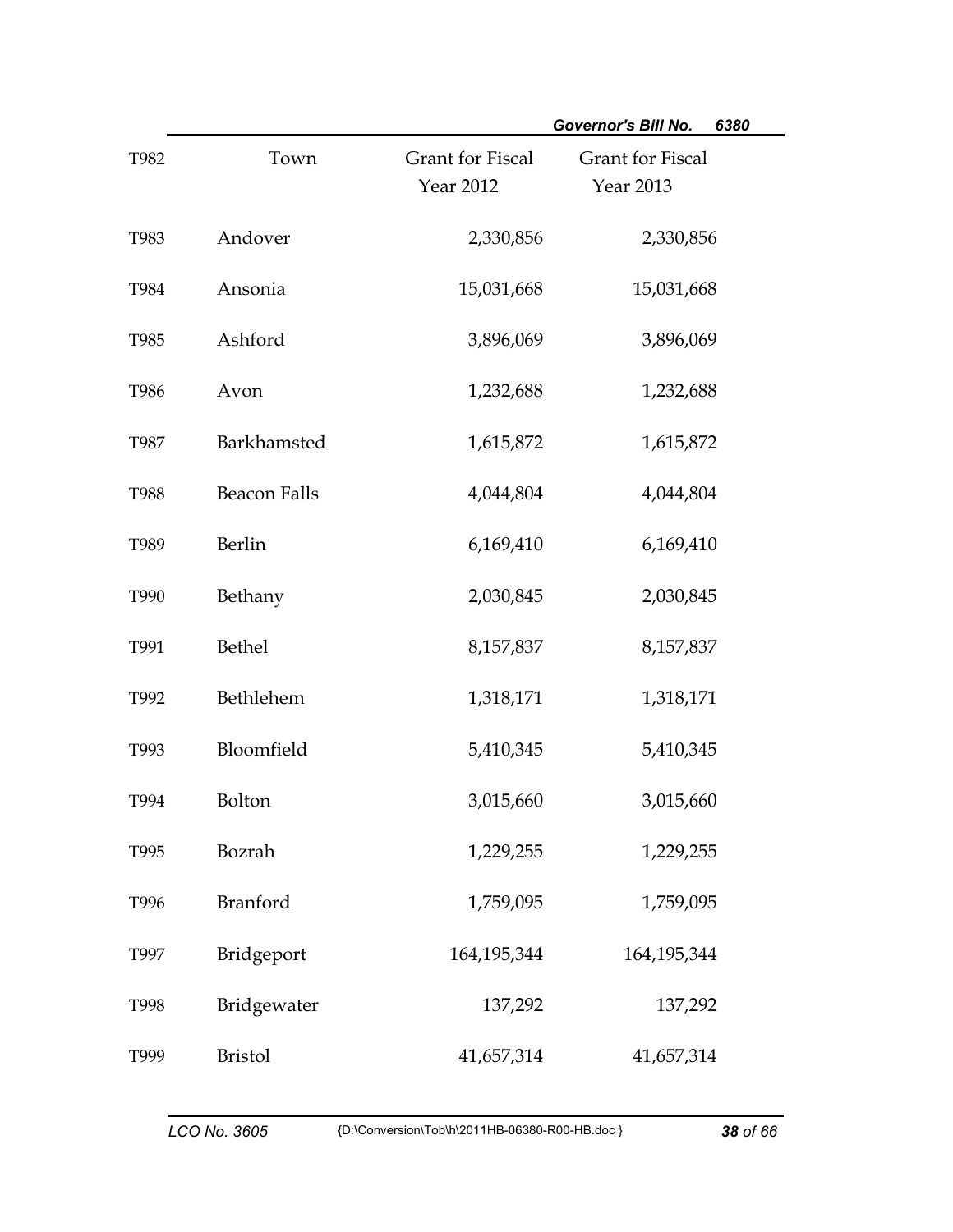| T982 | Town | Grant for Fiscal Year 2012 | Grant for Fiscal Year 2013 |
|---|---|---|---|
| T983 | Andover | 2,330,856 | 2,330,856 |
| T984 | Ansonia | 15,031,668 | 15,031,668 |
| T985 | Ashford | 3,896,069 | 3,896,069 |
| T986 | Avon | 1,232,688 | 1,232,688 |
| T987 | Barkhamsted | 1,615,872 | 1,615,872 |
| T988 | Beacon Falls | 4,044,804 | 4,044,804 |
| T989 | Berlin | 6,169,410 | 6,169,410 |
| T990 | Bethany | 2,030,845 | 2,030,845 |
| T991 | Bethel | 8,157,837 | 8,157,837 |
| T992 | Bethlehem | 1,318,171 | 1,318,171 |
| T993 | Bloomfield | 5,410,345 | 5,410,345 |
| T994 | Bolton | 3,015,660 | 3,015,660 |
| T995 | Bozrah | 1,229,255 | 1,229,255 |
| T996 | Branford | 1,759,095 | 1,759,095 |
| T997 | Bridgeport | 164,195,344 | 164,195,344 |
| T998 | Bridgewater | 137,292 | 137,292 |
| T999 | Bristol | 41,657,314 | 41,657,314 |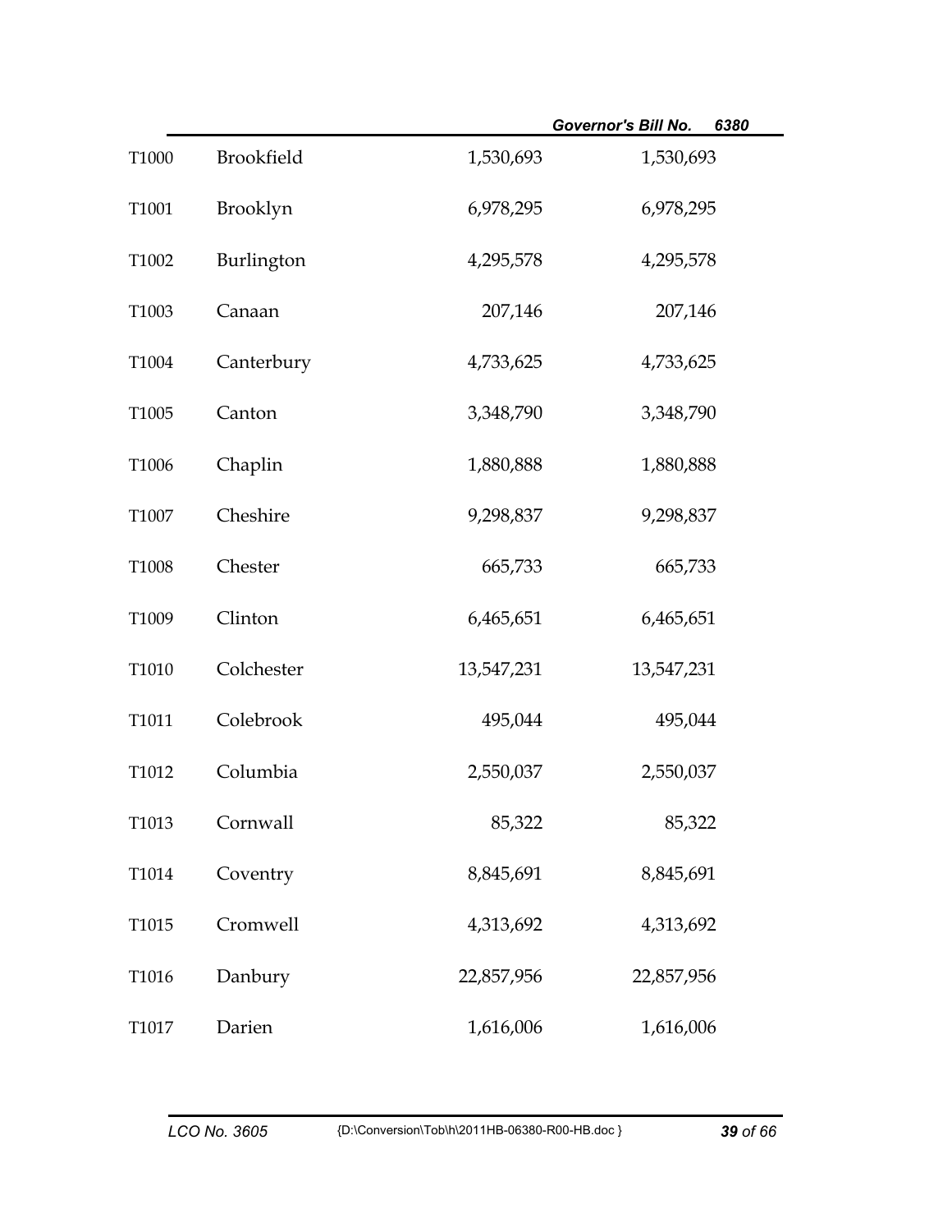| | | | |
|---|---|---|---|
| T1000 | Brookfield | 1,530,693 | 1,530,693 |
| T1001 | Brooklyn | 6,978,295 | 6,978,295 |
| T1002 | Burlington | 4,295,578 | 4,295,578 |
| T1003 | Canaan | 207,146 | 207,146 |
| T1004 | Canterbury | 4,733,625 | 4,733,625 |
| T1005 | Canton | 3,348,790 | 3,348,790 |
| T1006 | Chaplin | 1,880,888 | 1,880,888 |
| T1007 | Cheshire | 9,298,837 | 9,298,837 |
| T1008 | Chester | 665,733 | 665,733 |
| T1009 | Clinton | 6,465,651 | 6,465,651 |
| T1010 | Colchester | 13,547,231 | 13,547,231 |
| T1011 | Colebrook | 495,044 | 495,044 |
| T1012 | Columbia | 2,550,037 | 2,550,037 |
| T1013 | Cornwall | 85,322 | 85,322 |
| T1014 | Coventry | 8,845,691 | 8,845,691 |
| T1015 | Cromwell | 4,313,692 | 4,313,692 |
| T1016 | Danbury | 22,857,956 | 22,857,956 |
| T1017 | Darien | 1,616,006 | 1,616,006 |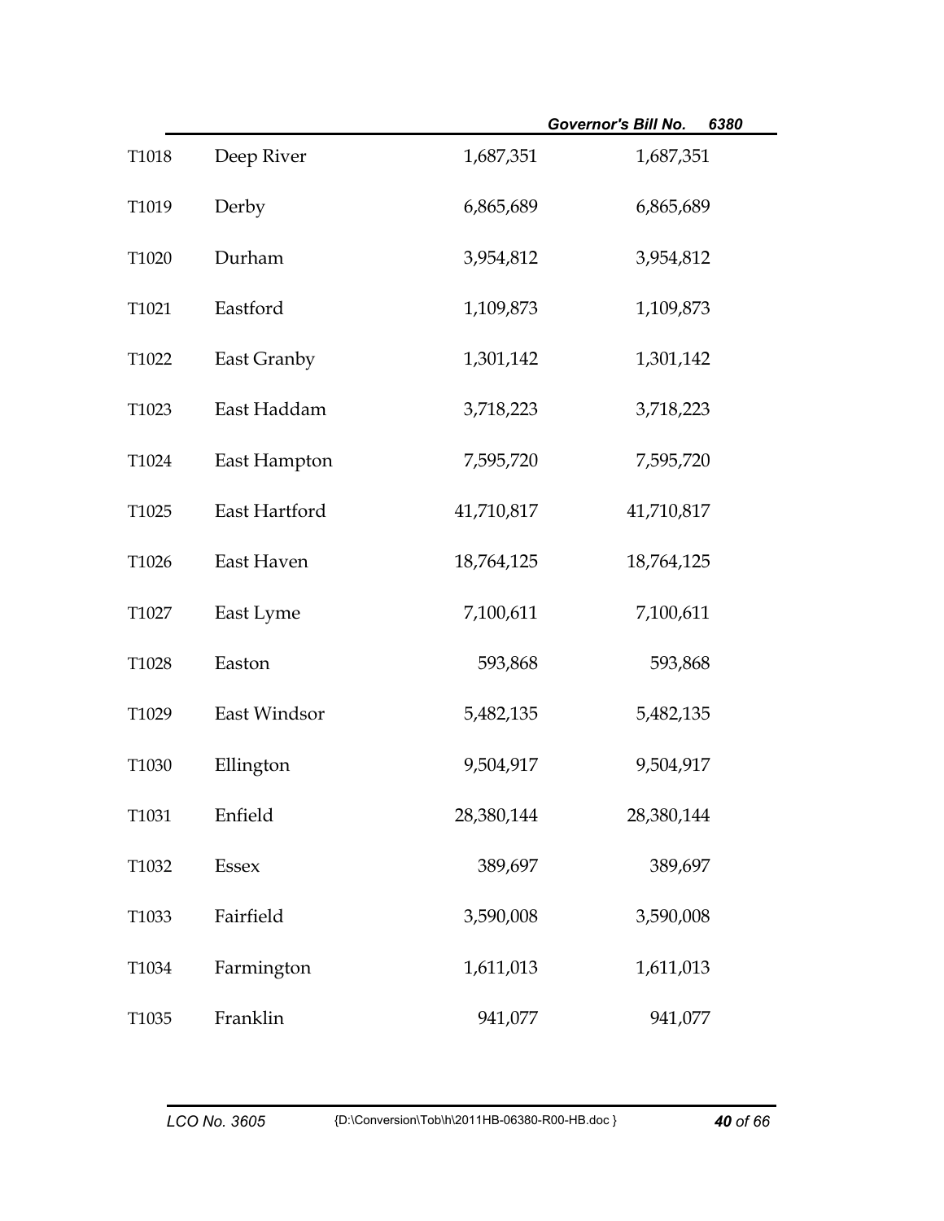| | | | |
|---|---|---|---|
| T1018 | Deep River | 1,687,351 | 1,687,351 |
| T1019 | Derby | 6,865,689 | 6,865,689 |
| T1020 | Durham | 3,954,812 | 3,954,812 |
| T1021 | Eastford | 1,109,873 | 1,109,873 |
| T1022 | East Granby | 1,301,142 | 1,301,142 |
| T1023 | East Haddam | 3,718,223 | 3,718,223 |
| T1024 | East Hampton | 7,595,720 | 7,595,720 |
| T1025 | East Hartford | 41,710,817 | 41,710,817 |
| T1026 | East Haven | 18,764,125 | 18,764,125 |
| T1027 | East Lyme | 7,100,611 | 7,100,611 |
| T1028 | Easton | 593,868 | 593,868 |
| T1029 | East Windsor | 5,482,135 | 5,482,135 |
| T1030 | Ellington | 9,504,917 | 9,504,917 |
| T1031 | Enfield | 28,380,144 | 28,380,144 |
| T1032 | Essex | 389,697 | 389,697 |
| T1033 | Fairfield | 3,590,008 | 3,590,008 |
| T1034 | Farmington | 1,611,013 | 1,611,013 |
| T1035 | Franklin | 941,077 | 941,077 |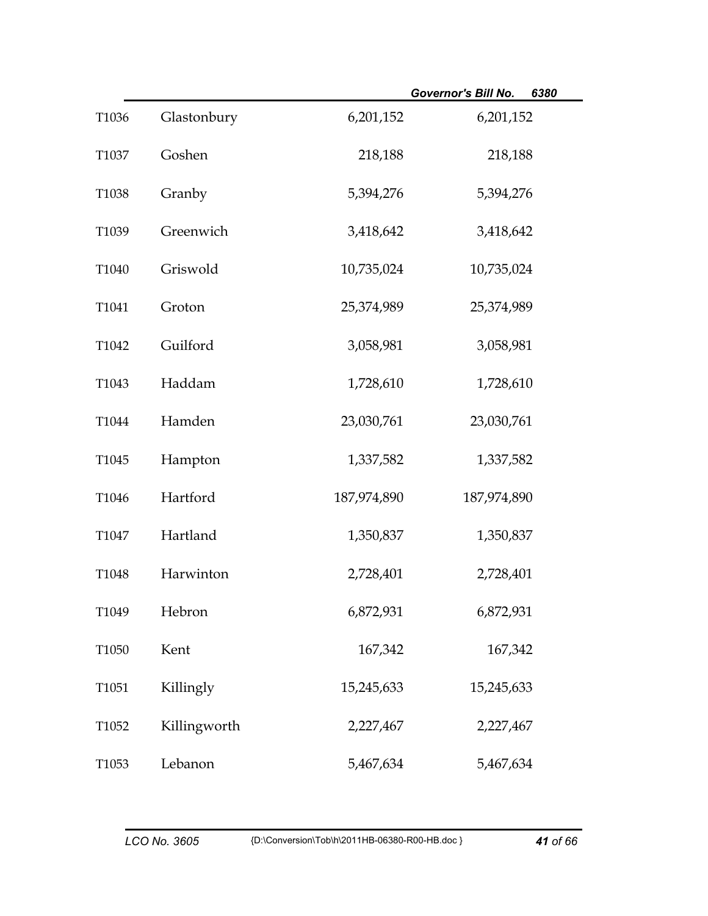| | | | |
|---|---|---|---|
| T1036 | Glastonbury | 6,201,152 | 6,201,152 |
| T1037 | Goshen | 218,188 | 218,188 |
| T1038 | Granby | 5,394,276 | 5,394,276 |
| T1039 | Greenwich | 3,418,642 | 3,418,642 |
| T1040 | Griswold | 10,735,024 | 10,735,024 |
| T1041 | Groton | 25,374,989 | 25,374,989 |
| T1042 | Guilford | 3,058,981 | 3,058,981 |
| T1043 | Haddam | 1,728,610 | 1,728,610 |
| T1044 | Hamden | 23,030,761 | 23,030,761 |
| T1045 | Hampton | 1,337,582 | 1,337,582 |
| T1046 | Hartford | 187,974,890 | 187,974,890 |
| T1047 | Hartland | 1,350,837 | 1,350,837 |
| T1048 | Harwinton | 2,728,401 | 2,728,401 |
| T1049 | Hebron | 6,872,931 | 6,872,931 |
| T1050 | Kent | 167,342 | 167,342 |
| T1051 | Killingly | 15,245,633 | 15,245,633 |
| T1052 | Killingworth | 2,227,467 | 2,227,467 |
| T1053 | Lebanon | 5,467,634 | 5,467,634 |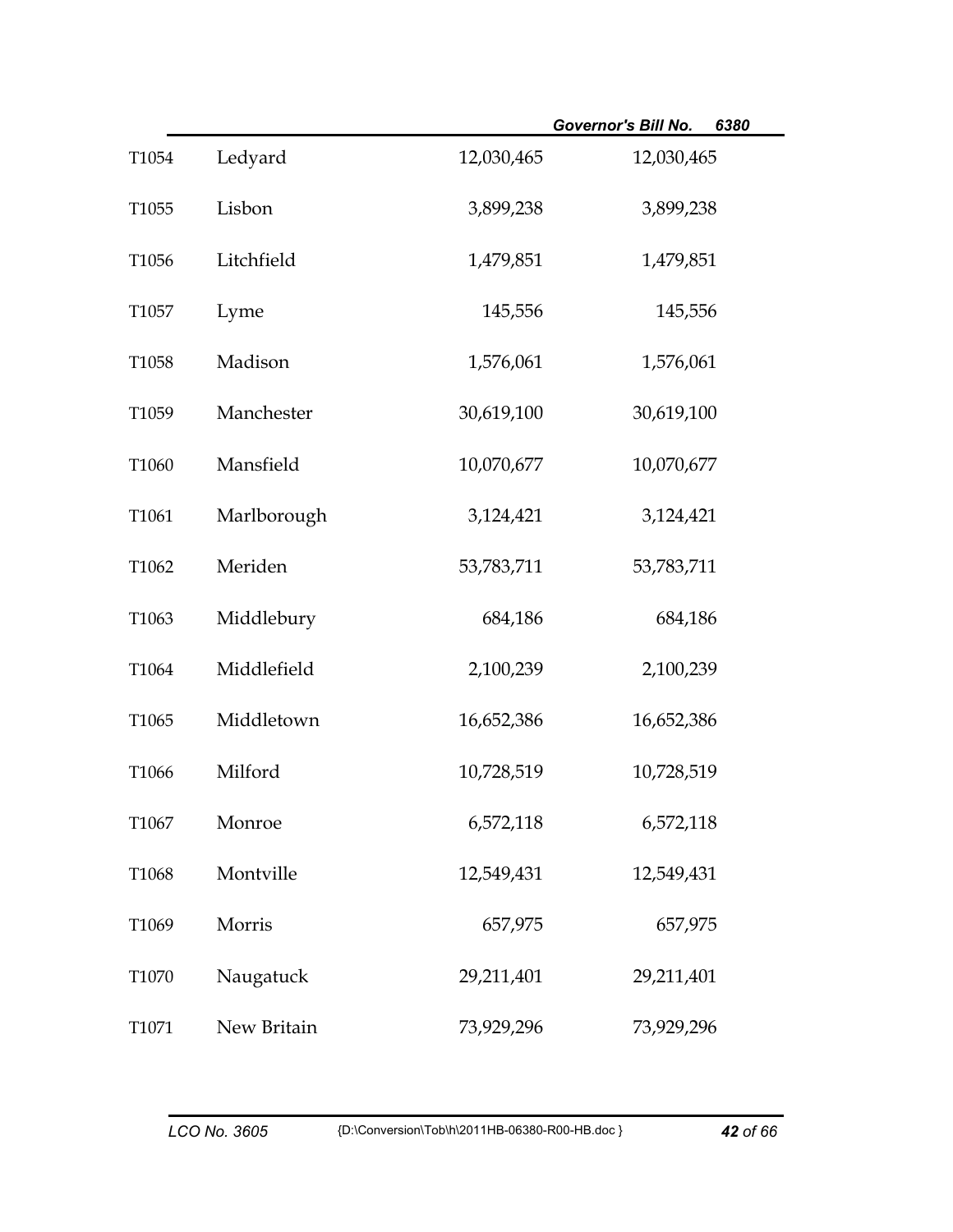| | | | |
|---|---|---|---|
| T1054 | Ledyard | 12,030,465 | 12,030,465 |
| T1055 | Lisbon | 3,899,238 | 3,899,238 |
| T1056 | Litchfield | 1,479,851 | 1,479,851 |
| T1057 | Lyme | 145,556 | 145,556 |
| T1058 | Madison | 1,576,061 | 1,576,061 |
| T1059 | Manchester | 30,619,100 | 30,619,100 |
| T1060 | Mansfield | 10,070,677 | 10,070,677 |
| T1061 | Marlborough | 3,124,421 | 3,124,421 |
| T1062 | Meriden | 53,783,711 | 53,783,711 |
| T1063 | Middlebury | 684,186 | 684,186 |
| T1064 | Middlefield | 2,100,239 | 2,100,239 |
| T1065 | Middletown | 16,652,386 | 16,652,386 |
| T1066 | Milford | 10,728,519 | 10,728,519 |
| T1067 | Monroe | 6,572,118 | 6,572,118 |
| T1068 | Montville | 12,549,431 | 12,549,431 |
| T1069 | Morris | 657,975 | 657,975 |
| T1070 | Naugatuck | 29,211,401 | 29,211,401 |
| T1071 | New Britain | 73,929,296 | 73,929,296 |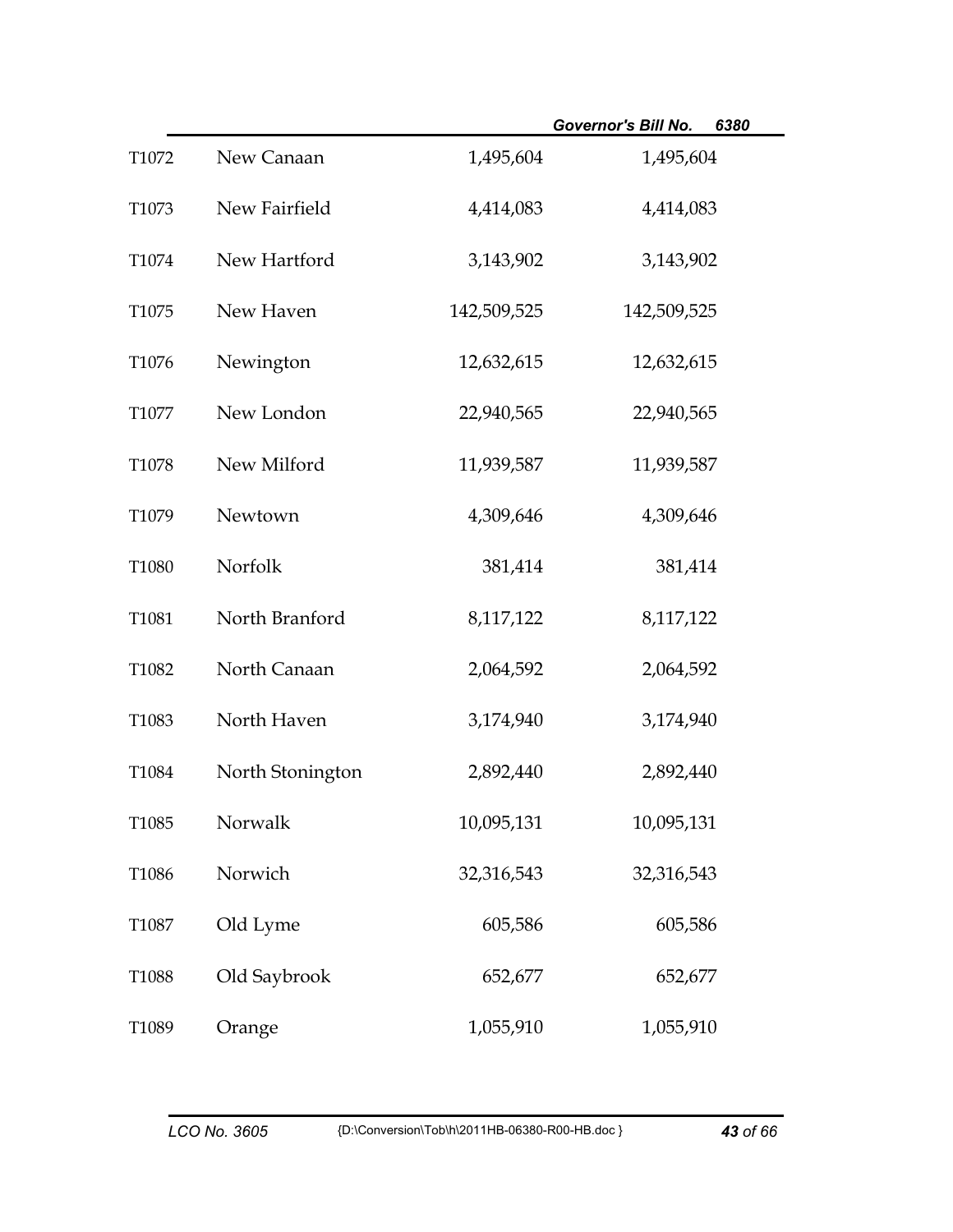| | | | |
|---|---|---|---|
| T1072 | New Canaan | 1,495,604 | 1,495,604 |
| T1073 | New Fairfield | 4,414,083 | 4,414,083 |
| T1074 | New Hartford | 3,143,902 | 3,143,902 |
| T1075 | New Haven | 142,509,525 | 142,509,525 |
| T1076 | Newington | 12,632,615 | 12,632,615 |
| T1077 | New London | 22,940,565 | 22,940,565 |
| T1078 | New Milford | 11,939,587 | 11,939,587 |
| T1079 | Newtown | 4,309,646 | 4,309,646 |
| T1080 | Norfolk | 381,414 | 381,414 |
| T1081 | North Branford | 8,117,122 | 8,117,122 |
| T1082 | North Canaan | 2,064,592 | 2,064,592 |
| T1083 | North Haven | 3,174,940 | 3,174,940 |
| T1084 | North Stonington | 2,892,440 | 2,892,440 |
| T1085 | Norwalk | 10,095,131 | 10,095,131 |
| T1086 | Norwich | 32,316,543 | 32,316,543 |
| T1087 | Old Lyme | 605,586 | 605,586 |
| T1088 | Old Saybrook | 652,677 | 652,677 |
| T1089 | Orange | 1,055,910 | 1,055,910 |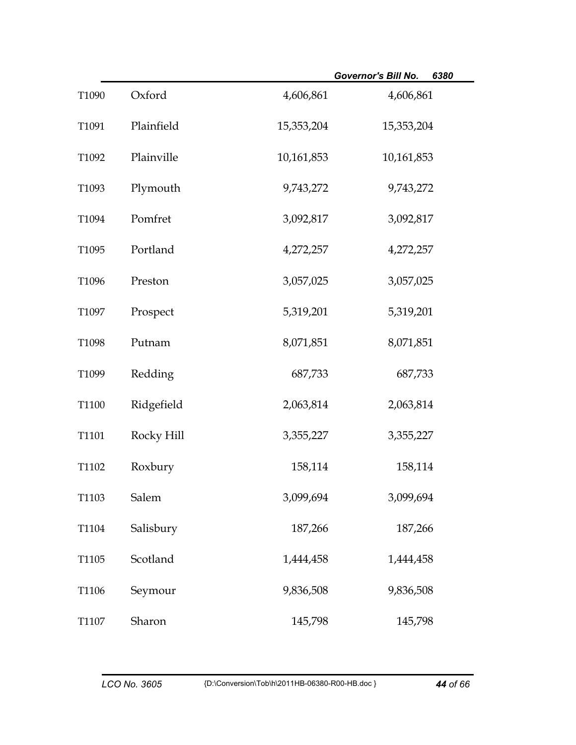| | | | |
|---|---|---|---|
| T1090 | Oxford | 4,606,861 | 4,606,861 |
| T1091 | Plainfield | 15,353,204 | 15,353,204 |
| T1092 | Plainville | 10,161,853 | 10,161,853 |
| T1093 | Plymouth | 9,743,272 | 9,743,272 |
| T1094 | Pomfret | 3,092,817 | 3,092,817 |
| T1095 | Portland | 4,272,257 | 4,272,257 |
| T1096 | Preston | 3,057,025 | 3,057,025 |
| T1097 | Prospect | 5,319,201 | 5,319,201 |
| T1098 | Putnam | 8,071,851 | 8,071,851 |
| T1099 | Redding | 687,733 | 687,733 |
| T1100 | Ridgefield | 2,063,814 | 2,063,814 |
| T1101 | Rocky Hill | 3,355,227 | 3,355,227 |
| T1102 | Roxbury | 158,114 | 158,114 |
| T1103 | Salem | 3,099,694 | 3,099,694 |
| T1104 | Salisbury | 187,266 | 187,266 |
| T1105 | Scotland | 1,444,458 | 1,444,458 |
| T1106 | Seymour | 9,836,508 | 9,836,508 |
| T1107 | Sharon | 145,798 | 145,798 |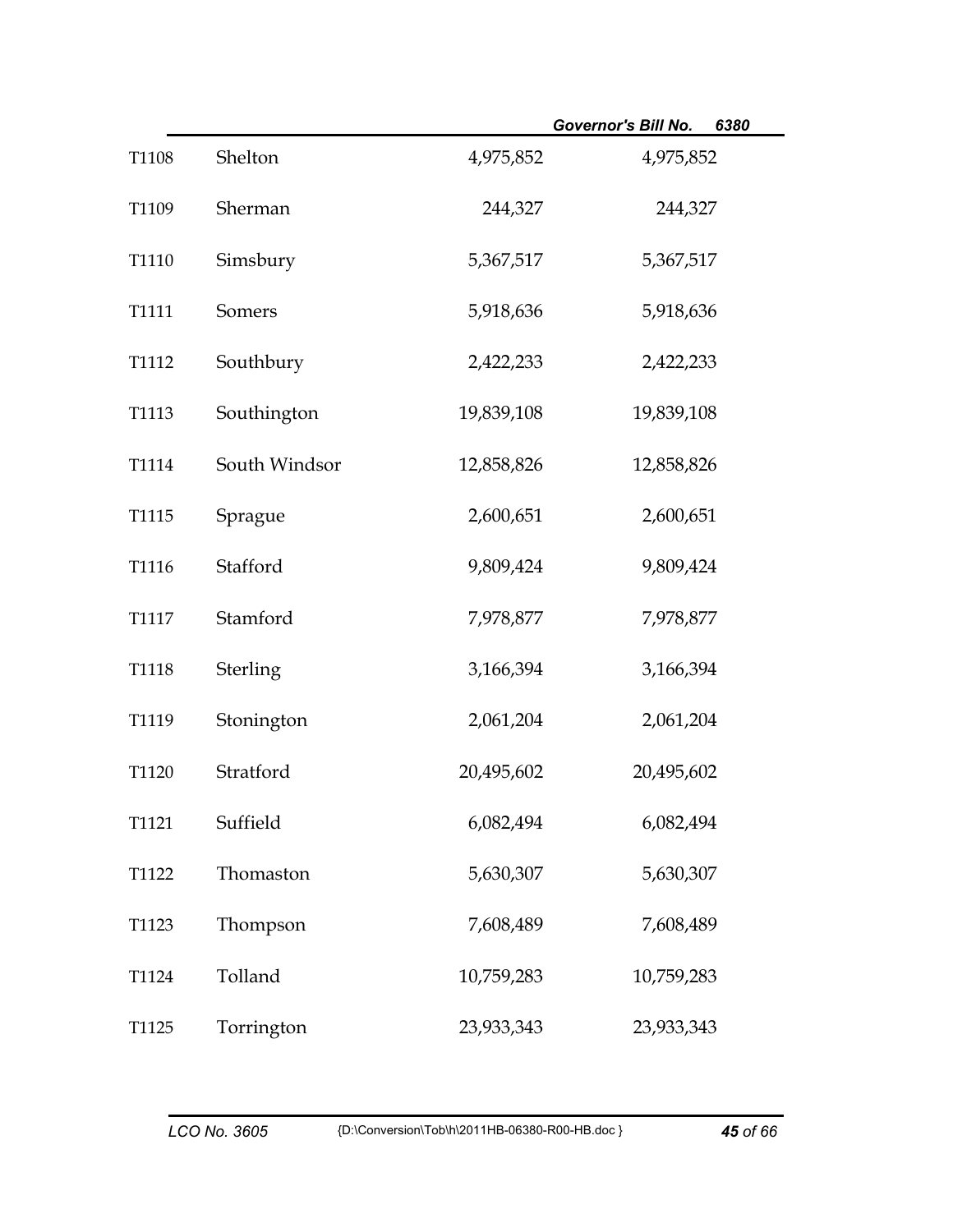| | | | |
|---|---|---|---|
| T1108 | Shelton | 4,975,852 | 4,975,852 |
| T1109 | Sherman | 244,327 | 244,327 |
| T1110 | Simsbury | 5,367,517 | 5,367,517 |
| T1111 | Somers | 5,918,636 | 5,918,636 |
| T1112 | Southbury | 2,422,233 | 2,422,233 |
| T1113 | Southington | 19,839,108 | 19,839,108 |
| T1114 | South Windsor | 12,858,826 | 12,858,826 |
| T1115 | Sprague | 2,600,651 | 2,600,651 |
| T1116 | Stafford | 9,809,424 | 9,809,424 |
| T1117 | Stamford | 7,978,877 | 7,978,877 |
| T1118 | Sterling | 3,166,394 | 3,166,394 |
| T1119 | Stonington | 2,061,204 | 2,061,204 |
| T1120 | Stratford | 20,495,602 | 20,495,602 |
| T1121 | Suffield | 6,082,494 | 6,082,494 |
| T1122 | Thomaston | 5,630,307 | 5,630,307 |
| T1123 | Thompson | 7,608,489 | 7,608,489 |
| T1124 | Tolland | 10,759,283 | 10,759,283 |
| T1125 | Torrington | 23,933,343 | 23,933,343 |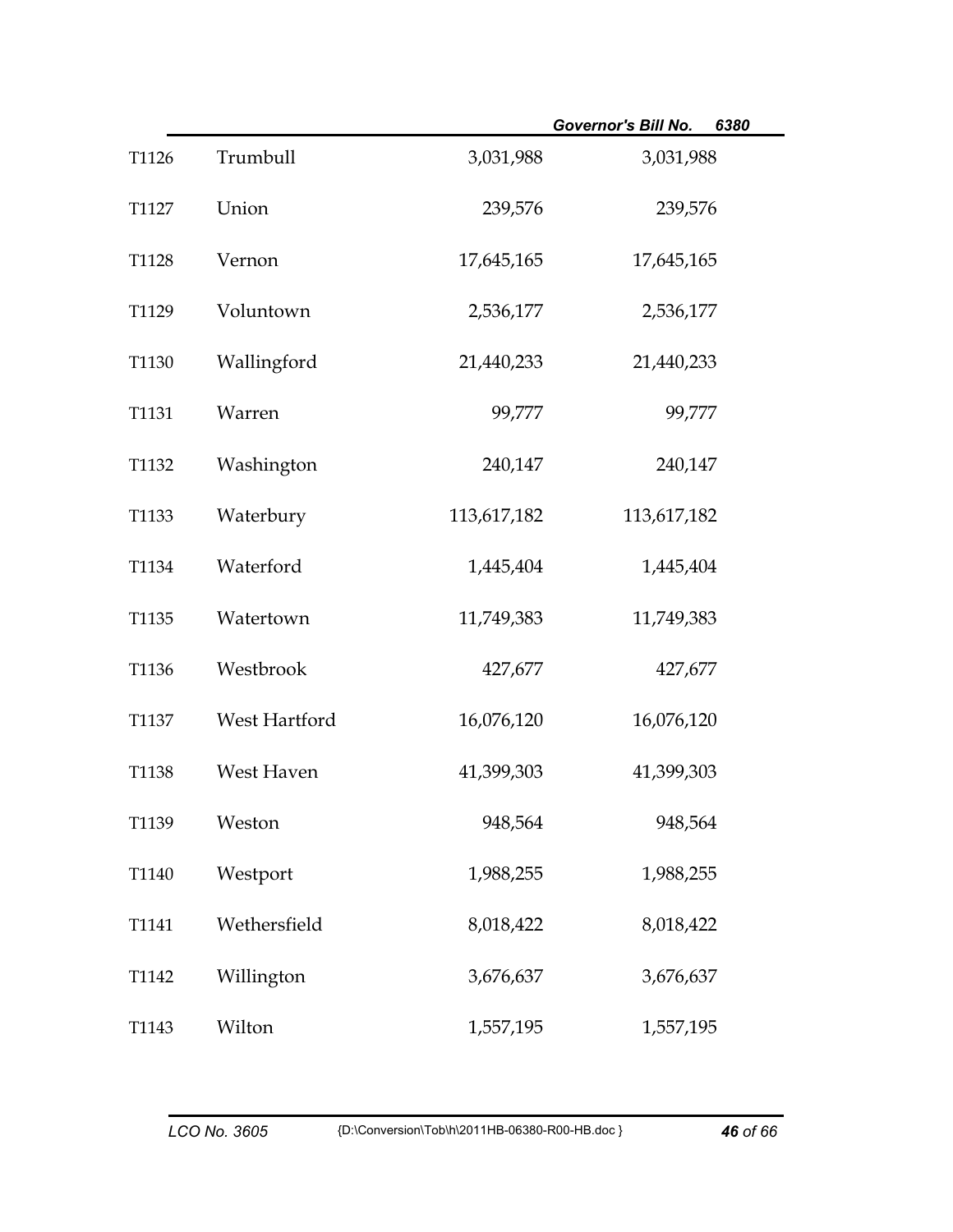| | | | |
|---|---|---|---|
| T1126 | Trumbull | 3,031,988 | 3,031,988 |
| T1127 | Union | 239,576 | 239,576 |
| T1128 | Vernon | 17,645,165 | 17,645,165 |
| T1129 | Voluntown | 2,536,177 | 2,536,177 |
| T1130 | Wallingford | 21,440,233 | 21,440,233 |
| T1131 | Warren | 99,777 | 99,777 |
| T1132 | Washington | 240,147 | 240,147 |
| T1133 | Waterbury | 113,617,182 | 113,617,182 |
| T1134 | Waterford | 1,445,404 | 1,445,404 |
| T1135 | Watertown | 11,749,383 | 11,749,383 |
| T1136 | Westbrook | 427,677 | 427,677 |
| T1137 | West Hartford | 16,076,120 | 16,076,120 |
| T1138 | West Haven | 41,399,303 | 41,399,303 |
| T1139 | Weston | 948,564 | 948,564 |
| T1140 | Westport | 1,988,255 | 1,988,255 |
| T1141 | Wethersfield | 8,018,422 | 8,018,422 |
| T1142 | Willington | 3,676,637 | 3,676,637 |
| T1143 | Wilton | 1,557,195 | 1,557,195 |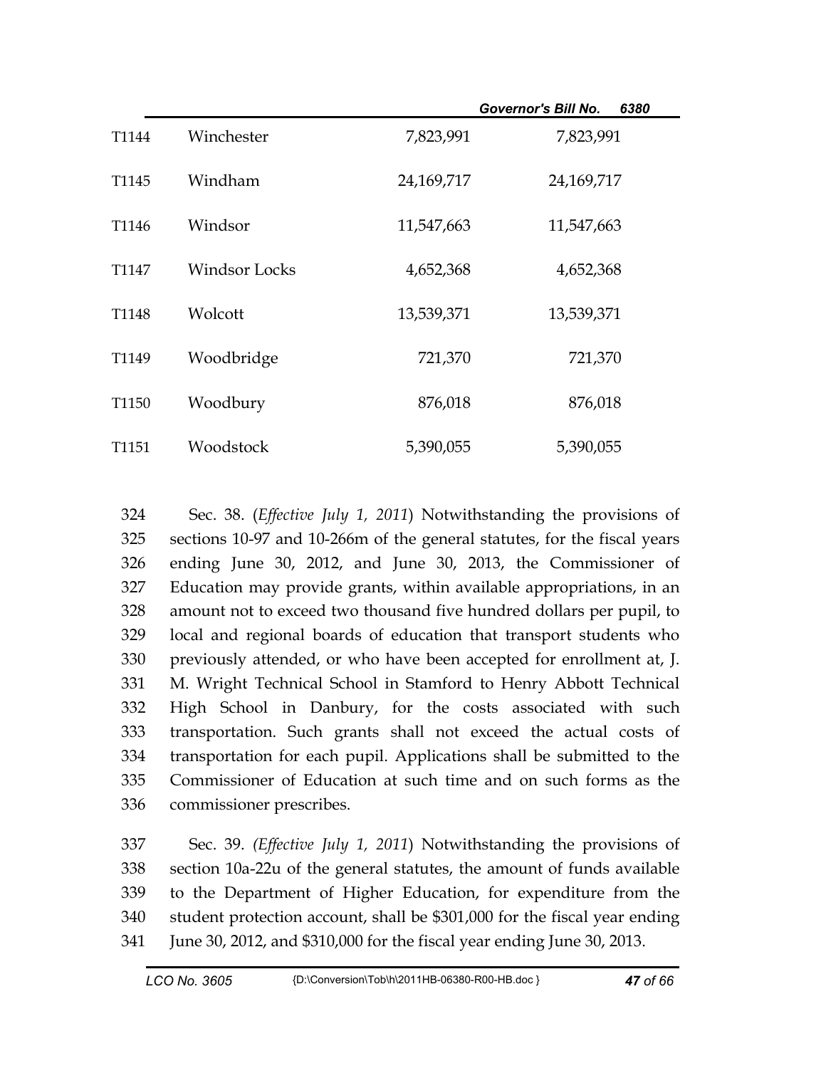| | | | |
|---|---|---|---|
| T1144 | Winchester | 7,823,991 | 7,823,991 |
| T1145 | Windham | 24,169,717 | 24,169,717 |
| T1146 | Windsor | 11,547,663 | 11,547,663 |
| T1147 | Windsor Locks | 4,652,368 | 4,652,368 |
| T1148 | Wolcott | 13,539,371 | 13,539,371 |
| T1149 | Woodbridge | 721,370 | 721,370 |
| T1150 | Woodbury | 876,018 | 876,018 |
| T1151 | Woodstock | 5,390,055 | 5,390,055 |

324 Sec. 38. (*Effective July 1, 2011*) Notwithstanding the provisions of
325 sections 10-97 and 10-266m of the general statutes, for the fiscal years
326 ending June 30, 2012, and June 30, 2013, the Commissioner of
327 Education may provide grants, within available appropriations, in an
328 amount not to exceed two thousand five hundred dollars per pupil, to
329 local and regional boards of education that transport students who
330 previously attended, or who have been accepted for enrollment at, J.
331 M. Wright Technical School in Stamford to Henry Abbott Technical
332 High School in Danbury, for the costs associated with such
333 transportation. Such grants shall not exceed the actual costs of
334 transportation for each pupil. Applications shall be submitted to the
335 Commissioner of Education at such time and on such forms as the
336 commissioner prescribes.

337 Sec. 39. (*Effective July 1, 2011*) Notwithstanding the provisions of
338 section 10a-22u of the general statutes, the amount of funds available
339 to the Department of Higher Education, for expenditure from the
340 student protection account, shall be $301,000 for the fiscal year ending
341 June 30, 2012, and $310,000 for the fiscal year ending June 30, 2013.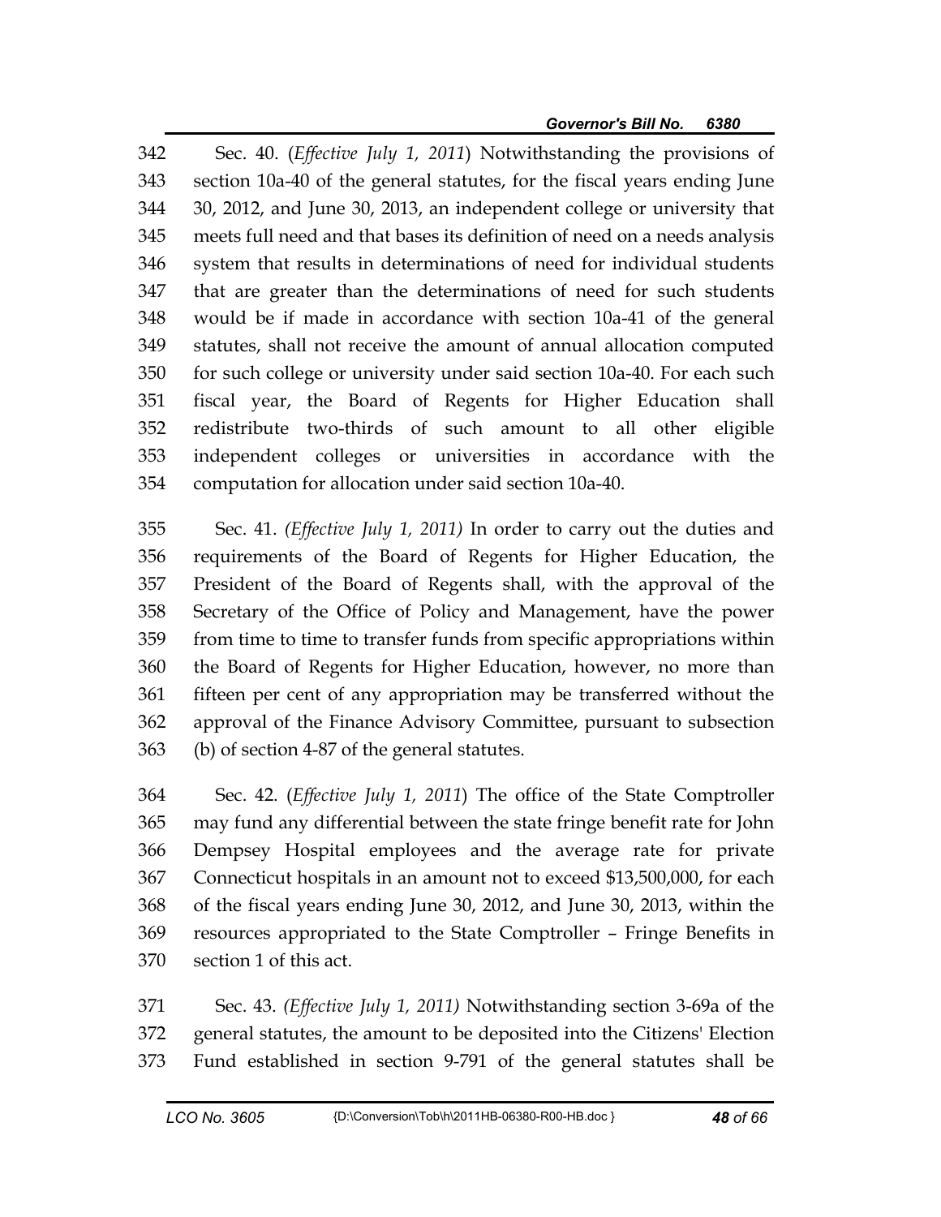342 Sec. 40. (*Effective July 1, 2011*) Notwithstanding the provisions of
343 section 10a-40 of the general statutes, for the fiscal years ending June
344 30, 2012, and June 30, 2013, an independent college or university that
345 meets full need and that bases its definition of need on a needs analysis
346 system that results in determinations of need for individual students
347 that are greater than the determinations of need for such students
348 would be if made in accordance with section 10a-41 of the general
349 statutes, shall not receive the amount of annual allocation computed
350 for such college or university under said section 10a-40. For each such
351 fiscal year, the Board of Regents for Higher Education shall
352 redistribute two-thirds of such amount to all other eligible
353 independent colleges or universities in accordance with the
354 computation for allocation under said section 10a-40.

355 Sec. 41. *(Effective July 1, 2011)* In order to carry out the duties and
356 requirements of the Board of Regents for Higher Education, the
357 President of the Board of Regents shall, with the approval of the
358 Secretary of the Office of Policy and Management, have the power
359 from time to time to transfer funds from specific appropriations within
360 the Board of Regents for Higher Education, however, no more than
361 fifteen per cent of any appropriation may be transferred without the
362 approval of the Finance Advisory Committee, pursuant to subsection
363 (b) of section 4-87 of the general statutes.

364 Sec. 42. (*Effective July 1, 2011*) The office of the State Comptroller
365 may fund any differential between the state fringe benefit rate for John
366 Dempsey Hospital employees and the average rate for private
367 Connecticut hospitals in an amount not to exceed $13,500,000, for each
368 of the fiscal years ending June 30, 2012, and June 30, 2013, within the
369 resources appropriated to the State Comptroller – Fringe Benefits in
370 section 1 of this act.

371 Sec. 43. *(Effective July 1, 2011)* Notwithstanding section 3-69a of the
372 general statutes, the amount to be deposited into the Citizens' Election
373 Fund established in section 9-791 of the general statutes shall be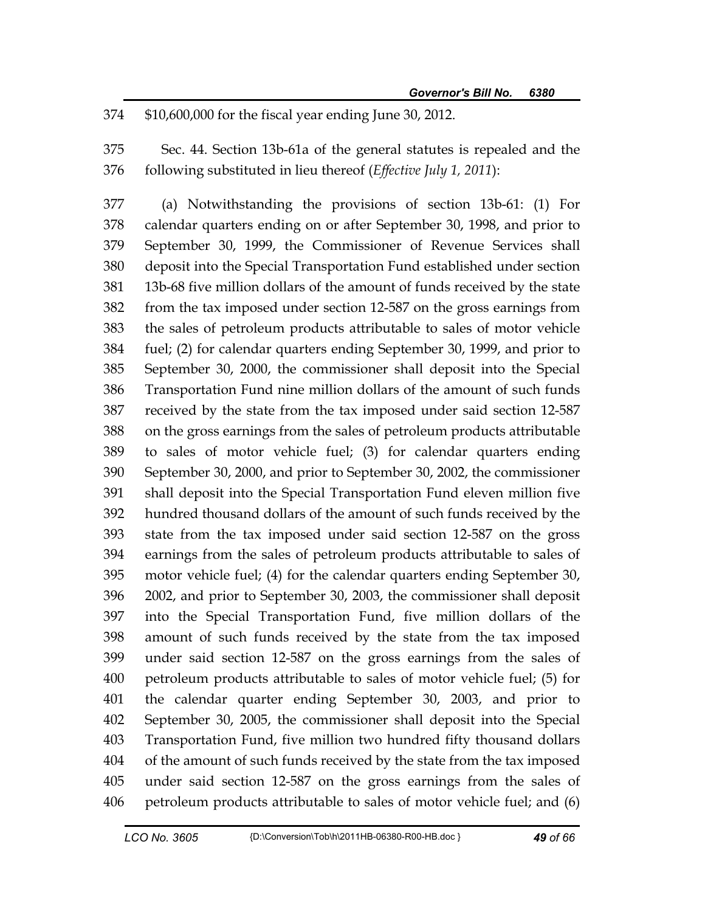$10,600,000 for the fiscal year ending June 30, 2012.

Sec. 44. Section 13b-61a of the general statutes is repealed and the following substituted in lieu thereof (*Effective July 1, 2011*):

(a) Notwithstanding the provisions of section 13b-61: (1) For calendar quarters ending on or after September 30, 1998, and prior to September 30, 1999, the Commissioner of Revenue Services shall deposit into the Special Transportation Fund established under section 13b-68 five million dollars of the amount of funds received by the state from the tax imposed under section 12-587 on the gross earnings from the sales of petroleum products attributable to sales of motor vehicle fuel; (2) for calendar quarters ending September 30, 1999, and prior to September 30, 2000, the commissioner shall deposit into the Special Transportation Fund nine million dollars of the amount of such funds received by the state from the tax imposed under said section 12-587 on the gross earnings from the sales of petroleum products attributable to sales of motor vehicle fuel; (3) for calendar quarters ending September 30, 2000, and prior to September 30, 2002, the commissioner shall deposit into the Special Transportation Fund eleven million five hundred thousand dollars of the amount of such funds received by the state from the tax imposed under said section 12-587 on the gross earnings from the sales of petroleum products attributable to sales of motor vehicle fuel; (4) for the calendar quarters ending September 30, 2002, and prior to September 30, 2003, the commissioner shall deposit into the Special Transportation Fund, five million dollars of the amount of such funds received by the state from the tax imposed under said section 12-587 on the gross earnings from the sales of petroleum products attributable to sales of motor vehicle fuel; (5) for the calendar quarter ending September 30, 2003, and prior to September 30, 2005, the commissioner shall deposit into the Special Transportation Fund, five million two hundred fifty thousand dollars of the amount of such funds received by the state from the tax imposed under said section 12-587 on the gross earnings from the sales of petroleum products attributable to sales of motor vehicle fuel; and (6)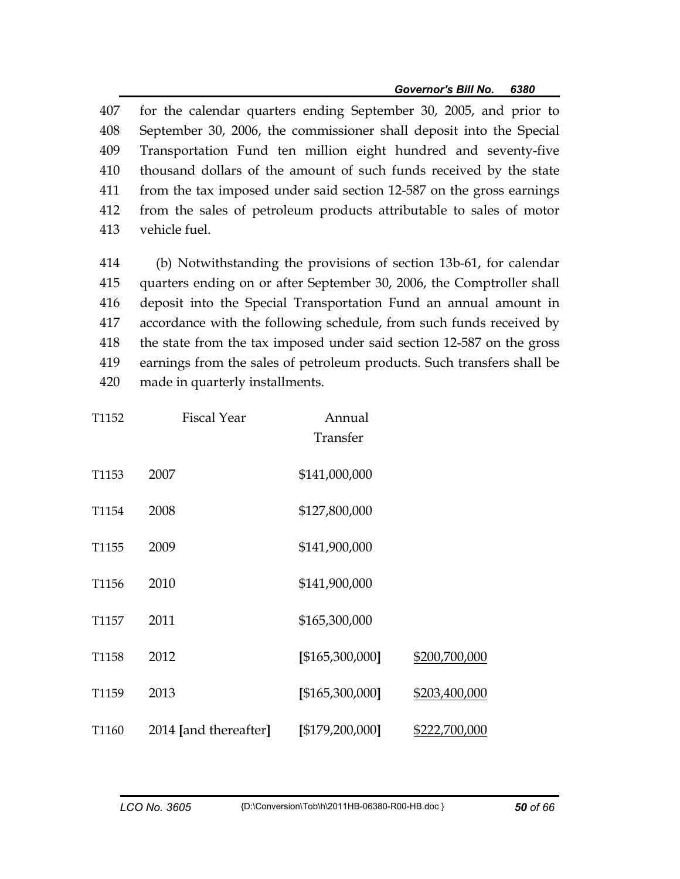for the calendar quarters ending September 30, 2005, and prior to September 30, 2006, the commissioner shall deposit into the Special Transportation Fund ten million eight hundred and seventy-five thousand dollars of the amount of such funds received by the state from the tax imposed under said section 12-587 on the gross earnings from the sales of petroleum products attributable to sales of motor vehicle fuel.

(b) Notwithstanding the provisions of section 13b-61, for calendar quarters ending on or after September 30, 2006, the Comptroller shall deposit into the Special Transportation Fund an annual amount in accordance with the following schedule, from such funds received by the state from the tax imposed under said section 12-587 on the gross earnings from the sales of petroleum products. Such transfers shall be made in quarterly installments.

| | Fiscal Year | Annual Transfer | |
|---|---|---|---|
| T1153 | 2007 | $141,000,000 | |
| T1154 | 2008 | $127,800,000 | |
| T1155 | 2009 | $141,900,000 | |
| T1156 | 2010 | $141,900,000 | |
| T1157 | 2011 | $165,300,000 | |
| T1158 | 2012 | **[**$165,300,000**]** | <u>$200,700,000</u> |
| T1159 | 2013 | **[**$165,300,000**]** | <u>$203,400,000</u> |
| T1160 | 2014 **[**and thereafter**]** | **[**$179,200,000**]** | <u>$222,700,000</u> |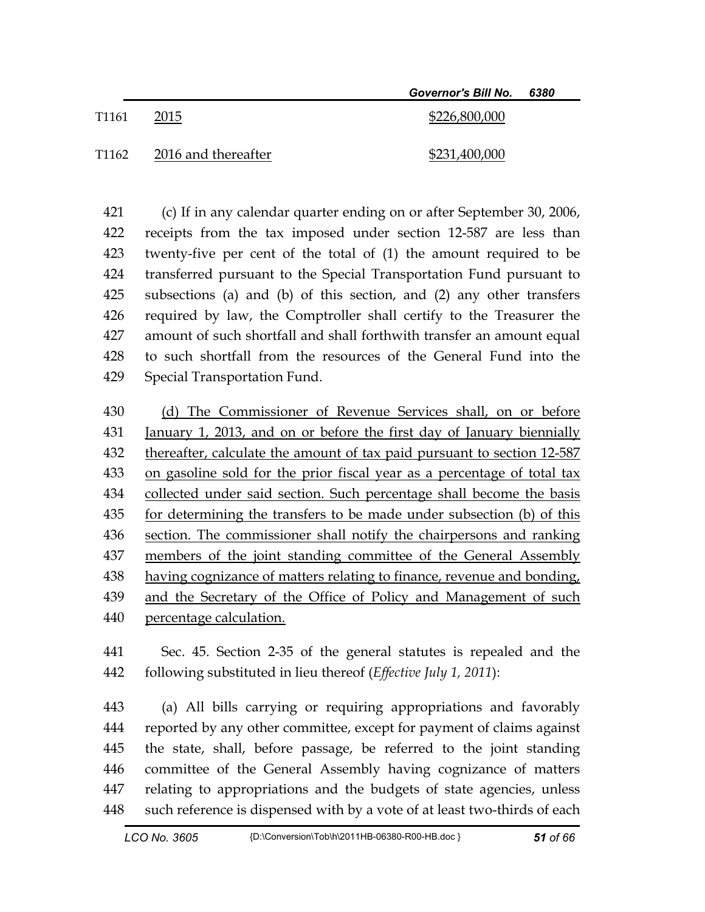| | | |
|---|---|---|
| T1161 | 2015 | $226,800,000 |
| T1162 | 2016 and thereafter | $231,400,000 |

(c) If in any calendar quarter ending on or after September 30, 2006, receipts from the tax imposed under section 12-587 are less than twenty-five per cent of the total of (1) the amount required to be transferred pursuant to the Special Transportation Fund pursuant to subsections (a) and (b) of this section, and (2) any other transfers required by law, the Comptroller shall certify to the Treasurer the amount of such shortfall and shall forthwith transfer an amount equal to such shortfall from the resources of the General Fund into the Special Transportation Fund.

(d) The Commissioner of Revenue Services shall, on or before January 1, 2013, and on or before the first day of January biennially thereafter, calculate the amount of tax paid pursuant to section 12-587 on gasoline sold for the prior fiscal year as a percentage of total tax collected under said section. Such percentage shall become the basis for determining the transfers to be made under subsection (b) of this section. The commissioner shall notify the chairpersons and ranking members of the joint standing committee of the General Assembly having cognizance of matters relating to finance, revenue and bonding, and the Secretary of the Office of Policy and Management of such percentage calculation.

Sec. 45. Section 2-35 of the general statutes is repealed and the following substituted in lieu thereof (*Effective July 1, 2011*):

(a) All bills carrying or requiring appropriations and favorably reported by any other committee, except for payment of claims against the state, shall, before passage, be referred to the joint standing committee of the General Assembly having cognizance of matters relating to appropriations and the budgets of state agencies, unless such reference is dispensed with by a vote of at least two-thirds of each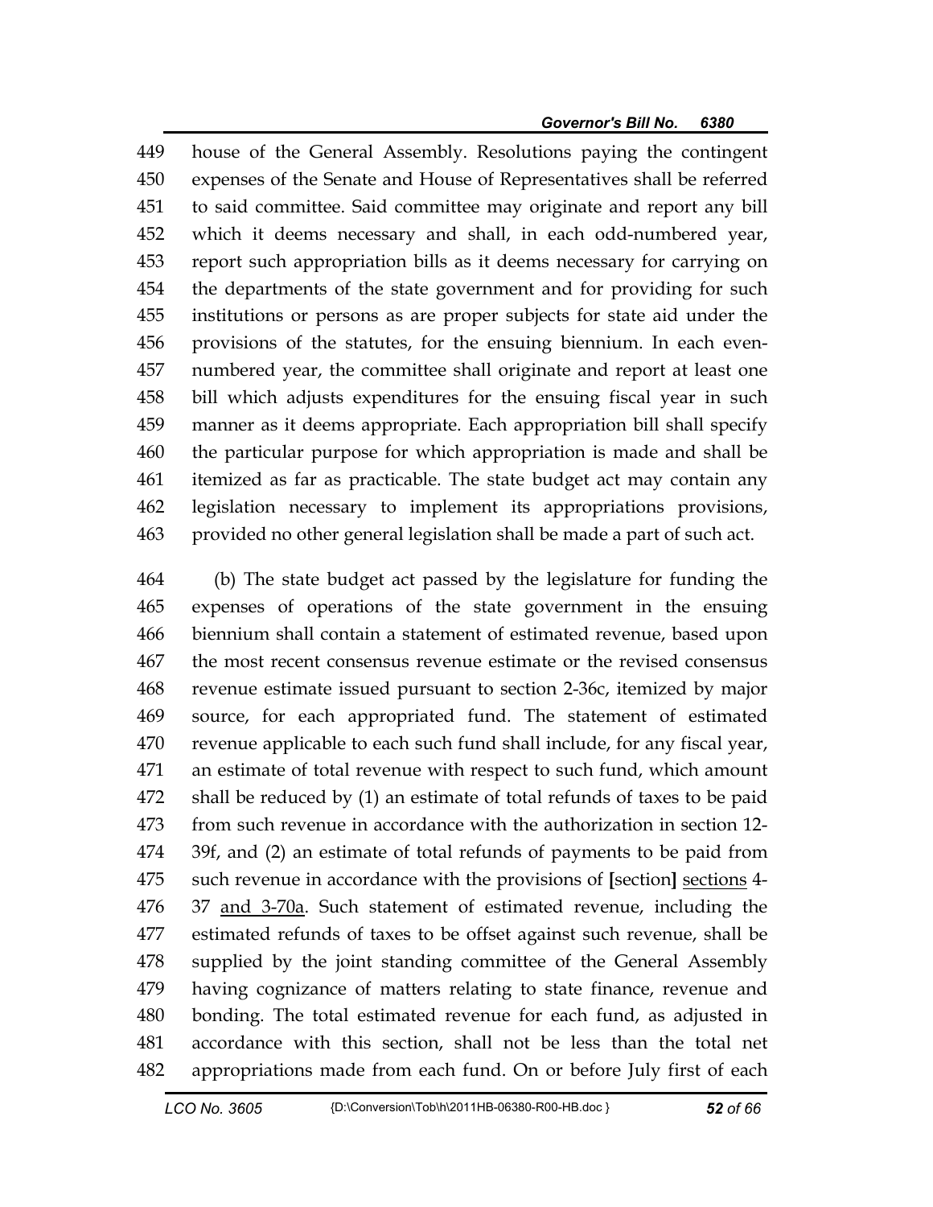449 house of the General Assembly. Resolutions paying the contingent
450 expenses of the Senate and House of Representatives shall be referred
451 to said committee. Said committee may originate and report any bill
452 which it deems necessary and shall, in each odd-numbered year,
453 report such appropriation bills as it deems necessary for carrying on
454 the departments of the state government and for providing for such
455 institutions or persons as are proper subjects for state aid under the
456 provisions of the statutes, for the ensuing biennium. In each even-
457 numbered year, the committee shall originate and report at least one
458 bill which adjusts expenditures for the ensuing fiscal year in such
459 manner as it deems appropriate. Each appropriation bill shall specify
460 the particular purpose for which appropriation is made and shall be
461 itemized as far as practicable. The state budget act may contain any
462 legislation necessary to implement its appropriations provisions,
463 provided no other general legislation shall be made a part of such act.

464 (b) The state budget act passed by the legislature for funding the
465 expenses of operations of the state government in the ensuing
466 biennium shall contain a statement of estimated revenue, based upon
467 the most recent consensus revenue estimate or the revised consensus
468 revenue estimate issued pursuant to section 2-36c, itemized by major
469 source, for each appropriated fund. The statement of estimated
470 revenue applicable to each such fund shall include, for any fiscal year,
471 an estimate of total revenue with respect to such fund, which amount
472 shall be reduced by (1) an estimate of total refunds of taxes to be paid
473 from such revenue in accordance with the authorization in section 12-
474 39f, and (2) an estimate of total refunds of payments to be paid from
475 such revenue in accordance with the provisions of **[**section**]** <u>sections</u> 4-
476 37 <u>and 3-70a</u>. Such statement of estimated revenue, including the
477 estimated refunds of taxes to be offset against such revenue, shall be
478 supplied by the joint standing committee of the General Assembly
479 having cognizance of matters relating to state finance, revenue and
480 bonding. The total estimated revenue for each fund, as adjusted in
481 accordance with this section, shall not be less than the total net
482 appropriations made from each fund. On or before July first of each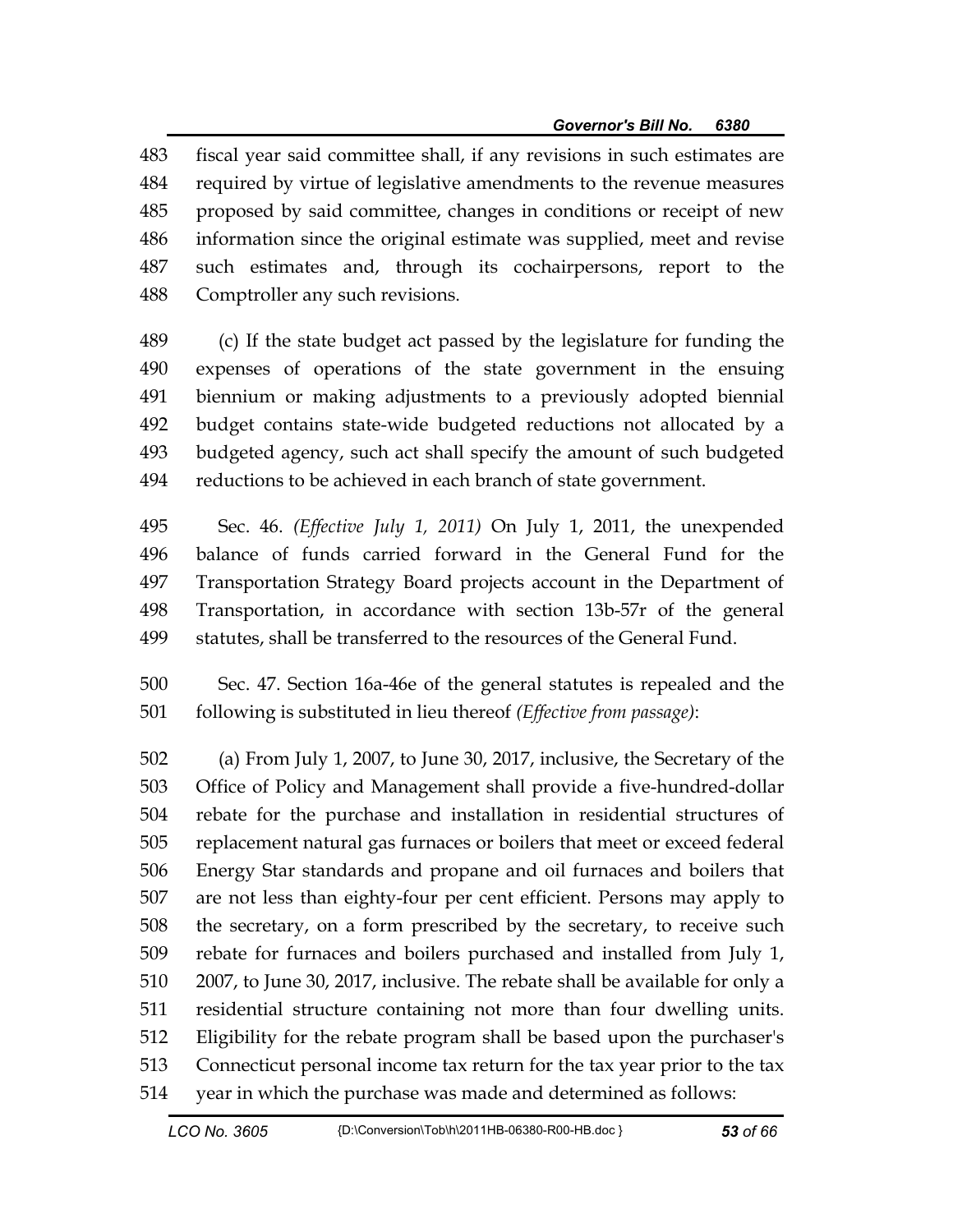fiscal year said committee shall, if any revisions in such estimates are required by virtue of legislative amendments to the revenue measures proposed by said committee, changes in conditions or receipt of new information since the original estimate was supplied, meet and revise such estimates and, through its cochairpersons, report to the Comptroller any such revisions.

(c) If the state budget act passed by the legislature for funding the expenses of operations of the state government in the ensuing biennium or making adjustments to a previously adopted biennial budget contains state-wide budgeted reductions not allocated by a budgeted agency, such act shall specify the amount of such budgeted reductions to be achieved in each branch of state government.

Sec. 46. *(Effective July 1, 2011)* On July 1, 2011, the unexpended balance of funds carried forward in the General Fund for the Transportation Strategy Board projects account in the Department of Transportation, in accordance with section 13b-57r of the general statutes, shall be transferred to the resources of the General Fund.

Sec. 47. Section 16a-46e of the general statutes is repealed and the following is substituted in lieu thereof *(Effective from passage)*:

(a) From July 1, 2007, to June 30, 2017, inclusive, the Secretary of the Office of Policy and Management shall provide a five-hundred-dollar rebate for the purchase and installation in residential structures of replacement natural gas furnaces or boilers that meet or exceed federal Energy Star standards and propane and oil furnaces and boilers that are not less than eighty-four per cent efficient. Persons may apply to the secretary, on a form prescribed by the secretary, to receive such rebate for furnaces and boilers purchased and installed from July 1, 2007, to June 30, 2017, inclusive. The rebate shall be available for only a residential structure containing not more than four dwelling units. Eligibility for the rebate program shall be based upon the purchaser's Connecticut personal income tax return for the tax year prior to the tax year in which the purchase was made and determined as follows: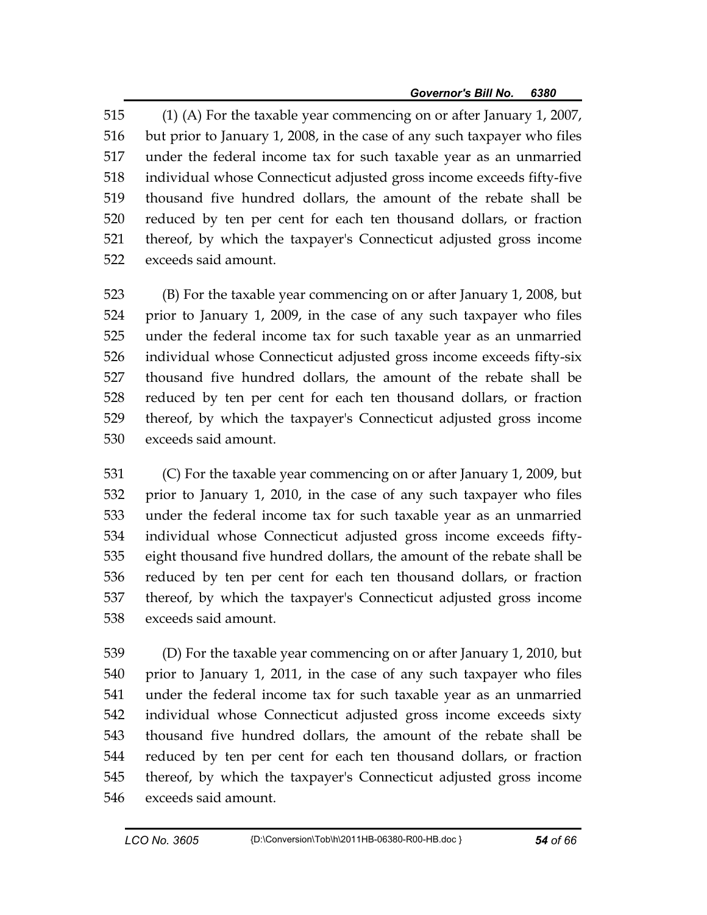(1) (A) For the taxable year commencing on or after January 1, 2007, but prior to January 1, 2008, in the case of any such taxpayer who files under the federal income tax for such taxable year as an unmarried individual whose Connecticut adjusted gross income exceeds fifty-five thousand five hundred dollars, the amount of the rebate shall be reduced by ten per cent for each ten thousand dollars, or fraction thereof, by which the taxpayer's Connecticut adjusted gross income exceeds said amount.

(B) For the taxable year commencing on or after January 1, 2008, but prior to January 1, 2009, in the case of any such taxpayer who files under the federal income tax for such taxable year as an unmarried individual whose Connecticut adjusted gross income exceeds fifty-six thousand five hundred dollars, the amount of the rebate shall be reduced by ten per cent for each ten thousand dollars, or fraction thereof, by which the taxpayer's Connecticut adjusted gross income exceeds said amount.

(C) For the taxable year commencing on or after January 1, 2009, but prior to January 1, 2010, in the case of any such taxpayer who files under the federal income tax for such taxable year as an unmarried individual whose Connecticut adjusted gross income exceeds fifty-eight thousand five hundred dollars, the amount of the rebate shall be reduced by ten per cent for each ten thousand dollars, or fraction thereof, by which the taxpayer's Connecticut adjusted gross income exceeds said amount.

(D) For the taxable year commencing on or after January 1, 2010, but prior to January 1, 2011, in the case of any such taxpayer who files under the federal income tax for such taxable year as an unmarried individual whose Connecticut adjusted gross income exceeds sixty thousand five hundred dollars, the amount of the rebate shall be reduced by ten per cent for each ten thousand dollars, or fraction thereof, by which the taxpayer's Connecticut adjusted gross income exceeds said amount.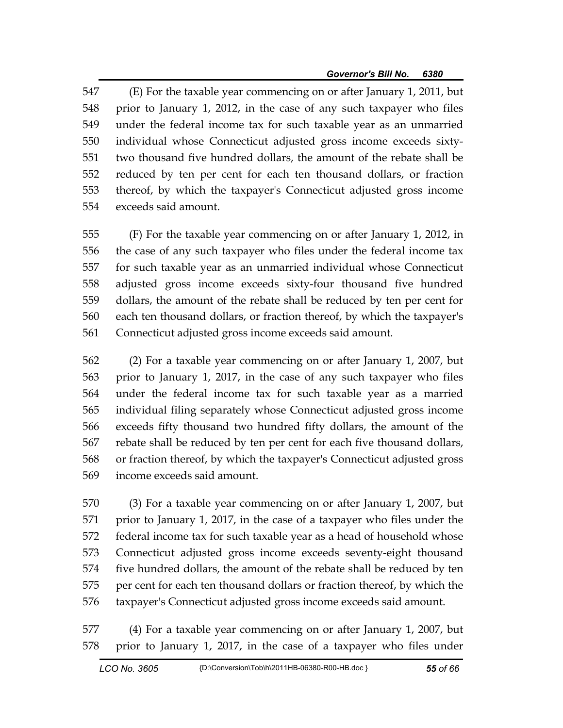(E) For the taxable year commencing on or after January 1, 2011, but prior to January 1, 2012, in the case of any such taxpayer who files under the federal income tax for such taxable year as an unmarried individual whose Connecticut adjusted gross income exceeds sixty-two thousand five hundred dollars, the amount of the rebate shall be reduced by ten per cent for each ten thousand dollars, or fraction thereof, by which the taxpayer's Connecticut adjusted gross income exceeds said amount.

(F) For the taxable year commencing on or after January 1, 2012, in the case of any such taxpayer who files under the federal income tax for such taxable year as an unmarried individual whose Connecticut adjusted gross income exceeds sixty-four thousand five hundred dollars, the amount of the rebate shall be reduced by ten per cent for each ten thousand dollars, or fraction thereof, by which the taxpayer's Connecticut adjusted gross income exceeds said amount.

(2) For a taxable year commencing on or after January 1, 2007, but prior to January 1, 2017, in the case of any such taxpayer who files under the federal income tax for such taxable year as a married individual filing separately whose Connecticut adjusted gross income exceeds fifty thousand two hundred fifty dollars, the amount of the rebate shall be reduced by ten per cent for each five thousand dollars, or fraction thereof, by which the taxpayer's Connecticut adjusted gross income exceeds said amount.

(3) For a taxable year commencing on or after January 1, 2007, but prior to January 1, 2017, in the case of a taxpayer who files under the federal income tax for such taxable year as a head of household whose Connecticut adjusted gross income exceeds seventy-eight thousand five hundred dollars, the amount of the rebate shall be reduced by ten per cent for each ten thousand dollars or fraction thereof, by which the taxpayer's Connecticut adjusted gross income exceeds said amount.

(4) For a taxable year commencing on or after January 1, 2007, but prior to January 1, 2017, in the case of a taxpayer who files under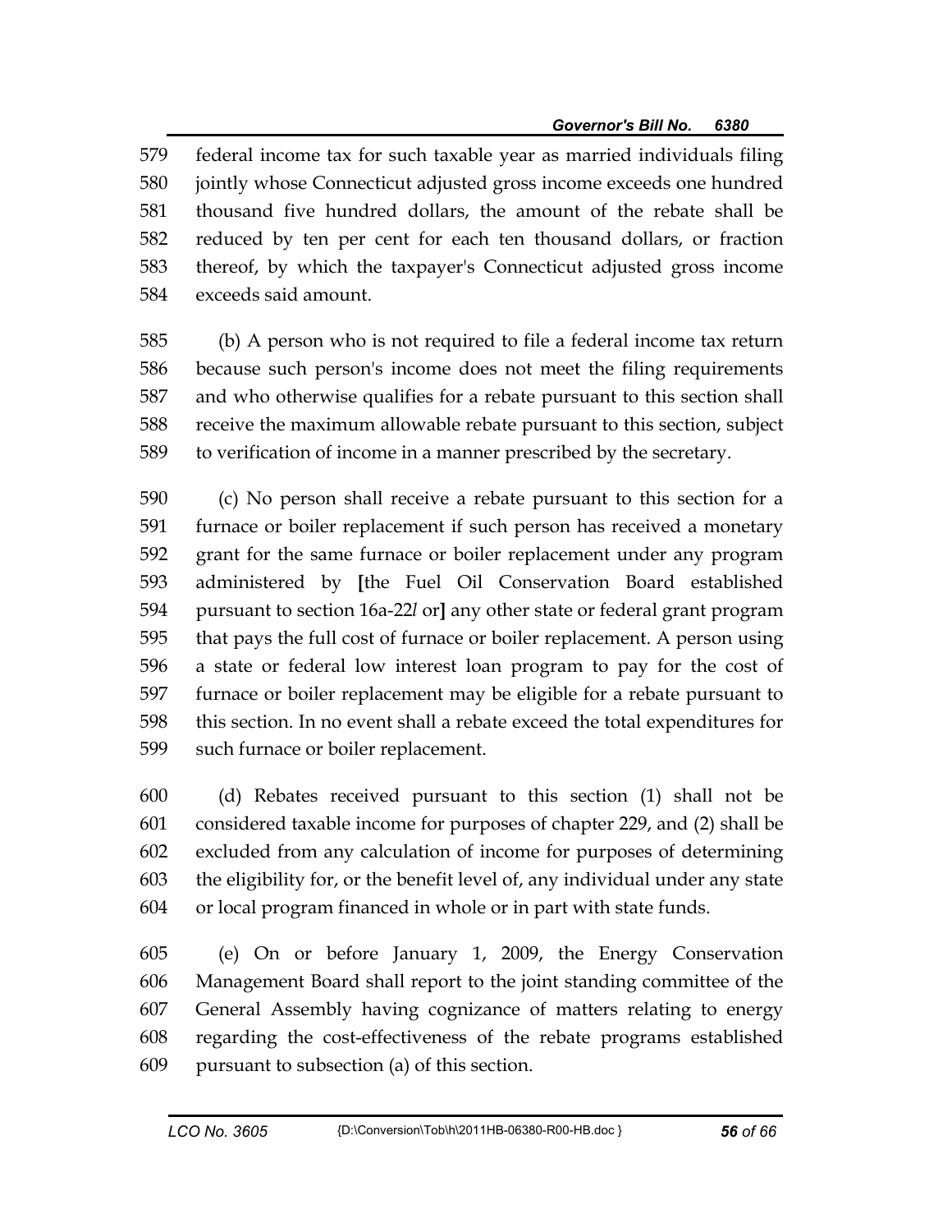579 federal income tax for such taxable year as married individuals filing
580 jointly whose Connecticut adjusted gross income exceeds one hundred
581 thousand five hundred dollars, the amount of the rebate shall be
582 reduced by ten per cent for each ten thousand dollars, or fraction
583 thereof, by which the taxpayer's Connecticut adjusted gross income
584 exceeds said amount.

585 (b) A person who is not required to file a federal income tax return
586 because such person's income does not meet the filing requirements
587 and who otherwise qualifies for a rebate pursuant to this section shall
588 receive the maximum allowable rebate pursuant to this section, subject
589 to verification of income in a manner prescribed by the secretary.

590 (c) No person shall receive a rebate pursuant to this section for a
591 furnace or boiler replacement if such person has received a monetary
592 grant for the same furnace or boiler replacement under any program
593 administered by **[**the Fuel Oil Conservation Board established
594 pursuant to section 16a-22*l* or**]** any other state or federal grant program
595 that pays the full cost of furnace or boiler replacement. A person using
596 a state or federal low interest loan program to pay for the cost of
597 furnace or boiler replacement may be eligible for a rebate pursuant to
598 this section. In no event shall a rebate exceed the total expenditures for
599 such furnace or boiler replacement.

600 (d) Rebates received pursuant to this section (1) shall not be
601 considered taxable income for purposes of chapter 229, and (2) shall be
602 excluded from any calculation of income for purposes of determining
603 the eligibility for, or the benefit level of, any individual under any state
604 or local program financed in whole or in part with state funds.

605 (e) On or before January 1, 2009, the Energy Conservation
606 Management Board shall report to the joint standing committee of the
607 General Assembly having cognizance of matters relating to energy
608 regarding the cost-effectiveness of the rebate programs established
609 pursuant to subsection (a) of this section.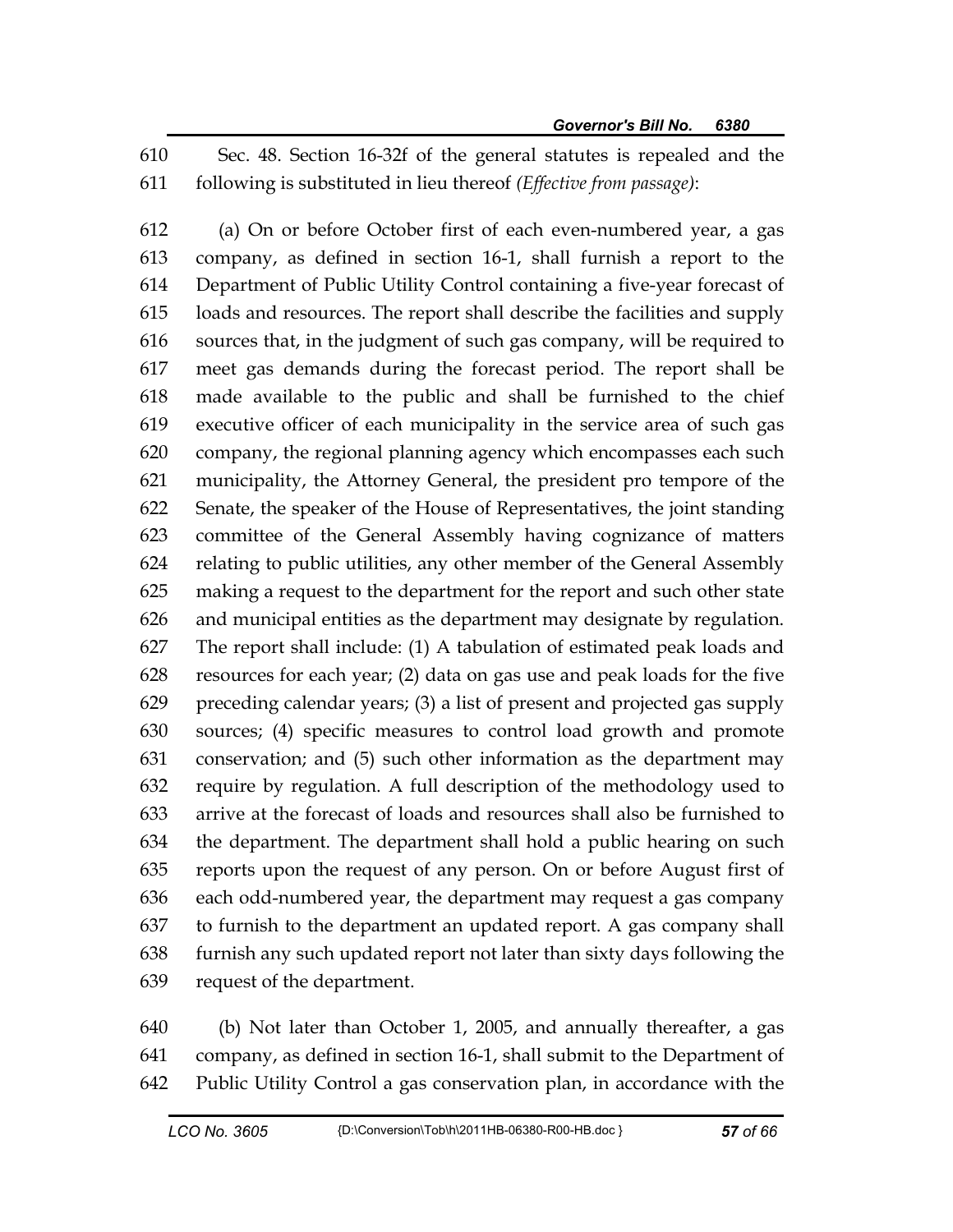Sec. 48. Section 16-32f of the general statutes is repealed and the following is substituted in lieu thereof *(Effective from passage)*:

(a) On or before October first of each even-numbered year, a gas company, as defined in section 16-1, shall furnish a report to the Department of Public Utility Control containing a five-year forecast of loads and resources. The report shall describe the facilities and supply sources that, in the judgment of such gas company, will be required to meet gas demands during the forecast period. The report shall be made available to the public and shall be furnished to the chief executive officer of each municipality in the service area of such gas company, the regional planning agency which encompasses each such municipality, the Attorney General, the president pro tempore of the Senate, the speaker of the House of Representatives, the joint standing committee of the General Assembly having cognizance of matters relating to public utilities, any other member of the General Assembly making a request to the department for the report and such other state and municipal entities as the department may designate by regulation. The report shall include: (1) A tabulation of estimated peak loads and resources for each year; (2) data on gas use and peak loads for the five preceding calendar years; (3) a list of present and projected gas supply sources; (4) specific measures to control load growth and promote conservation; and (5) such other information as the department may require by regulation. A full description of the methodology used to arrive at the forecast of loads and resources shall also be furnished to the department. The department shall hold a public hearing on such reports upon the request of any person. On or before August first of each odd-numbered year, the department may request a gas company to furnish to the department an updated report. A gas company shall furnish any such updated report not later than sixty days following the request of the department.

(b) Not later than October 1, 2005, and annually thereafter, a gas company, as defined in section 16-1, shall submit to the Department of Public Utility Control a gas conservation plan, in accordance with the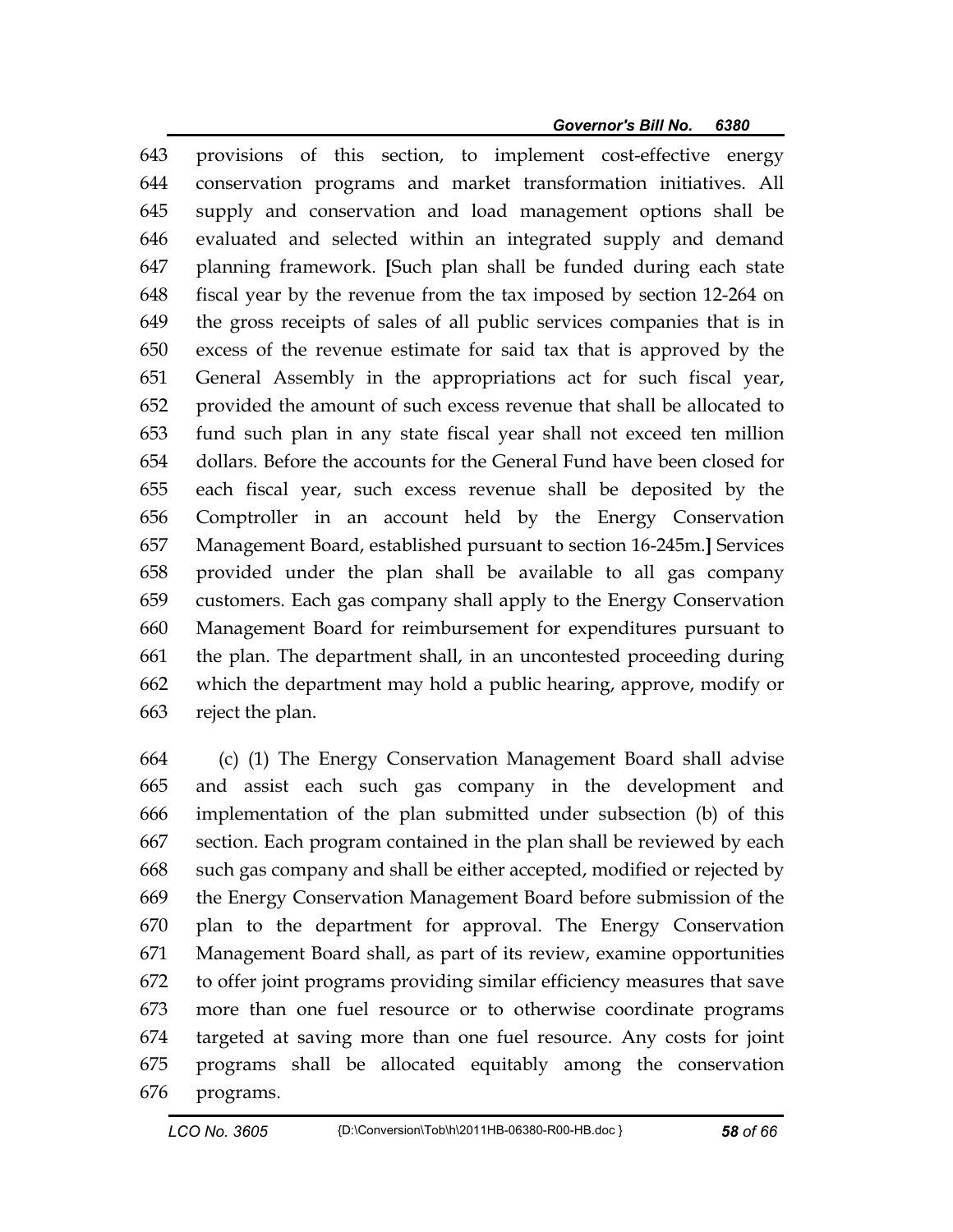643 provisions of this section, to implement cost-effective energy
644 conservation programs and market transformation initiatives. All
645 supply and conservation and load management options shall be
646 evaluated and selected within an integrated supply and demand
647 planning framework. **[**Such plan shall be funded during each state
648 fiscal year by the revenue from the tax imposed by section 12-264 on
649 the gross receipts of sales of all public services companies that is in
650 excess of the revenue estimate for said tax that is approved by the
651 General Assembly in the appropriations act for such fiscal year,
652 provided the amount of such excess revenue that shall be allocated to
653 fund such plan in any state fiscal year shall not exceed ten million
654 dollars. Before the accounts for the General Fund have been closed for
655 each fiscal year, such excess revenue shall be deposited by the
656 Comptroller in an account held by the Energy Conservation
657 Management Board, established pursuant to section 16-245m.**]** Services
658 provided under the plan shall be available to all gas company
659 customers. Each gas company shall apply to the Energy Conservation
660 Management Board for reimbursement for expenditures pursuant to
661 the plan. The department shall, in an uncontested proceeding during
662 which the department may hold a public hearing, approve, modify or
663 reject the plan.

664 (c) (1) The Energy Conservation Management Board shall advise
665 and assist each such gas company in the development and
666 implementation of the plan submitted under subsection (b) of this
667 section. Each program contained in the plan shall be reviewed by each
668 such gas company and shall be either accepted, modified or rejected by
669 the Energy Conservation Management Board before submission of the
670 plan to the department for approval. The Energy Conservation
671 Management Board shall, as part of its review, examine opportunities
672 to offer joint programs providing similar efficiency measures that save
673 more than one fuel resource or to otherwise coordinate programs
674 targeted at saving more than one fuel resource. Any costs for joint
675 programs shall be allocated equitably among the conservation
676 programs.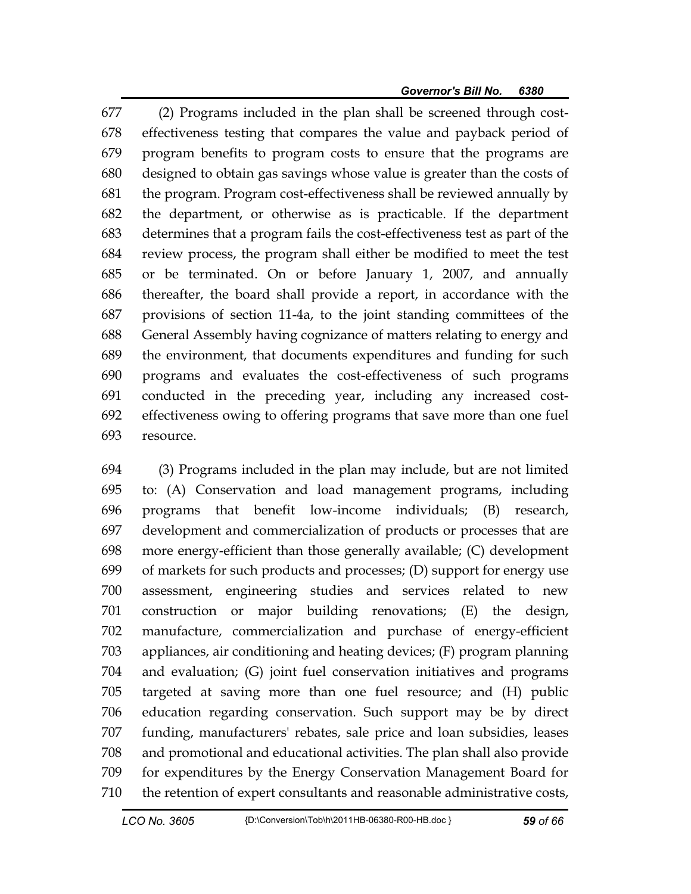(2) Programs included in the plan shall be screened through cost-effectiveness testing that compares the value and payback period of program benefits to program costs to ensure that the programs are designed to obtain gas savings whose value is greater than the costs of the program. Program cost-effectiveness shall be reviewed annually by the department, or otherwise as is practicable. If the department determines that a program fails the cost-effectiveness test as part of the review process, the program shall either be modified to meet the test or be terminated. On or before January 1, 2007, and annually thereafter, the board shall provide a report, in accordance with the provisions of section 11-4a, to the joint standing committees of the General Assembly having cognizance of matters relating to energy and the environment, that documents expenditures and funding for such programs and evaluates the cost-effectiveness of such programs conducted in the preceding year, including any increased cost-effectiveness owing to offering programs that save more than one fuel resource.

(3) Programs included in the plan may include, but are not limited to: (A) Conservation and load management programs, including programs that benefit low-income individuals; (B) research, development and commercialization of products or processes that are more energy-efficient than those generally available; (C) development of markets for such products and processes; (D) support for energy use assessment, engineering studies and services related to new construction or major building renovations; (E) the design, manufacture, commercialization and purchase of energy-efficient appliances, air conditioning and heating devices; (F) program planning and evaluation; (G) joint fuel conservation initiatives and programs targeted at saving more than one fuel resource; and (H) public education regarding conservation. Such support may be by direct funding, manufacturers' rebates, sale price and loan subsidies, leases and promotional and educational activities. The plan shall also provide for expenditures by the Energy Conservation Management Board for the retention of expert consultants and reasonable administrative costs,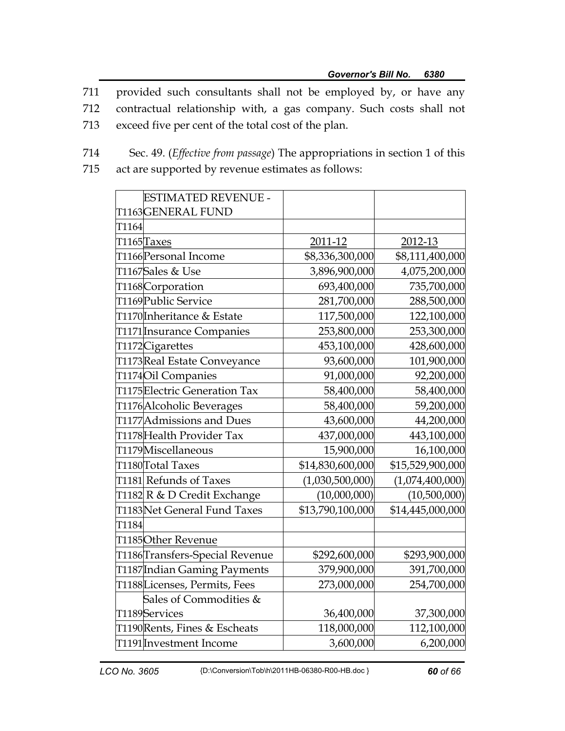711 provided such consultants shall not be employed by, or have any
712 contractual relationship with, a gas company. Such costs shall not
713 exceed five per cent of the total cost of the plan.

714 Sec. 49. (*Effective from passage*) The appropriations in section 1 of this
715 act are supported by revenue estimates as follows:

| | | | |
|---|---|---|---|
| T1163 | ESTIMATED REVENUE - GENERAL FUND | | |
| T1164 | | | |
| T1165 | Taxes | 2011-12 | 2012-13 |
| T1166 | Personal Income | $8,336,300,000 | $8,111,400,000 |
| T1167 | Sales & Use | 3,896,900,000 | 4,075,200,000 |
| T1168 | Corporation | 693,400,000 | 735,700,000 |
| T1169 | Public Service | 281,700,000 | 288,500,000 |
| T1170 | Inheritance & Estate | 117,500,000 | 122,100,000 |
| T1171 | Insurance Companies | 253,800,000 | 253,300,000 |
| T1172 | Cigarettes | 453,100,000 | 428,600,000 |
| T1173 | Real Estate Conveyance | 93,600,000 | 101,900,000 |
| T1174 | Oil Companies | 91,000,000 | 92,200,000 |
| T1175 | Electric Generation Tax | 58,400,000 | 58,400,000 |
| T1176 | Alcoholic Beverages | 58,400,000 | 59,200,000 |
| T1177 | Admissions and Dues | 43,600,000 | 44,200,000 |
| T1178 | Health Provider Tax | 437,000,000 | 443,100,000 |
| T1179 | Miscellaneous | 15,900,000 | 16,100,000 |
| T1180 | Total Taxes | $14,830,600,000 | $15,529,900,000 |
| T1181 | Refunds of Taxes | (1,030,500,000) | (1,074,400,000) |
| T1182 | R & D Credit Exchange | (10,000,000) | (10,500,000) |
| T1183 | Net General Fund Taxes | $13,790,100,000 | $14,445,000,000 |
| T1184 | | | |
| T1185 | Other Revenue | | |
| T1186 | Transfers-Special Revenue | $292,600,000 | $293,900,000 |
| T1187 | Indian Gaming Payments | 379,900,000 | 391,700,000 |
| T1188 | Licenses, Permits, Fees | 273,000,000 | 254,700,000 |
| T1189 | Sales of Commodities & Services | 36,400,000 | 37,300,000 |
| T1190 | Rents, Fines & Escheats | 118,000,000 | 112,100,000 |
| T1191 | Investment Income | 3,600,000 | 6,200,000 |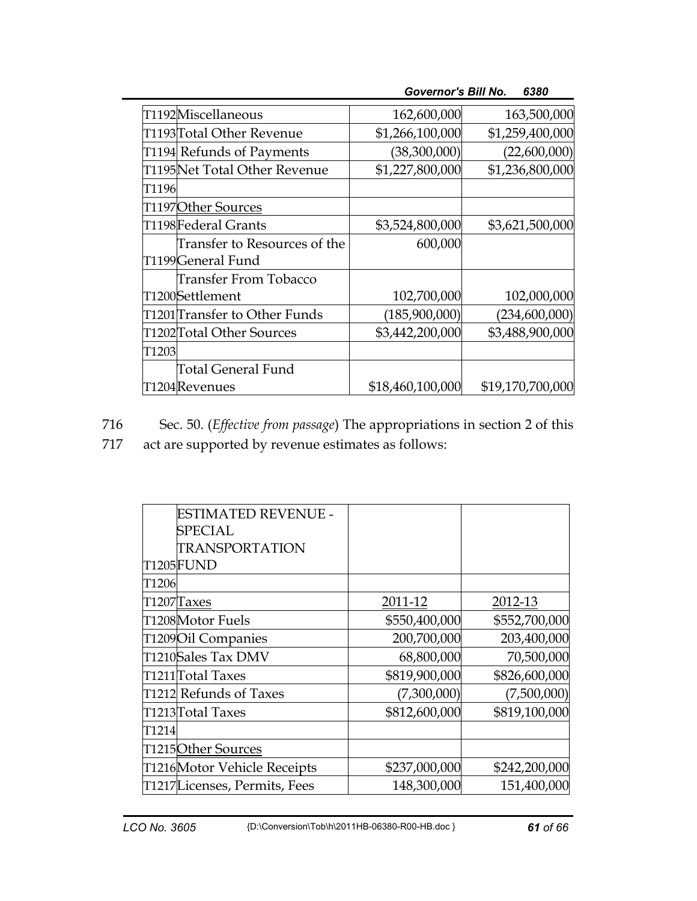| | | | |
|---|---|---|---|
| T1192 | Miscellaneous | 162,600,000 | 163,500,000 |
| T1193 | Total Other Revenue | $1,266,100,000 | $1,259,400,000 |
| T1194 | Refunds of Payments | (38,300,000) | (22,600,000) |
| T1195 | Net Total Other Revenue | $1,227,800,000 | $1,236,800,000 |
| T1196 | | | |
| T1197 | Other Sources | | |
| T1198 | Federal Grants | $3,524,800,000 | $3,621,500,000 |
| T1199 | Transfer to Resources of the General Fund | 600,000 | |
| T1200 | Transfer From Tobacco Settlement | 102,700,000 | 102,000,000 |
| T1201 | Transfer to Other Funds | (185,900,000) | (234,600,000) |
| T1202 | Total Other Sources | $3,442,200,000 | $3,488,900,000 |
| T1203 | | | |
| T1204 | Total General Fund Revenues | $18,460,100,000 | $19,170,700,000 |

716 Sec. 50. (*Effective from passage*) The appropriations in section 2 of this
717 act are supported by revenue estimates as follows:

| | | | |
|---|---|---|---|
| T1205 | ESTIMATED REVENUE - SPECIAL TRANSPORTATION FUND | | |
| T1206 | | | |
| T1207 | Taxes | 2011-12 | 2012-13 |
| T1208 | Motor Fuels | $550,400,000 | $552,700,000 |
| T1209 | Oil Companies | 200,700,000 | 203,400,000 |
| T1210 | Sales Tax DMV | 68,800,000 | 70,500,000 |
| T1211 | Total Taxes | $819,900,000 | $826,600,000 |
| T1212 | Refunds of Taxes | (7,300,000) | (7,500,000) |
| T1213 | Total Taxes | $812,600,000 | $819,100,000 |
| T1214 | | | |
| T1215 | Other Sources | | |
| T1216 | Motor Vehicle Receipts | $237,000,000 | $242,200,000 |
| T1217 | Licenses, Permits, Fees | 148,300,000 | 151,400,000 |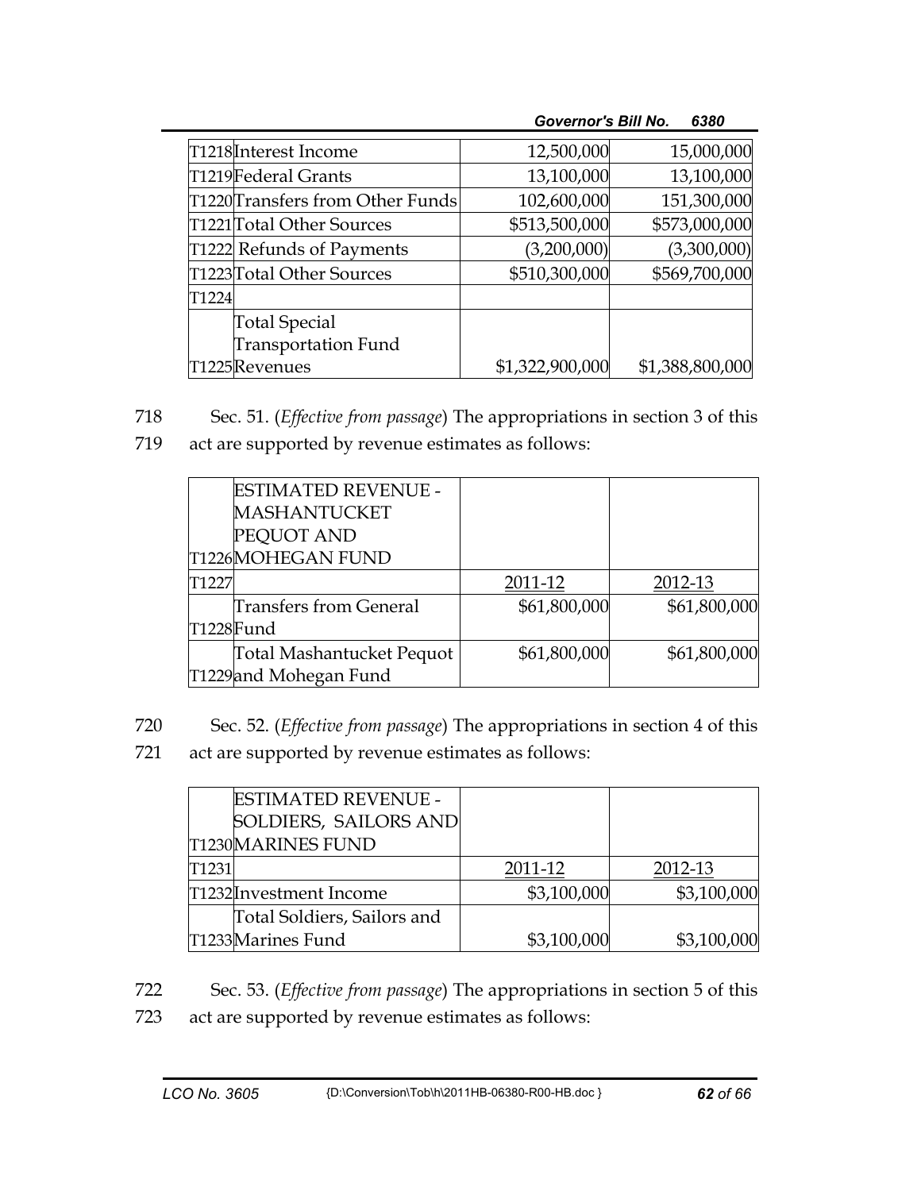| | | | |
|---|---|---|---|
| T1218 | Interest Income | 12,500,000 | 15,000,000 |
| T1219 | Federal Grants | 13,100,000 | 13,100,000 |
| T1220 | Transfers from Other Funds | 102,600,000 | 151,300,000 |
| T1221 | Total Other Sources | $513,500,000 | $573,000,000 |
| T1222 | Refunds of Payments | (3,200,000) | (3,300,000) |
| T1223 | Total Other Sources | $510,300,000 | $569,700,000 |
| T1224 | | | |
| T1225 | Total Special Transportation Fund Revenues | $1,322,900,000 | $1,388,800,000 |

718 Sec. 51. (*Effective from passage*) The appropriations in section 3 of this
719 act are supported by revenue estimates as follows:

| | | | |
|---|---|---|---|
| T1226 | ESTIMATED REVENUE - MASHANTUCKET PEQUOT AND MOHEGAN FUND | | |
| T1227 | | 2011-12 | 2012-13 |
| T1228 | Transfers from General Fund | $61,800,000 | $61,800,000 |
| T1229 | Total Mashantucket Pequot and Mohegan Fund | $61,800,000 | $61,800,000 |

720 Sec. 52. (*Effective from passage*) The appropriations in section 4 of this
721 act are supported by revenue estimates as follows:

| | | | |
|---|---|---|---|
| T1230 | ESTIMATED REVENUE - SOLDIERS, SAILORS AND MARINES FUND | | |
| T1231 | | 2011-12 | 2012-13 |
| T1232 | Investment Income | $3,100,000 | $3,100,000 |
| T1233 | Total Soldiers, Sailors and Marines Fund | $3,100,000 | $3,100,000 |

722 Sec. 53. (*Effective from passage*) The appropriations in section 5 of this
723 act are supported by revenue estimates as follows: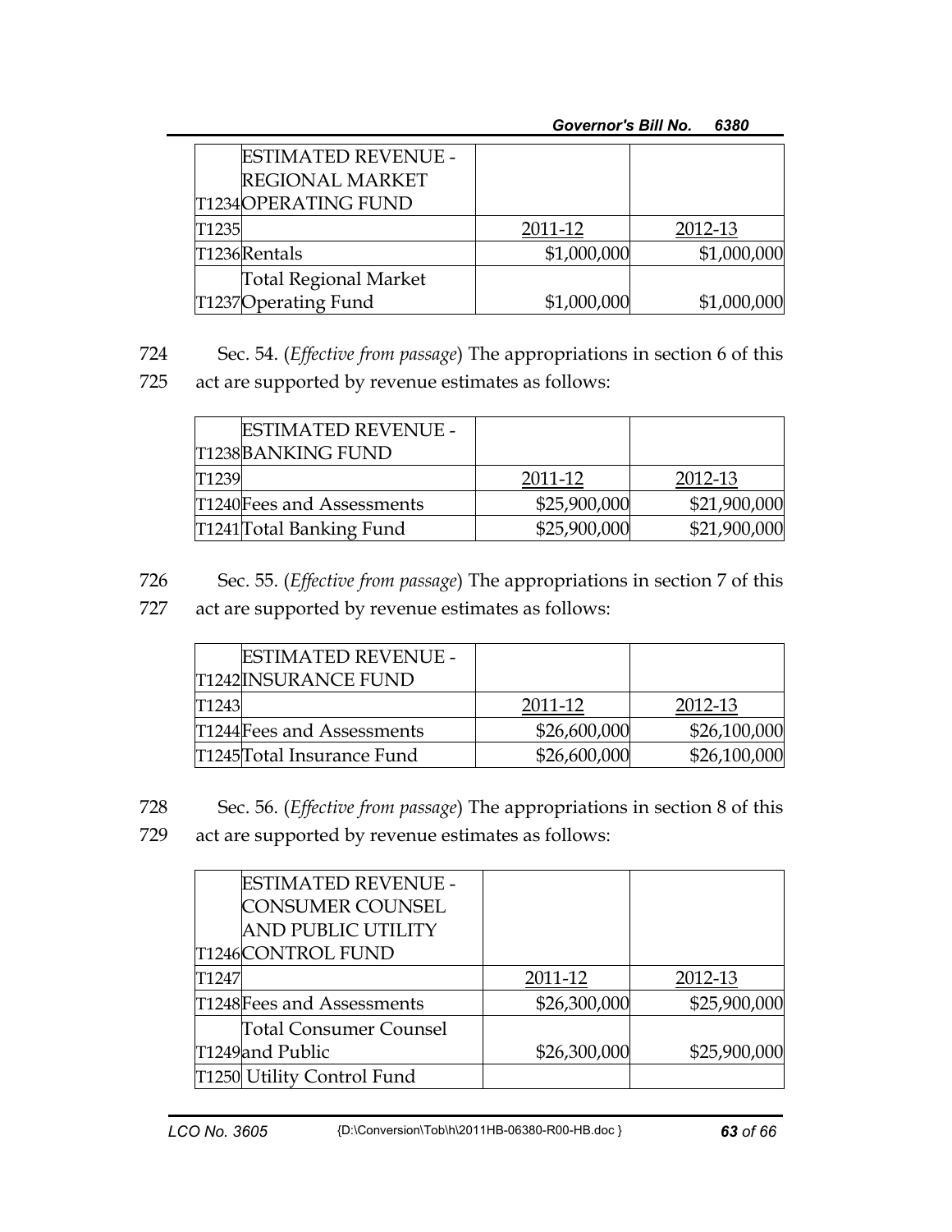| | ESTIMATED REVENUE - REGIONAL MARKET | | |
|---|---|---|---|
| T1234 | OPERATING FUND | | |
| T1235 | | 2011-12 | 2012-13 |
| T1236 | Rentals | $1,000,000 | $1,000,000 |
| T1237 | Total Regional Market Operating Fund | $1,000,000 | $1,000,000 |

724 Sec. 54. (*Effective from passage*) The appropriations in section 6 of this
725 act are supported by revenue estimates as follows:

| | ESTIMATED REVENUE - | | |
|---|---|---|---|
| T1238 | BANKING FUND | | |
| T1239 | | 2011-12 | 2012-13 |
| T1240 | Fees and Assessments | $25,900,000 | $21,900,000 |
| T1241 | Total Banking Fund | $25,900,000 | $21,900,000 |

726 Sec. 55. (*Effective from passage*) The appropriations in section 7 of this
727 act are supported by revenue estimates as follows:

| | ESTIMATED REVENUE - | | |
|---|---|---|---|
| T1242 | INSURANCE FUND | | |
| T1243 | | 2011-12 | 2012-13 |
| T1244 | Fees and Assessments | $26,600,000 | $26,100,000 |
| T1245 | Total Insurance Fund | $26,600,000 | $26,100,000 |

728 Sec. 56. (*Effective from passage*) The appropriations in section 8 of this
729 act are supported by revenue estimates as follows:

| | ESTIMATED REVENUE - CONSUMER COUNSEL AND PUBLIC UTILITY | | |
|---|---|---|---|
| T1246 | CONTROL FUND | | |
| T1247 | | 2011-12 | 2012-13 |
| T1248 | Fees and Assessments | $26,300,000 | $25,900,000 |
| T1249 | Total Consumer Counsel and Public | $26,300,000 | $25,900,000 |
| T1250 | Utility Control Fund | | |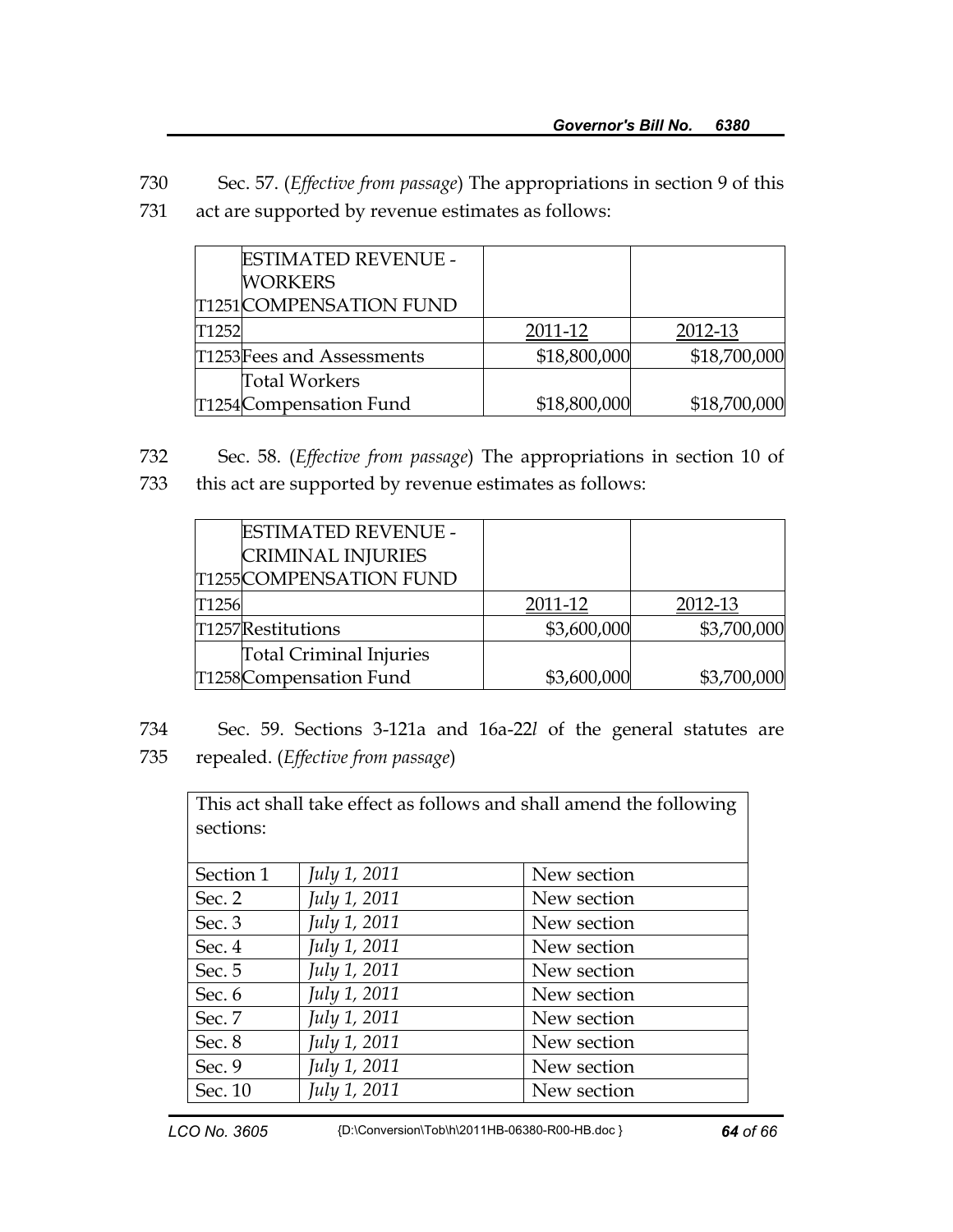730 Sec. 57. (*Effective from passage*) The appropriations in section 9 of this
731 act are supported by revenue estimates as follows:

| | ESTIMATED REVENUE - WORKERS COMPENSATION FUND | | |
|---|---|---|---|
| T1251 | | | |
| T1252 | | 2011-12 | 2012-13 |
| T1253 | Fees and Assessments | $18,800,000 | $18,700,000 |
| T1254 | Total Workers Compensation Fund | $18,800,000 | $18,700,000 |

732 Sec. 58. (*Effective from passage*) The appropriations in section 10 of
733 this act are supported by revenue estimates as follows:

| | ESTIMATED REVENUE - CRIMINAL INJURIES COMPENSATION FUND | | |
|---|---|---|---|
| T1255 | | | |
| T1256 | | 2011-12 | 2012-13 |
| T1257 | Restitutions | $3,600,000 | $3,700,000 |
| T1258 | Total Criminal Injuries Compensation Fund | $3,600,000 | $3,700,000 |

734 Sec. 59. Sections 3-121a and 16a-22*l* of the general statutes are
735 repealed. (*Effective from passage*)

| This act shall take effect as follows and shall amend the following sections: | | |
|---|---|---|
| Section 1 | *July 1, 2011* | New section |
| Sec. 2 | *July 1, 2011* | New section |
| Sec. 3 | *July 1, 2011* | New section |
| Sec. 4 | *July 1, 2011* | New section |
| Sec. 5 | *July 1, 2011* | New section |
| Sec. 6 | *July 1, 2011* | New section |
| Sec. 7 | *July 1, 2011* | New section |
| Sec. 8 | *July 1, 2011* | New section |
| Sec. 9 | *July 1, 2011* | New section |
| Sec. 10 | *July 1, 2011* | New section |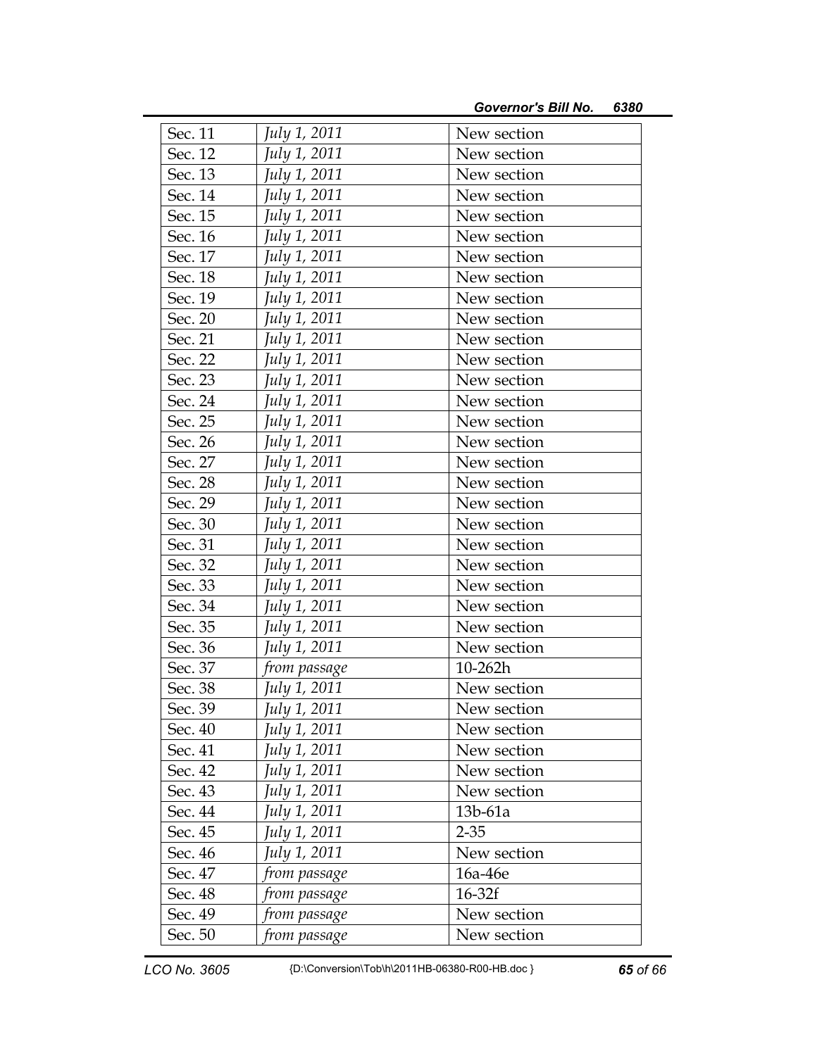| Sec. 11 | *July 1, 2011* | New section |
|---|---|---|
| Sec. 12 | *July 1, 2011* | New section |
| Sec. 13 | *July 1, 2011* | New section |
| Sec. 14 | *July 1, 2011* | New section |
| Sec. 15 | *July 1, 2011* | New section |
| Sec. 16 | *July 1, 2011* | New section |
| Sec. 17 | *July 1, 2011* | New section |
| Sec. 18 | *July 1, 2011* | New section |
| Sec. 19 | *July 1, 2011* | New section |
| Sec. 20 | *July 1, 2011* | New section |
| Sec. 21 | *July 1, 2011* | New section |
| Sec. 22 | *July 1, 2011* | New section |
| Sec. 23 | *July 1, 2011* | New section |
| Sec. 24 | *July 1, 2011* | New section |
| Sec. 25 | *July 1, 2011* | New section |
| Sec. 26 | *July 1, 2011* | New section |
| Sec. 27 | *July 1, 2011* | New section |
| Sec. 28 | *July 1, 2011* | New section |
| Sec. 29 | *July 1, 2011* | New section |
| Sec. 30 | *July 1, 2011* | New section |
| Sec. 31 | *July 1, 2011* | New section |
| Sec. 32 | *July 1, 2011* | New section |
| Sec. 33 | *July 1, 2011* | New section |
| Sec. 34 | *July 1, 2011* | New section |
| Sec. 35 | *July 1, 2011* | New section |
| Sec. 36 | *July 1, 2011* | New section |
| Sec. 37 | *from passage* | 10-262h |
| Sec. 38 | *July 1, 2011* | New section |
| Sec. 39 | *July 1, 2011* | New section |
| Sec. 40 | *July 1, 2011* | New section |
| Sec. 41 | *July 1, 2011* | New section |
| Sec. 42 | *July 1, 2011* | New section |
| Sec. 43 | *July 1, 2011* | New section |
| Sec. 44 | *July 1, 2011* | 13b-61a |
| Sec. 45 | *July 1, 2011* | 2-35 |
| Sec. 46 | *July 1, 2011* | New section |
| Sec. 47 | *from passage* | 16a-46e |
| Sec. 48 | *from passage* | 16-32f |
| Sec. 49 | *from passage* | New section |
| Sec. 50 | *from passage* | New section |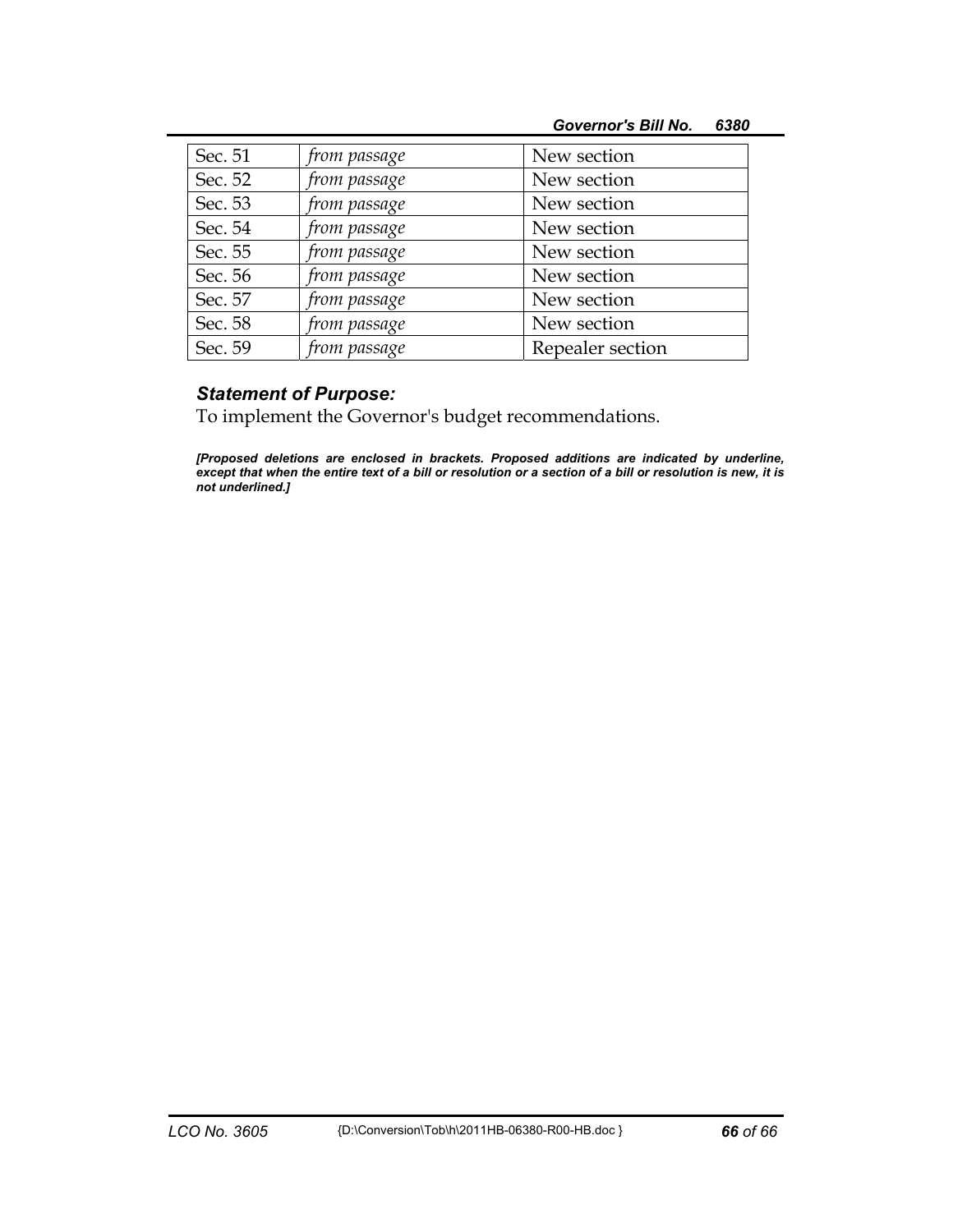| | | |
|---|---|---|
| Sec. 51 | *from passage* | New section |
| Sec. 52 | *from passage* | New section |
| Sec. 53 | *from passage* | New section |
| Sec. 54 | *from passage* | New section |
| Sec. 55 | *from passage* | New section |
| Sec. 56 | *from passage* | New section |
| Sec. 57 | *from passage* | New section |
| Sec. 58 | *from passage* | New section |
| Sec. 59 | *from passage* | Repealer section |

### *Statement of Purpose:*

To implement the Governor's budget recommendations.

***[Proposed deletions are enclosed in brackets. Proposed additions are indicated by underline, except that when the entire text of a bill or resolution or a section of a bill or resolution is new, it is not underlined.]***